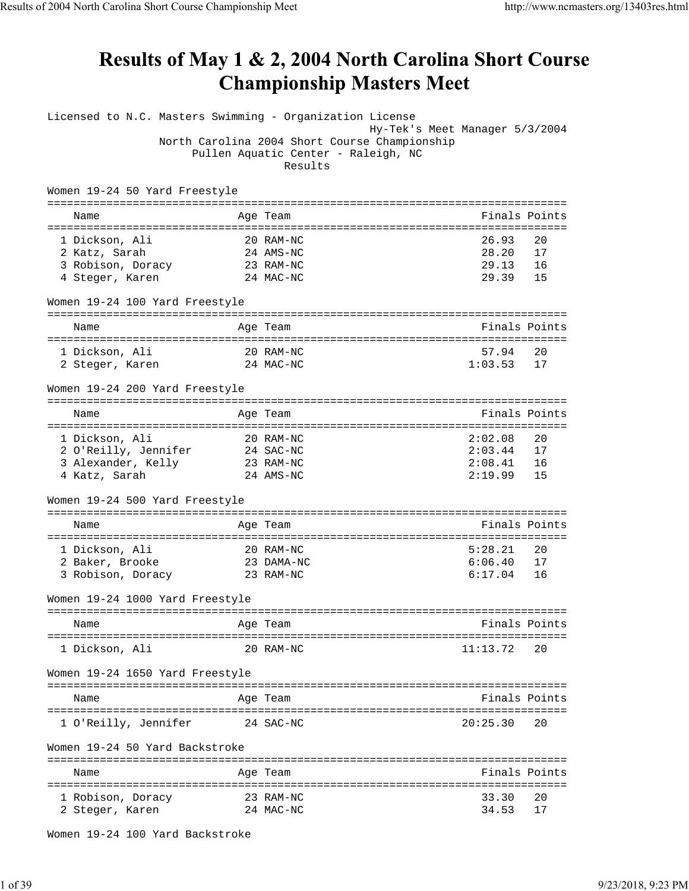# Results of May 1 & 2, 2004 North Carolina Short Course Championship Masters Meet

Licensed to N.C. Masters Swimming - Organization License
Hy-Tek's Meet Manager 5/3/2004
North Carolina 2004 Short Course Championship
Pullen Aquatic Center - Raleigh, NC
Results

### Women 19-24 50 Yard Freestyle

| | Name | Age | Team | Finals | Points |
|---|---|---|---|---|---|
| 1 | Dickson, Ali | 20 | RAM-NC | 26.93 | 20 |
| 2 | Katz, Sarah | 24 | AMS-NC | 28.20 | 17 |
| 3 | Robison, Doracy | 23 | RAM-NC | 29.13 | 16 |
| 4 | Steger, Karen | 24 | MAC-NC | 29.39 | 15 |

### Women 19-24 100 Yard Freestyle

| | Name | Age | Team | Finals | Points |
|---|---|---|---|---|---|
| 1 | Dickson, Ali | 20 | RAM-NC | 57.94 | 20 |
| 2 | Steger, Karen | 24 | MAC-NC | 1:03.53 | 17 |

### Women 19-24 200 Yard Freestyle

| | Name | Age | Team | Finals | Points |
|---|---|---|---|---|---|
| 1 | Dickson, Ali | 20 | RAM-NC | 2:02.08 | 20 |
| 2 | O'Reilly, Jennifer | 24 | SAC-NC | 2:03.44 | 17 |
| 3 | Alexander, Kelly | 23 | RAM-NC | 2:08.41 | 16 |
| 4 | Katz, Sarah | 24 | AMS-NC | 2:19.99 | 15 |

### Women 19-24 500 Yard Freestyle

| | Name | Age | Team | Finals | Points |
|---|---|---|---|---|---|
| 1 | Dickson, Ali | 20 | RAM-NC | 5:28.21 | 20 |
| 2 | Baker, Brooke | 23 | DAMA-NC | 6:06.40 | 17 |
| 3 | Robison, Doracy | 23 | RAM-NC | 6:17.04 | 16 |

### Women 19-24 1000 Yard Freestyle

| | Name | Age | Team | Finals | Points |
|---|---|---|---|---|---|
| 1 | Dickson, Ali | 20 | RAM-NC | 11:13.72 | 20 |

### Women 19-24 1650 Yard Freestyle

| | Name | Age | Team | Finals | Points |
|---|---|---|---|---|---|
| 1 | O'Reilly, Jennifer | 24 | SAC-NC | 20:25.30 | 20 |

### Women 19-24 50 Yard Backstroke

| | Name | Age | Team | Finals | Points |
|---|---|---|---|---|---|
| 1 | Robison, Doracy | 23 | RAM-NC | 33.30 | 20 |
| 2 | Steger, Karen | 24 | MAC-NC | 34.53 | 17 |

### Women 19-24 100 Yard Backstroke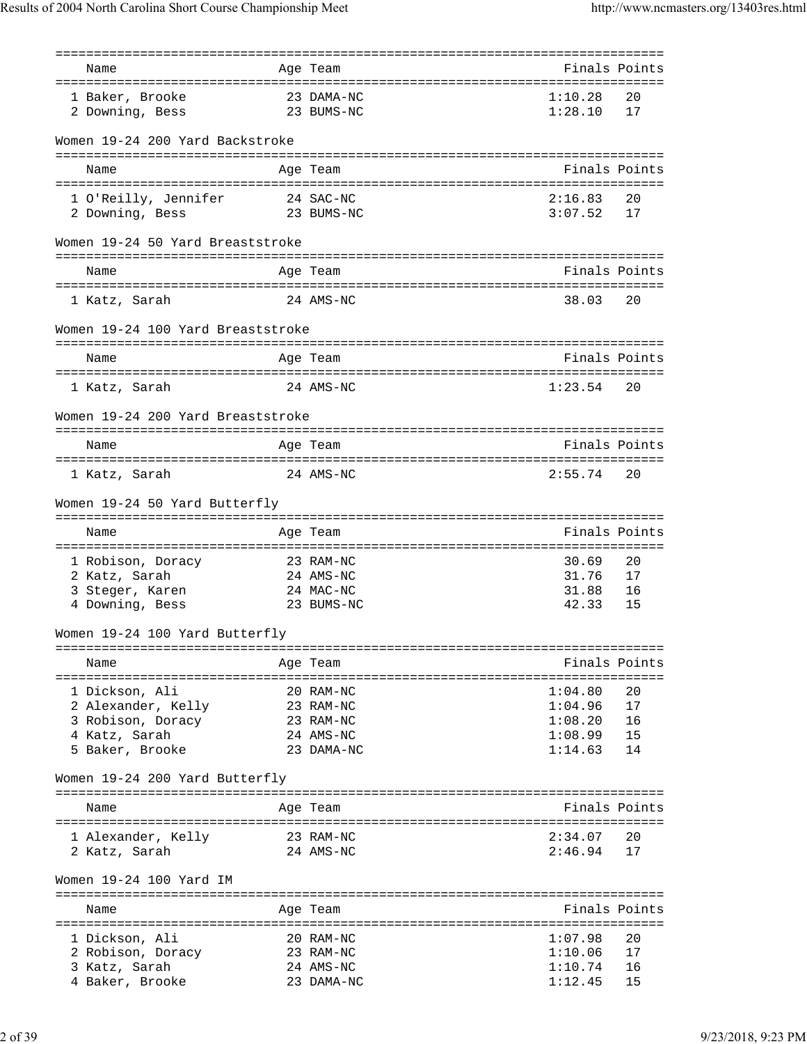| | Name | Age | Team | Finals | Points |
|---|---|---|---|---|---|
| 1 | Baker, Brooke | 23 | DAMA-NC | 1:10.28 | 20 |
| 2 | Downing, Bess | 23 | BUMS-NC | 1:28.10 | 17 |

Women 19-24 200 Yard Backstroke

| | Name | Age | Team | Finals | Points |
|---|---|---|---|---|---|
| 1 | O'Reilly, Jennifer | 24 | SAC-NC | 2:16.83 | 20 |
| 2 | Downing, Bess | 23 | BUMS-NC | 3:07.52 | 17 |

Women 19-24 50 Yard Breaststroke

| | Name | Age | Team | Finals | Points |
|---|---|---|---|---|---|
| 1 | Katz, Sarah | 24 | AMS-NC | 38.03 | 20 |

Women 19-24 100 Yard Breaststroke

| | Name | Age | Team | Finals | Points |
|---|---|---|---|---|---|
| 1 | Katz, Sarah | 24 | AMS-NC | 1:23.54 | 20 |

Women 19-24 200 Yard Breaststroke

| | Name | Age | Team | Finals | Points |
|---|---|---|---|---|---|
| 1 | Katz, Sarah | 24 | AMS-NC | 2:55.74 | 20 |

Women 19-24 50 Yard Butterfly

| | Name | Age | Team | Finals | Points |
|---|---|---|---|---|---|
| 1 | Robison, Doracy | 23 | RAM-NC | 30.69 | 20 |
| 2 | Katz, Sarah | 24 | AMS-NC | 31.76 | 17 |
| 3 | Steger, Karen | 24 | MAC-NC | 31.88 | 16 |
| 4 | Downing, Bess | 23 | BUMS-NC | 42.33 | 15 |

Women 19-24 100 Yard Butterfly

| | Name | Age | Team | Finals | Points |
|---|---|---|---|---|---|
| 1 | Dickson, Ali | 20 | RAM-NC | 1:04.80 | 20 |
| 2 | Alexander, Kelly | 23 | RAM-NC | 1:04.96 | 17 |
| 3 | Robison, Doracy | 23 | RAM-NC | 1:08.20 | 16 |
| 4 | Katz, Sarah | 24 | AMS-NC | 1:08.99 | 15 |
| 5 | Baker, Brooke | 23 | DAMA-NC | 1:14.63 | 14 |

Women 19-24 200 Yard Butterfly

| | Name | Age | Team | Finals | Points |
|---|---|---|---|---|---|
| 1 | Alexander, Kelly | 23 | RAM-NC | 2:34.07 | 20 |
| 2 | Katz, Sarah | 24 | AMS-NC | 2:46.94 | 17 |

Women 19-24 100 Yard IM

| | Name | Age | Team | Finals | Points |
|---|---|---|---|---|---|
| 1 | Dickson, Ali | 20 | RAM-NC | 1:07.98 | 20 |
| 2 | Robison, Doracy | 23 | RAM-NC | 1:10.06 | 17 |
| 3 | Katz, Sarah | 24 | AMS-NC | 1:10.74 | 16 |
| 4 | Baker, Brooke | 23 | DAMA-NC | 1:12.45 | 15 |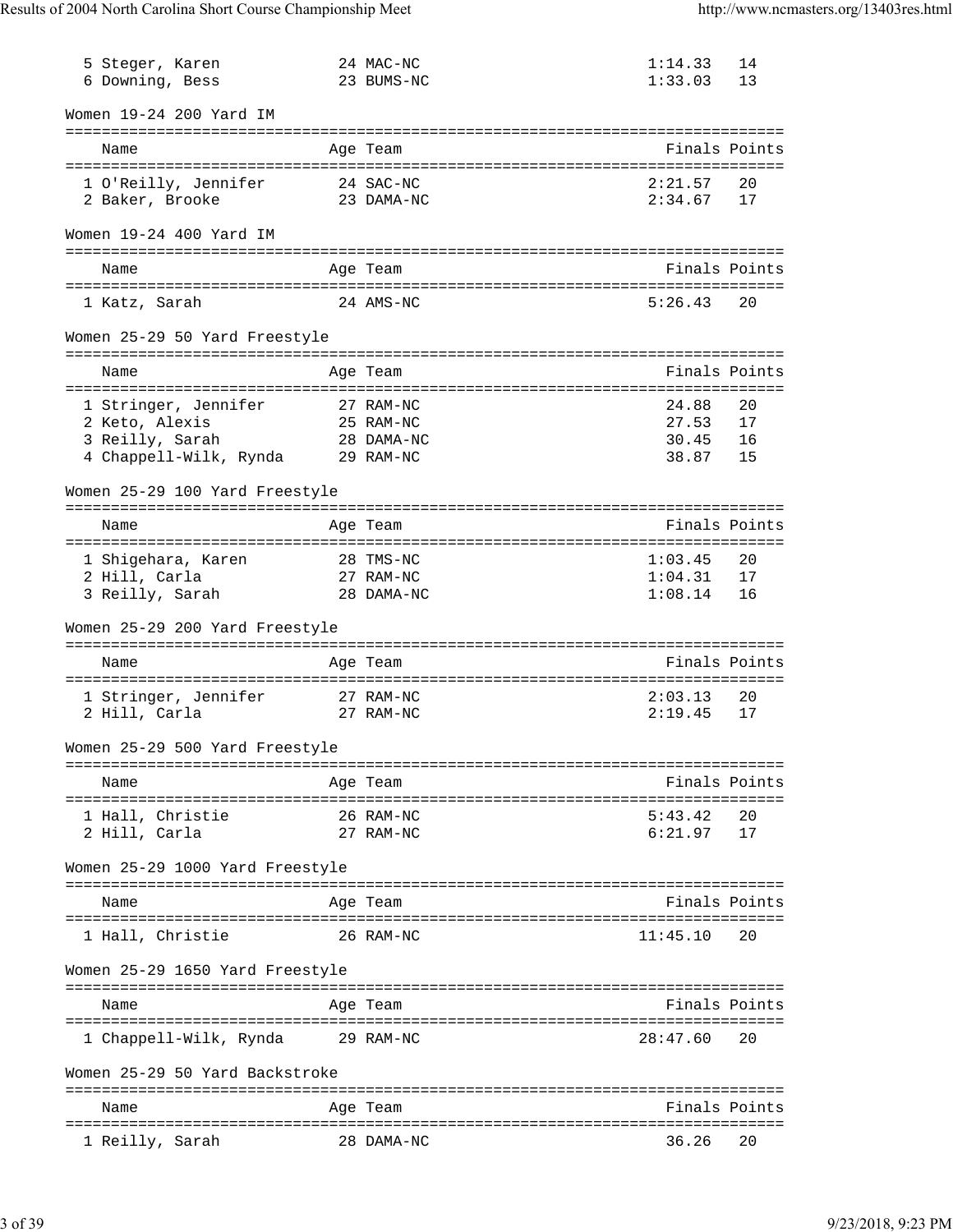| | Name | Age | Team | Finals | Points |
|---|---|---|---|---|---|
| 5 | Steger, Karen | 24 | MAC-NC | 1:14.33 | 14 |
| 6 | Downing, Bess | 23 | BUMS-NC | 1:33.03 | 13 |

### Women 19-24 200 Yard IM

| | Name | Age | Team | Finals | Points |
|---|---|---|---|---|---|
| 1 | O'Reilly, Jennifer | 24 | SAC-NC | 2:21.57 | 20 |
| 2 | Baker, Brooke | 23 | DAMA-NC | 2:34.67 | 17 |

### Women 19-24 400 Yard IM

| | Name | Age | Team | Finals | Points |
|---|---|---|---|---|---|
| 1 | Katz, Sarah | 24 | AMS-NC | 5:26.43 | 20 |

### Women 25-29 50 Yard Freestyle

| | Name | Age | Team | Finals | Points |
|---|---|---|---|---|---|
| 1 | Stringer, Jennifer | 27 | RAM-NC | 24.88 | 20 |
| 2 | Keto, Alexis | 25 | RAM-NC | 27.53 | 17 |
| 3 | Reilly, Sarah | 28 | DAMA-NC | 30.45 | 16 |
| 4 | Chappell-Wilk, Rynda | 29 | RAM-NC | 38.87 | 15 |

### Women 25-29 100 Yard Freestyle

| | Name | Age | Team | Finals | Points |
|---|---|---|---|---|---|
| 1 | Shigehara, Karen | 28 | TMS-NC | 1:03.45 | 20 |
| 2 | Hill, Carla | 27 | RAM-NC | 1:04.31 | 17 |
| 3 | Reilly, Sarah | 28 | DAMA-NC | 1:08.14 | 16 |

### Women 25-29 200 Yard Freestyle

| | Name | Age | Team | Finals | Points |
|---|---|---|---|---|---|
| 1 | Stringer, Jennifer | 27 | RAM-NC | 2:03.13 | 20 |
| 2 | Hill, Carla | 27 | RAM-NC | 2:19.45 | 17 |

### Women 25-29 500 Yard Freestyle

| | Name | Age | Team | Finals | Points |
|---|---|---|---|---|---|
| 1 | Hall, Christie | 26 | RAM-NC | 5:43.42 | 20 |
| 2 | Hill, Carla | 27 | RAM-NC | 6:21.97 | 17 |

### Women 25-29 1000 Yard Freestyle

| | Name | Age | Team | Finals | Points |
|---|---|---|---|---|---|
| 1 | Hall, Christie | 26 | RAM-NC | 11:45.10 | 20 |

### Women 25-29 1650 Yard Freestyle

| | Name | Age | Team | Finals | Points |
|---|---|---|---|---|---|
| 1 | Chappell-Wilk, Rynda | 29 | RAM-NC | 28:47.60 | 20 |

### Women 25-29 50 Yard Backstroke

| | Name | Age | Team | Finals | Points |
|---|---|---|---|---|---|
| 1 | Reilly, Sarah | 28 | DAMA-NC | 36.26 | 20 |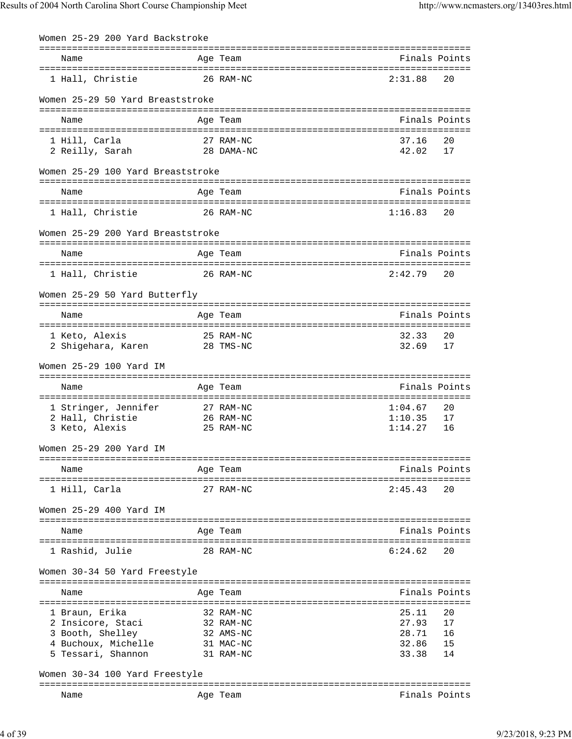## Women 25-29 200 Yard Backstroke

| | Name | Age | Team | Finals | Points |
|---|---|---|---|---|---|
| 1 | Hall, Christie | 26 | RAM-NC | 2:31.88 | 20 |

## Women 25-29 50 Yard Breaststroke

| | Name | Age | Team | Finals | Points |
|---|---|---|---|---|---|
| 1 | Hill, Carla | 27 | RAM-NC | 37.16 | 20 |
| 2 | Reilly, Sarah | 28 | DAMA-NC | 42.02 | 17 |

## Women 25-29 100 Yard Breaststroke

| | Name | Age | Team | Finals | Points |
|---|---|---|---|---|---|
| 1 | Hall, Christie | 26 | RAM-NC | 1:16.83 | 20 |

## Women 25-29 200 Yard Breaststroke

| | Name | Age | Team | Finals | Points |
|---|---|---|---|---|---|
| 1 | Hall, Christie | 26 | RAM-NC | 2:42.79 | 20 |

## Women 25-29 50 Yard Butterfly

| | Name | Age | Team | Finals | Points |
|---|---|---|---|---|---|
| 1 | Keto, Alexis | 25 | RAM-NC | 32.33 | 20 |
| 2 | Shigehara, Karen | 28 | TMS-NC | 32.69 | 17 |

## Women 25-29 100 Yard IM

| | Name | Age | Team | Finals | Points |
|---|---|---|---|---|---|
| 1 | Stringer, Jennifer | 27 | RAM-NC | 1:04.67 | 20 |
| 2 | Hall, Christie | 26 | RAM-NC | 1:10.35 | 17 |
| 3 | Keto, Alexis | 25 | RAM-NC | 1:14.27 | 16 |

## Women 25-29 200 Yard IM

| | Name | Age | Team | Finals | Points |
|---|---|---|---|---|---|
| 1 | Hill, Carla | 27 | RAM-NC | 2:45.43 | 20 |

## Women 25-29 400 Yard IM

| | Name | Age | Team | Finals | Points |
|---|---|---|---|---|---|
| 1 | Rashid, Julie | 28 | RAM-NC | 6:24.62 | 20 |

## Women 30-34 50 Yard Freestyle

| | Name | Age | Team | Finals | Points |
|---|---|---|---|---|---|
| 1 | Braun, Erika | 32 | RAM-NC | 25.11 | 20 |
| 2 | Insicore, Staci | 32 | RAM-NC | 27.93 | 17 |
| 3 | Booth, Shelley | 32 | AMS-NC | 28.71 | 16 |
| 4 | Buchoux, Michelle | 31 | MAC-NC | 32.86 | 15 |
| 5 | Tessari, Shannon | 31 | RAM-NC | 33.38 | 14 |

## Women 30-34 100 Yard Freestyle

| | Name | Age | Team | Finals | Points |
|---|---|---|---|---|---|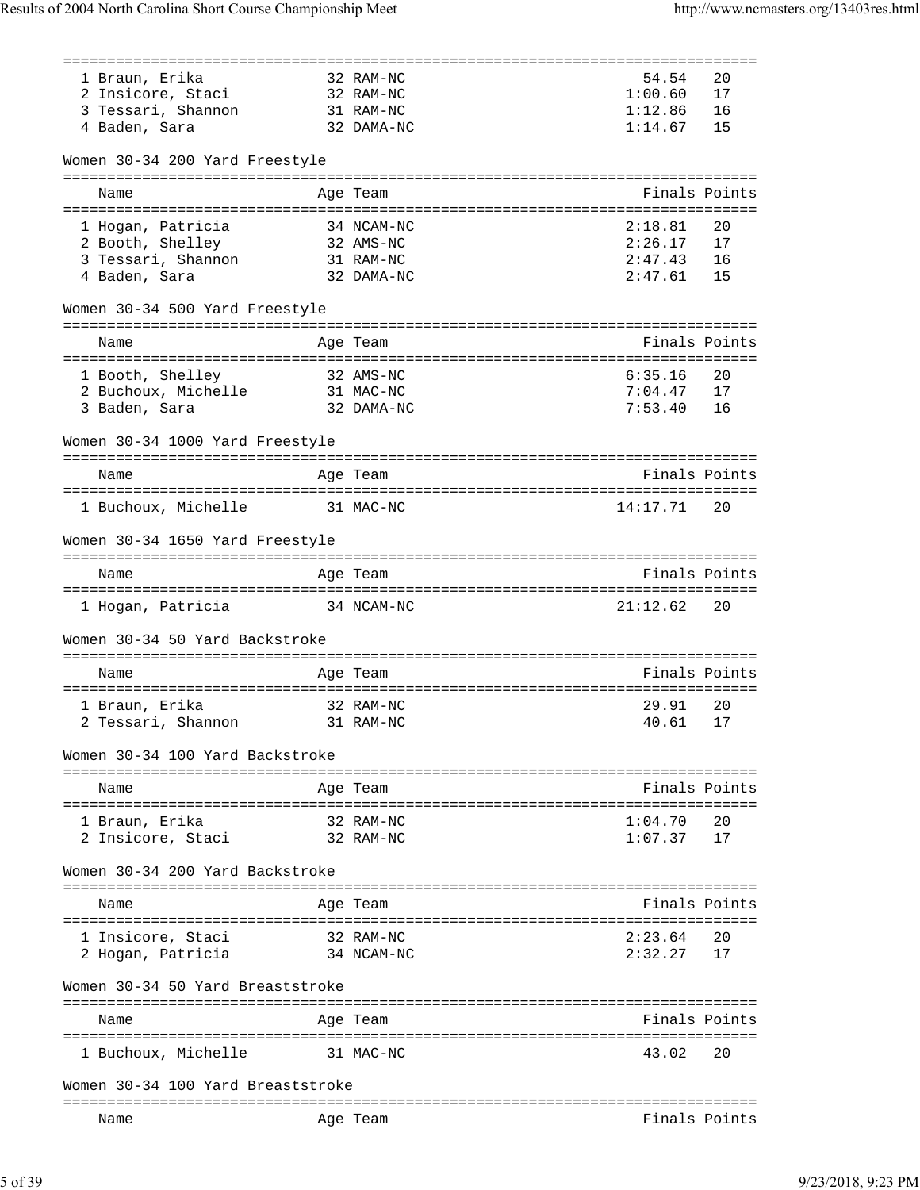| Name | Age | Team | Finals | Points |
|---|---|---|---|---|
| 1 Braun, Erika | 32 | RAM-NC | 54.54 | 20 |
| 2 Insicore, Staci | 32 | RAM-NC | 1:00.60 | 17 |
| 3 Tessari, Shannon | 31 | RAM-NC | 1:12.86 | 16 |
| 4 Baden, Sara | 32 | DAMA-NC | 1:14.67 | 15 |

Women 30-34 200 Yard Freestyle

| Name | Age | Team | Finals | Points |
|---|---|---|---|---|
| 1 Hogan, Patricia | 34 | NCAM-NC | 2:18.81 | 20 |
| 2 Booth, Shelley | 32 | AMS-NC | 2:26.17 | 17 |
| 3 Tessari, Shannon | 31 | RAM-NC | 2:47.43 | 16 |
| 4 Baden, Sara | 32 | DAMA-NC | 2:47.61 | 15 |

Women 30-34 500 Yard Freestyle

| Name | Age | Team | Finals | Points |
|---|---|---|---|---|
| 1 Booth, Shelley | 32 | AMS-NC | 6:35.16 | 20 |
| 2 Buchoux, Michelle | 31 | MAC-NC | 7:04.47 | 17 |
| 3 Baden, Sara | 32 | DAMA-NC | 7:53.40 | 16 |

Women 30-34 1000 Yard Freestyle

| Name | Age | Team | Finals | Points |
|---|---|---|---|---|
| 1 Buchoux, Michelle | 31 | MAC-NC | 14:17.71 | 20 |

Women 30-34 1650 Yard Freestyle

| Name | Age | Team | Finals | Points |
|---|---|---|---|---|
| 1 Hogan, Patricia | 34 | NCAM-NC | 21:12.62 | 20 |

Women 30-34 50 Yard Backstroke

| Name | Age | Team | Finals | Points |
|---|---|---|---|---|
| 1 Braun, Erika | 32 | RAM-NC | 29.91 | 20 |
| 2 Tessari, Shannon | 31 | RAM-NC | 40.61 | 17 |

Women 30-34 100 Yard Backstroke

| Name | Age | Team | Finals | Points |
|---|---|---|---|---|
| 1 Braun, Erika | 32 | RAM-NC | 1:04.70 | 20 |
| 2 Insicore, Staci | 32 | RAM-NC | 1:07.37 | 17 |

Women 30-34 200 Yard Backstroke

| Name | Age | Team | Finals | Points |
|---|---|---|---|---|
| 1 Insicore, Staci | 32 | RAM-NC | 2:23.64 | 20 |
| 2 Hogan, Patricia | 34 | NCAM-NC | 2:32.27 | 17 |

Women 30-34 50 Yard Breaststroke

| Name | Age | Team | Finals | Points |
|---|---|---|---|---|
| 1 Buchoux, Michelle | 31 | MAC-NC | 43.02 | 20 |

Women 30-34 100 Yard Breaststroke

| Name | Age | Team | Finals | Points |
|---|---|---|---|---|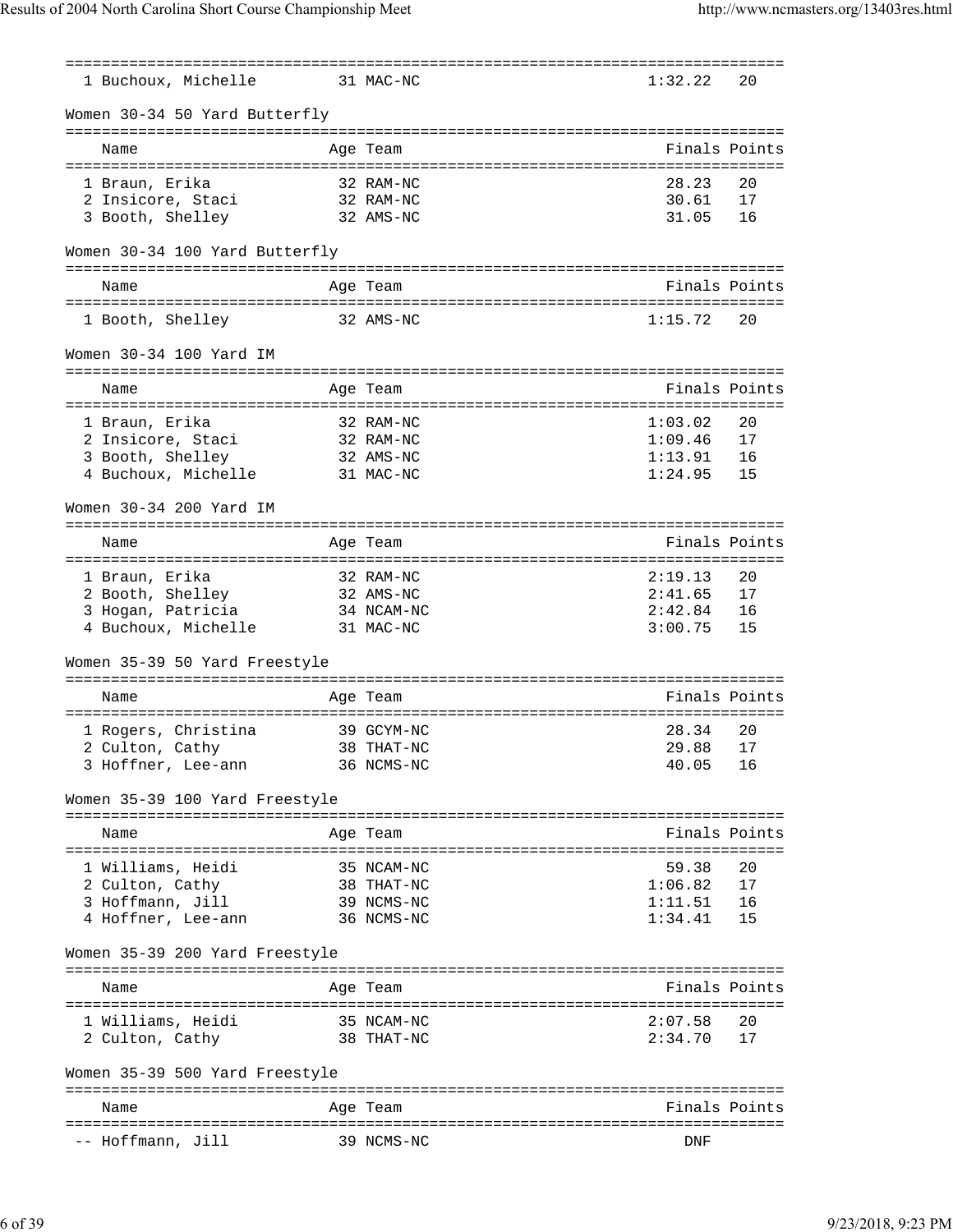| | Name | Age | Team | Finals | Points |
|---|---|---|---|---|---|
| 1 | Buchoux, Michelle | 31 | MAC-NC | 1:32.22 | 20 |

## Women 30-34 50 Yard Butterfly

| | Name | Age | Team | Finals | Points |
|---|---|---|---|---|---|
| 1 | Braun, Erika | 32 | RAM-NC | 28.23 | 20 |
| 2 | Insicore, Staci | 32 | RAM-NC | 30.61 | 17 |
| 3 | Booth, Shelley | 32 | AMS-NC | 31.05 | 16 |

## Women 30-34 100 Yard Butterfly

| | Name | Age | Team | Finals | Points |
|---|---|---|---|---|---|
| 1 | Booth, Shelley | 32 | AMS-NC | 1:15.72 | 20 |

## Women 30-34 100 Yard IM

| | Name | Age | Team | Finals | Points |
|---|---|---|---|---|---|
| 1 | Braun, Erika | 32 | RAM-NC | 1:03.02 | 20 |
| 2 | Insicore, Staci | 32 | RAM-NC | 1:09.46 | 17 |
| 3 | Booth, Shelley | 32 | AMS-NC | 1:13.91 | 16 |
| 4 | Buchoux, Michelle | 31 | MAC-NC | 1:24.95 | 15 |

## Women 30-34 200 Yard IM

| | Name | Age | Team | Finals | Points |
|---|---|---|---|---|---|
| 1 | Braun, Erika | 32 | RAM-NC | 2:19.13 | 20 |
| 2 | Booth, Shelley | 32 | AMS-NC | 2:41.65 | 17 |
| 3 | Hogan, Patricia | 34 | NCAM-NC | 2:42.84 | 16 |
| 4 | Buchoux, Michelle | 31 | MAC-NC | 3:00.75 | 15 |

## Women 35-39 50 Yard Freestyle

| | Name | Age | Team | Finals | Points |
|---|---|---|---|---|---|
| 1 | Rogers, Christina | 39 | GCYM-NC | 28.34 | 20 |
| 2 | Culton, Cathy | 38 | THAT-NC | 29.88 | 17 |
| 3 | Hoffner, Lee-ann | 36 | NCMS-NC | 40.05 | 16 |

## Women 35-39 100 Yard Freestyle

| | Name | Age | Team | Finals | Points |
|---|---|---|---|---|---|
| 1 | Williams, Heidi | 35 | NCAM-NC | 59.38 | 20 |
| 2 | Culton, Cathy | 38 | THAT-NC | 1:06.82 | 17 |
| 3 | Hoffmann, Jill | 39 | NCMS-NC | 1:11.51 | 16 |
| 4 | Hoffner, Lee-ann | 36 | NCMS-NC | 1:34.41 | 15 |

## Women 35-39 200 Yard Freestyle

| | Name | Age | Team | Finals | Points |
|---|---|---|---|---|---|
| 1 | Williams, Heidi | 35 | NCAM-NC | 2:07.58 | 20 |
| 2 | Culton, Cathy | 38 | THAT-NC | 2:34.70 | 17 |

## Women 35-39 500 Yard Freestyle

| | Name | Age | Team | Finals | Points |
|---|---|---|---|---|---|
| -- | Hoffmann, Jill | 39 | NCMS-NC | DNF | |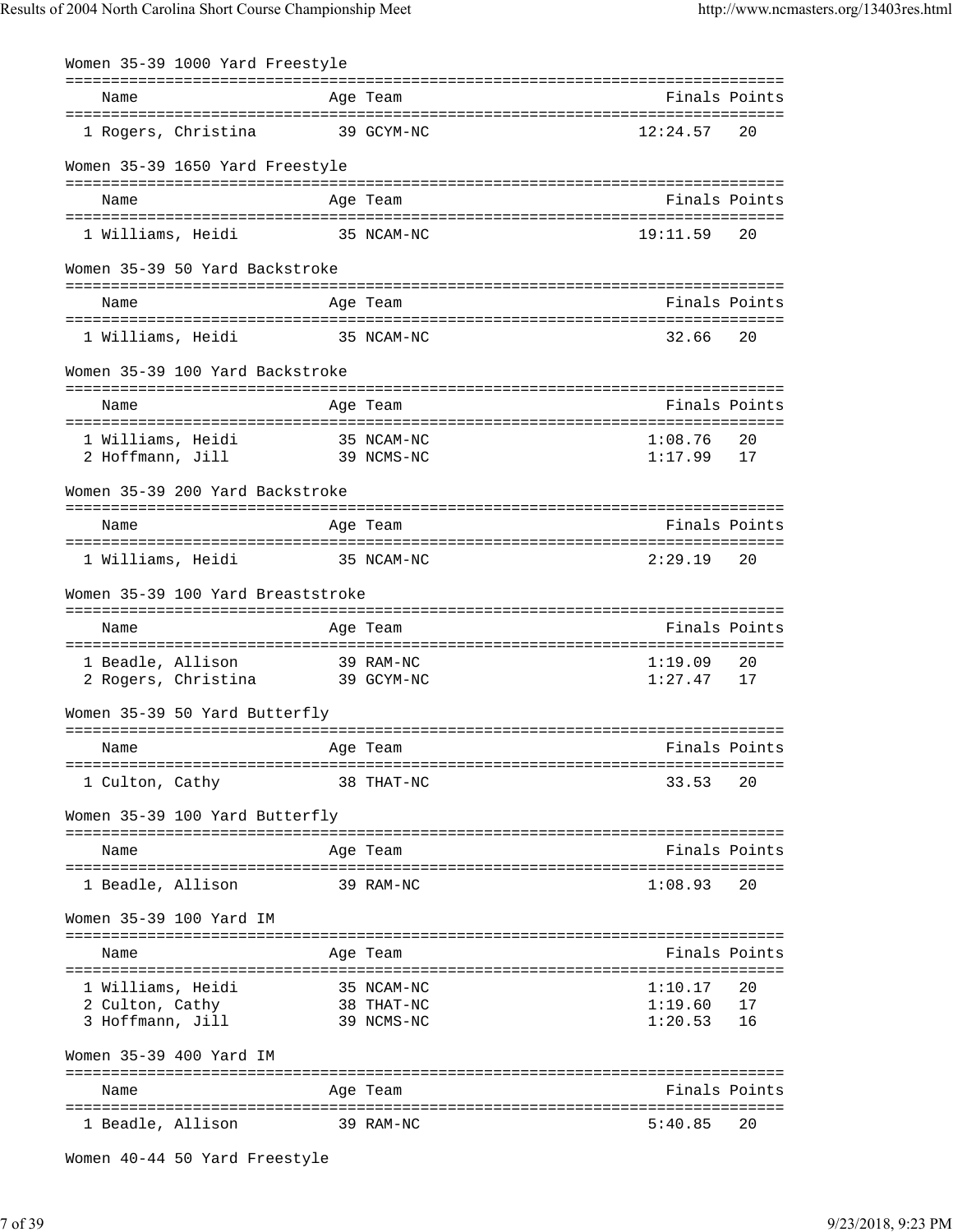### Women 35-39 1000 Yard Freestyle

| Name | Age | Team | Finals | Points |
|---|---|---|---|---|
| 1 Rogers, Christina | 39 | GCYM-NC | 12:24.57 | 20 |

### Women 35-39 1650 Yard Freestyle

| Name | Age | Team | Finals | Points |
|---|---|---|---|---|
| 1 Williams, Heidi | 35 | NCAM-NC | 19:11.59 | 20 |

### Women 35-39 50 Yard Backstroke

| Name | Age | Team | Finals | Points |
|---|---|---|---|---|
| 1 Williams, Heidi | 35 | NCAM-NC | 32.66 | 20 |

### Women 35-39 100 Yard Backstroke

| Name | Age | Team | Finals | Points |
|---|---|---|---|---|
| 1 Williams, Heidi | 35 | NCAM-NC | 1:08.76 | 20 |
| 2 Hoffmann, Jill | 39 | NCMS-NC | 1:17.99 | 17 |

### Women 35-39 200 Yard Backstroke

| Name | Age | Team | Finals | Points |
|---|---|---|---|---|
| 1 Williams, Heidi | 35 | NCAM-NC | 2:29.19 | 20 |

### Women 35-39 100 Yard Breaststroke

| Name | Age | Team | Finals | Points |
|---|---|---|---|---|
| 1 Beadle, Allison | 39 | RAM-NC | 1:19.09 | 20 |
| 2 Rogers, Christina | 39 | GCYM-NC | 1:27.47 | 17 |

### Women 35-39 50 Yard Butterfly

| Name | Age | Team | Finals | Points |
|---|---|---|---|---|
| 1 Culton, Cathy | 38 | THAT-NC | 33.53 | 20 |

### Women 35-39 100 Yard Butterfly

| Name | Age | Team | Finals | Points |
|---|---|---|---|---|
| 1 Beadle, Allison | 39 | RAM-NC | 1:08.93 | 20 |

### Women 35-39 100 Yard IM

| Name | Age | Team | Finals | Points |
|---|---|---|---|---|
| 1 Williams, Heidi | 35 | NCAM-NC | 1:10.17 | 20 |
| 2 Culton, Cathy | 38 | THAT-NC | 1:19.60 | 17 |
| 3 Hoffmann, Jill | 39 | NCMS-NC | 1:20.53 | 16 |

### Women 35-39 400 Yard IM

| Name | Age | Team | Finals | Points |
|---|---|---|---|---|
| 1 Beadle, Allison | 39 | RAM-NC | 5:40.85 | 20 |

### Women 40-44 50 Yard Freestyle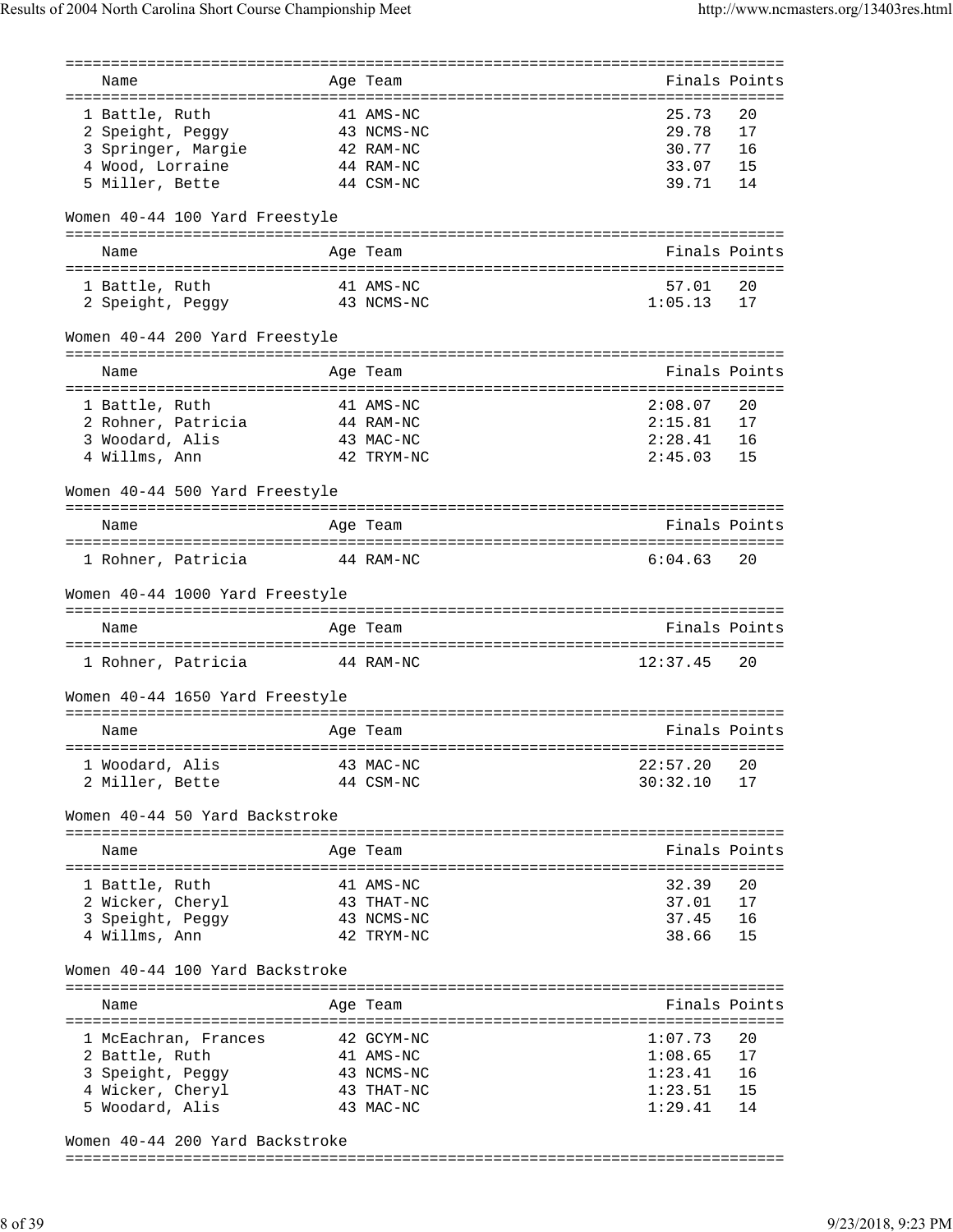| Name | Age | Team | Finals | Points |
|---|---|---|---|---|
| 1 Battle, Ruth | 41 | AMS-NC | 25.73 | 20 |
| 2 Speight, Peggy | 43 | NCMS-NC | 29.78 | 17 |
| 3 Springer, Margie | 42 | RAM-NC | 30.77 | 16 |
| 4 Wood, Lorraine | 44 | RAM-NC | 33.07 | 15 |
| 5 Miller, Bette | 44 | CSM-NC | 39.71 | 14 |

## Women 40-44 100 Yard Freestyle

| Name | Age | Team | Finals | Points |
|---|---|---|---|---|
| 1 Battle, Ruth | 41 | AMS-NC | 57.01 | 20 |
| 2 Speight, Peggy | 43 | NCMS-NC | 1:05.13 | 17 |

## Women 40-44 200 Yard Freestyle

| Name | Age | Team | Finals | Points |
|---|---|---|---|---|
| 1 Battle, Ruth | 41 | AMS-NC | 2:08.07 | 20 |
| 2 Rohner, Patricia | 44 | RAM-NC | 2:15.81 | 17 |
| 3 Woodard, Alis | 43 | MAC-NC | 2:28.41 | 16 |
| 4 Willms, Ann | 42 | TRYM-NC | 2:45.03 | 15 |

## Women 40-44 500 Yard Freestyle

| Name | Age | Team | Finals | Points |
|---|---|---|---|---|
| 1 Rohner, Patricia | 44 | RAM-NC | 6:04.63 | 20 |

## Women 40-44 1000 Yard Freestyle

| Name | Age | Team | Finals | Points |
|---|---|---|---|---|
| 1 Rohner, Patricia | 44 | RAM-NC | 12:37.45 | 20 |

## Women 40-44 1650 Yard Freestyle

| Name | Age | Team | Finals | Points |
|---|---|---|---|---|
| 1 Woodard, Alis | 43 | MAC-NC | 22:57.20 | 20 |
| 2 Miller, Bette | 44 | CSM-NC | 30:32.10 | 17 |

## Women 40-44 50 Yard Backstroke

| Name | Age | Team | Finals | Points |
|---|---|---|---|---|
| 1 Battle, Ruth | 41 | AMS-NC | 32.39 | 20 |
| 2 Wicker, Cheryl | 43 | THAT-NC | 37.01 | 17 |
| 3 Speight, Peggy | 43 | NCMS-NC | 37.45 | 16 |
| 4 Willms, Ann | 42 | TRYM-NC | 38.66 | 15 |

## Women 40-44 100 Yard Backstroke

| Name | Age | Team | Finals | Points |
|---|---|---|---|---|
| 1 McEachran, Frances | 42 | GCYM-NC | 1:07.73 | 20 |
| 2 Battle, Ruth | 41 | AMS-NC | 1:08.65 | 17 |
| 3 Speight, Peggy | 43 | NCMS-NC | 1:23.41 | 16 |
| 4 Wicker, Cheryl | 43 | THAT-NC | 1:23.51 | 15 |
| 5 Woodard, Alis | 43 | MAC-NC | 1:29.41 | 14 |

## Women 40-44 200 Yard Backstroke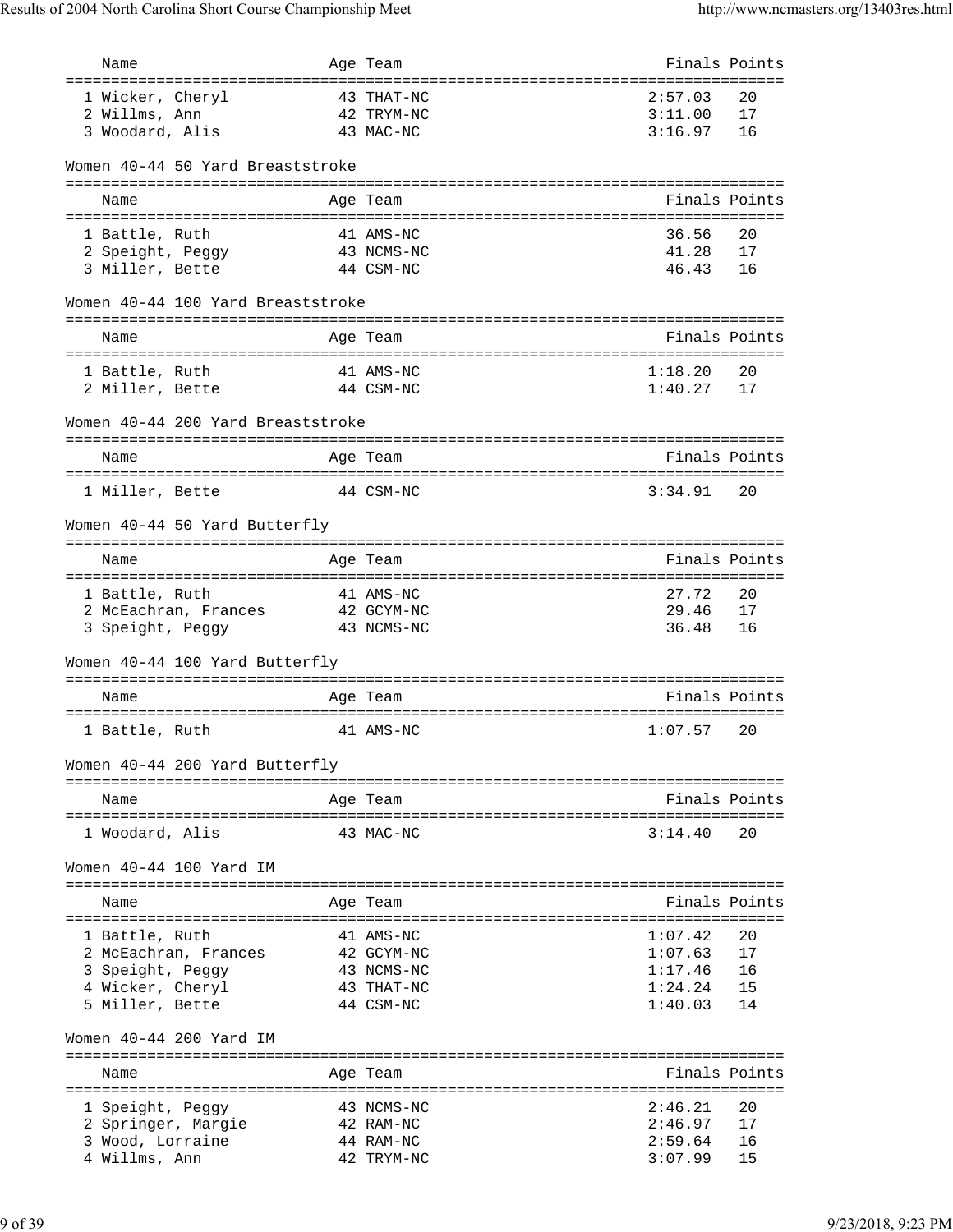| Name | Age | Team | Finals | Points |
|---|---|---|---|---|
| 1 Wicker, Cheryl | 43 | THAT-NC | 2:57.03 | 20 |
| 2 Willms, Ann | 42 | TRYM-NC | 3:11.00 | 17 |
| 3 Woodard, Alis | 43 | MAC-NC | 3:16.97 | 16 |

### Women 40-44 50 Yard Breaststroke

| Name | Age | Team | Finals | Points |
|---|---|---|---|---|
| 1 Battle, Ruth | 41 | AMS-NC | 36.56 | 20 |
| 2 Speight, Peggy | 43 | NCMS-NC | 41.28 | 17 |
| 3 Miller, Bette | 44 | CSM-NC | 46.43 | 16 |

### Women 40-44 100 Yard Breaststroke

| Name | Age | Team | Finals | Points |
|---|---|---|---|---|
| 1 Battle, Ruth | 41 | AMS-NC | 1:18.20 | 20 |
| 2 Miller, Bette | 44 | CSM-NC | 1:40.27 | 17 |

### Women 40-44 200 Yard Breaststroke

| Name | Age | Team | Finals | Points |
|---|---|---|---|---|
| 1 Miller, Bette | 44 | CSM-NC | 3:34.91 | 20 |

### Women 40-44 50 Yard Butterfly

| Name | Age | Team | Finals | Points |
|---|---|---|---|---|
| 1 Battle, Ruth | 41 | AMS-NC | 27.72 | 20 |
| 2 McEachran, Frances | 42 | GCYM-NC | 29.46 | 17 |
| 3 Speight, Peggy | 43 | NCMS-NC | 36.48 | 16 |

### Women 40-44 100 Yard Butterfly

| Name | Age | Team | Finals | Points |
|---|---|---|---|---|
| 1 Battle, Ruth | 41 | AMS-NC | 1:07.57 | 20 |

### Women 40-44 200 Yard Butterfly

| Name | Age | Team | Finals | Points |
|---|---|---|---|---|
| 1 Woodard, Alis | 43 | MAC-NC | 3:14.40 | 20 |

### Women 40-44 100 Yard IM

| Name | Age | Team | Finals | Points |
|---|---|---|---|---|
| 1 Battle, Ruth | 41 | AMS-NC | 1:07.42 | 20 |
| 2 McEachran, Frances | 42 | GCYM-NC | 1:07.63 | 17 |
| 3 Speight, Peggy | 43 | NCMS-NC | 1:17.46 | 16 |
| 4 Wicker, Cheryl | 43 | THAT-NC | 1:24.24 | 15 |
| 5 Miller, Bette | 44 | CSM-NC | 1:40.03 | 14 |

### Women 40-44 200 Yard IM

| Name | Age | Team | Finals | Points |
|---|---|---|---|---|
| 1 Speight, Peggy | 43 | NCMS-NC | 2:46.21 | 20 |
| 2 Springer, Margie | 42 | RAM-NC | 2:46.97 | 17 |
| 3 Wood, Lorraine | 44 | RAM-NC | 2:59.64 | 16 |
| 4 Willms, Ann | 42 | TRYM-NC | 3:07.99 | 15 |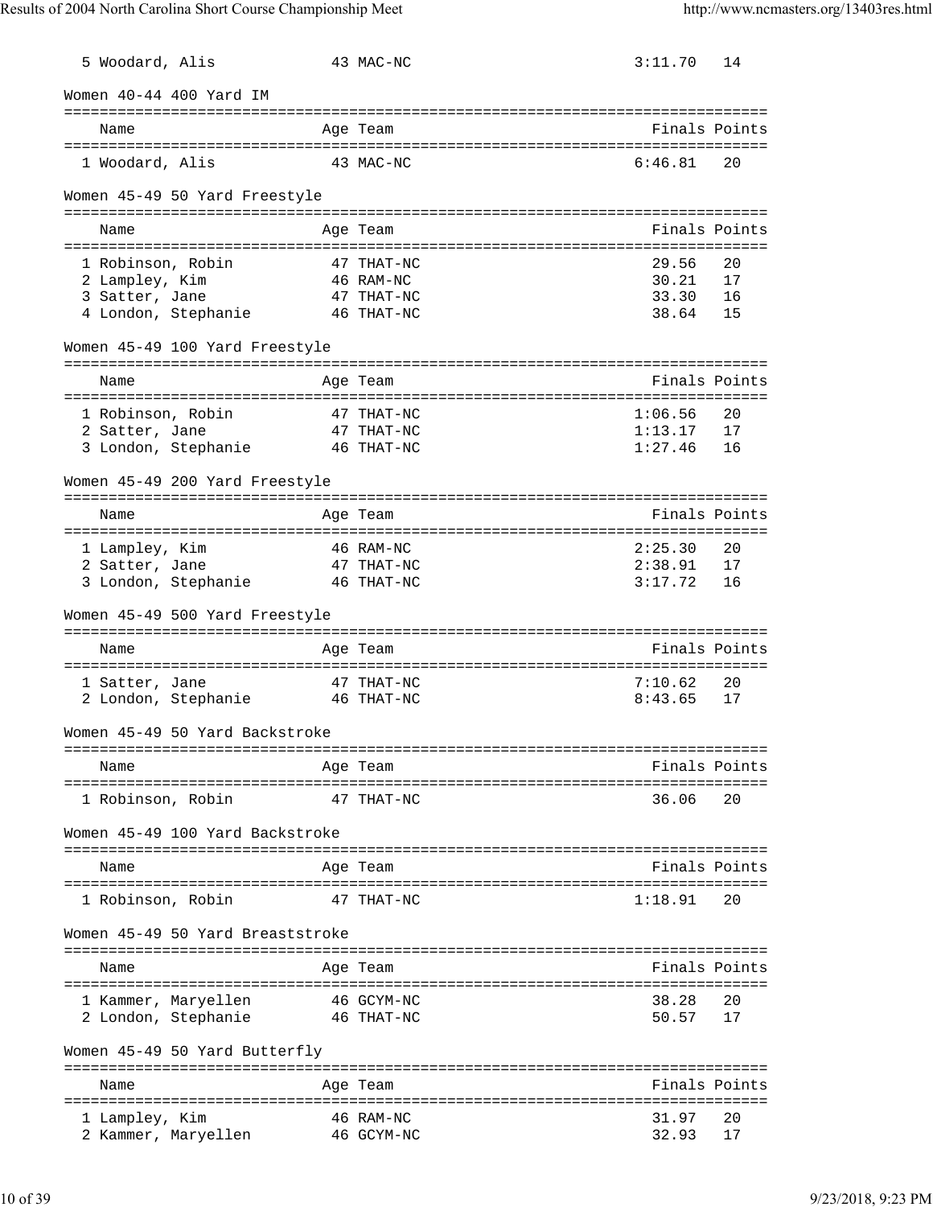| | Name | Age | Team | Finals | Points |
|---|---|---|---|---|---|
| 5 | Woodard, Alis | 43 | MAC-NC | 3:11.70 | 14 |

### Women 40-44 400 Yard IM

| | Name | Age | Team | Finals | Points |
|---|---|---|---|---|---|
| 1 | Woodard, Alis | 43 | MAC-NC | 6:46.81 | 20 |

### Women 45-49 50 Yard Freestyle

| | Name | Age | Team | Finals | Points |
|---|---|---|---|---|---|
| 1 | Robinson, Robin | 47 | THAT-NC | 29.56 | 20 |
| 2 | Lampley, Kim | 46 | RAM-NC | 30.21 | 17 |
| 3 | Satter, Jane | 47 | THAT-NC | 33.30 | 16 |
| 4 | London, Stephanie | 46 | THAT-NC | 38.64 | 15 |

### Women 45-49 100 Yard Freestyle

| | Name | Age | Team | Finals | Points |
|---|---|---|---|---|---|
| 1 | Robinson, Robin | 47 | THAT-NC | 1:06.56 | 20 |
| 2 | Satter, Jane | 47 | THAT-NC | 1:13.17 | 17 |
| 3 | London, Stephanie | 46 | THAT-NC | 1:27.46 | 16 |

### Women 45-49 200 Yard Freestyle

| | Name | Age | Team | Finals | Points |
|---|---|---|---|---|---|
| 1 | Lampley, Kim | 46 | RAM-NC | 2:25.30 | 20 |
| 2 | Satter, Jane | 47 | THAT-NC | 2:38.91 | 17 |
| 3 | London, Stephanie | 46 | THAT-NC | 3:17.72 | 16 |

### Women 45-49 500 Yard Freestyle

| | Name | Age | Team | Finals | Points |
|---|---|---|---|---|---|
| 1 | Satter, Jane | 47 | THAT-NC | 7:10.62 | 20 |
| 2 | London, Stephanie | 46 | THAT-NC | 8:43.65 | 17 |

### Women 45-49 50 Yard Backstroke

| | Name | Age | Team | Finals | Points |
|---|---|---|---|---|---|
| 1 | Robinson, Robin | 47 | THAT-NC | 36.06 | 20 |

### Women 45-49 100 Yard Backstroke

| | Name | Age | Team | Finals | Points |
|---|---|---|---|---|---|
| 1 | Robinson, Robin | 47 | THAT-NC | 1:18.91 | 20 |

### Women 45-49 50 Yard Breaststroke

| | Name | Age | Team | Finals | Points |
|---|---|---|---|---|---|
| 1 | Kammer, Maryellen | 46 | GCYM-NC | 38.28 | 20 |
| 2 | London, Stephanie | 46 | THAT-NC | 50.57 | 17 |

### Women 45-49 50 Yard Butterfly

| | Name | Age | Team | Finals | Points |
|---|---|---|---|---|---|
| 1 | Lampley, Kim | 46 | RAM-NC | 31.97 | 20 |
| 2 | Kammer, Maryellen | 46 | GCYM-NC | 32.93 | 17 |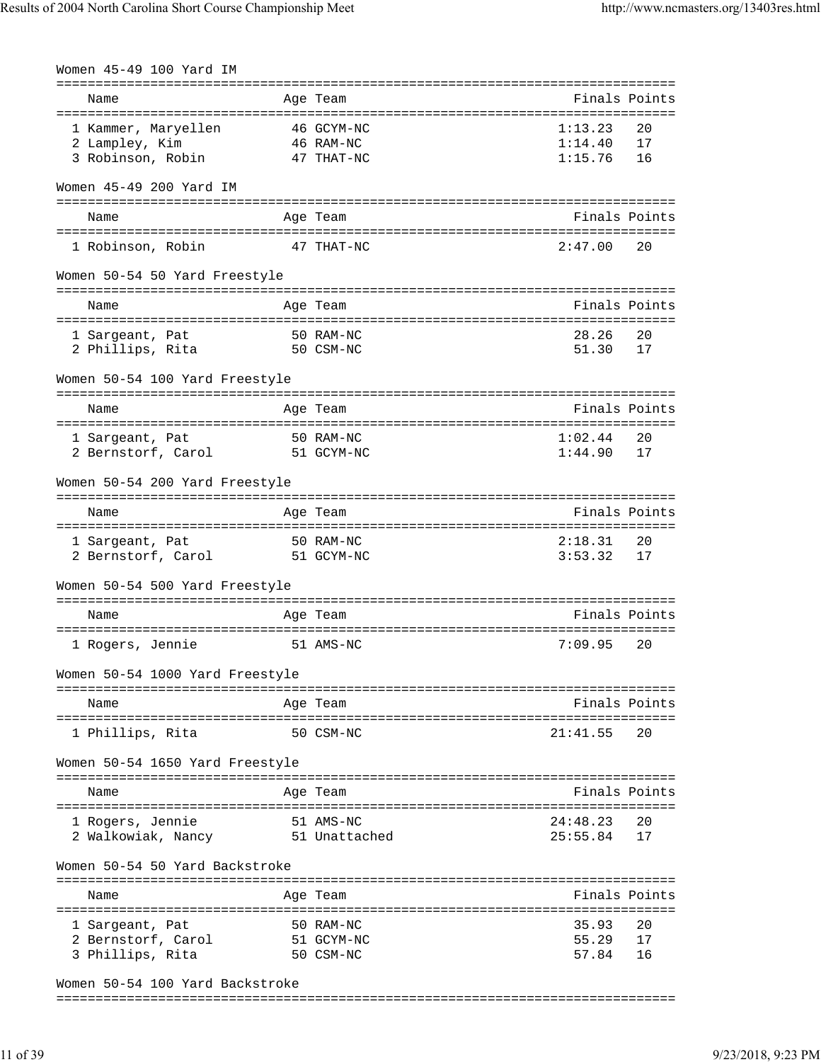### Women 45-49 100 Yard IM

| Name | Age | Team | Finals | Points |
|---|---|---|---|---|
| 1 Kammer, Maryellen | 46 | GCYM-NC | 1:13.23 | 20 |
| 2 Lampley, Kim | 46 | RAM-NC | 1:14.40 | 17 |
| 3 Robinson, Robin | 47 | THAT-NC | 1:15.76 | 16 |

### Women 45-49 200 Yard IM

| Name | Age | Team | Finals | Points |
|---|---|---|---|---|
| 1 Robinson, Robin | 47 | THAT-NC | 2:47.00 | 20 |

### Women 50-54 50 Yard Freestyle

| Name | Age | Team | Finals | Points |
|---|---|---|---|---|
| 1 Sargeant, Pat | 50 | RAM-NC | 28.26 | 20 |
| 2 Phillips, Rita | 50 | CSM-NC | 51.30 | 17 |

### Women 50-54 100 Yard Freestyle

| Name | Age | Team | Finals | Points |
|---|---|---|---|---|
| 1 Sargeant, Pat | 50 | RAM-NC | 1:02.44 | 20 |
| 2 Bernstorf, Carol | 51 | GCYM-NC | 1:44.90 | 17 |

### Women 50-54 200 Yard Freestyle

| Name | Age | Team | Finals | Points |
|---|---|---|---|---|
| 1 Sargeant, Pat | 50 | RAM-NC | 2:18.31 | 20 |
| 2 Bernstorf, Carol | 51 | GCYM-NC | 3:53.32 | 17 |

### Women 50-54 500 Yard Freestyle

| Name | Age | Team | Finals | Points |
|---|---|---|---|---|
| 1 Rogers, Jennie | 51 | AMS-NC | 7:09.95 | 20 |

### Women 50-54 1000 Yard Freestyle

| Name | Age | Team | Finals | Points |
|---|---|---|---|---|
| 1 Phillips, Rita | 50 | CSM-NC | 21:41.55 | 20 |

### Women 50-54 1650 Yard Freestyle

| Name | Age | Team | Finals | Points |
|---|---|---|---|---|
| 1 Rogers, Jennie | 51 | AMS-NC | 24:48.23 | 20 |
| 2 Walkowiak, Nancy | 51 | Unattached | 25:55.84 | 17 |

### Women 50-54 50 Yard Backstroke

| Name | Age | Team | Finals | Points |
|---|---|---|---|---|
| 1 Sargeant, Pat | 50 | RAM-NC | 35.93 | 20 |
| 2 Bernstorf, Carol | 51 | GCYM-NC | 55.29 | 17 |
| 3 Phillips, Rita | 50 | CSM-NC | 57.84 | 16 |

### Women 50-54 100 Yard Backstroke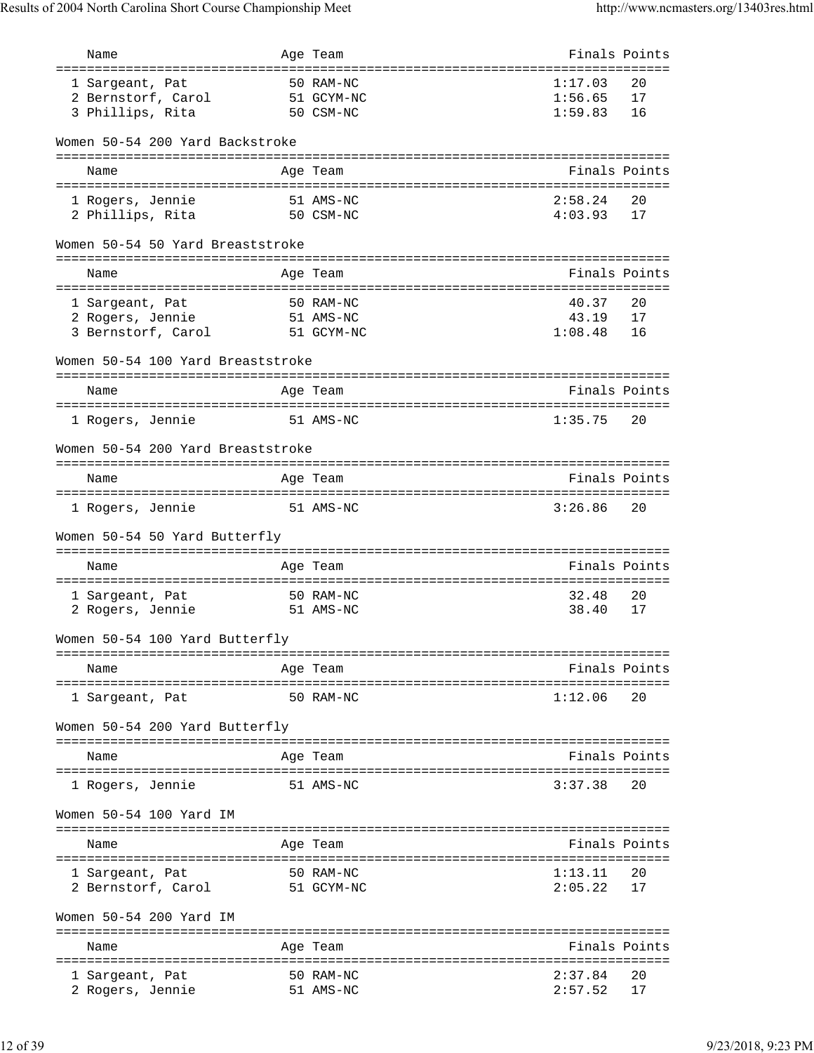| Name | Age | Team | Finals | Points |
|---|---|---|---|---|
| 1 Sargeant, Pat | 50 | RAM-NC | 1:17.03 | 20 |
| 2 Bernstorf, Carol | 51 | GCYM-NC | 1:56.65 | 17 |
| 3 Phillips, Rita | 50 | CSM-NC | 1:59.83 | 16 |

### Women 50-54 200 Yard Backstroke

| Name | Age | Team | Finals | Points |
|---|---|---|---|---|
| 1 Rogers, Jennie | 51 | AMS-NC | 2:58.24 | 20 |
| 2 Phillips, Rita | 50 | CSM-NC | 4:03.93 | 17 |

### Women 50-54 50 Yard Breaststroke

| Name | Age | Team | Finals | Points |
|---|---|---|---|---|
| 1 Sargeant, Pat | 50 | RAM-NC | 40.37 | 20 |
| 2 Rogers, Jennie | 51 | AMS-NC | 43.19 | 17 |
| 3 Bernstorf, Carol | 51 | GCYM-NC | 1:08.48 | 16 |

### Women 50-54 100 Yard Breaststroke

| Name | Age | Team | Finals | Points |
|---|---|---|---|---|
| 1 Rogers, Jennie | 51 | AMS-NC | 1:35.75 | 20 |

### Women 50-54 200 Yard Breaststroke

| Name | Age | Team | Finals | Points |
|---|---|---|---|---|
| 1 Rogers, Jennie | 51 | AMS-NC | 3:26.86 | 20 |

### Women 50-54 50 Yard Butterfly

| Name | Age | Team | Finals | Points |
|---|---|---|---|---|
| 1 Sargeant, Pat | 50 | RAM-NC | 32.48 | 20 |
| 2 Rogers, Jennie | 51 | AMS-NC | 38.40 | 17 |

### Women 50-54 100 Yard Butterfly

| Name | Age | Team | Finals | Points |
|---|---|---|---|---|
| 1 Sargeant, Pat | 50 | RAM-NC | 1:12.06 | 20 |

### Women 50-54 200 Yard Butterfly

| Name | Age | Team | Finals | Points |
|---|---|---|---|---|
| 1 Rogers, Jennie | 51 | AMS-NC | 3:37.38 | 20 |

### Women 50-54 100 Yard IM

| Name | Age | Team | Finals | Points |
|---|---|---|---|---|
| 1 Sargeant, Pat | 50 | RAM-NC | 1:13.11 | 20 |
| 2 Bernstorf, Carol | 51 | GCYM-NC | 2:05.22 | 17 |

### Women 50-54 200 Yard IM

| Name | Age | Team | Finals | Points |
|---|---|---|---|---|
| 1 Sargeant, Pat | 50 | RAM-NC | 2:37.84 | 20 |
| 2 Rogers, Jennie | 51 | AMS-NC | 2:57.52 | 17 |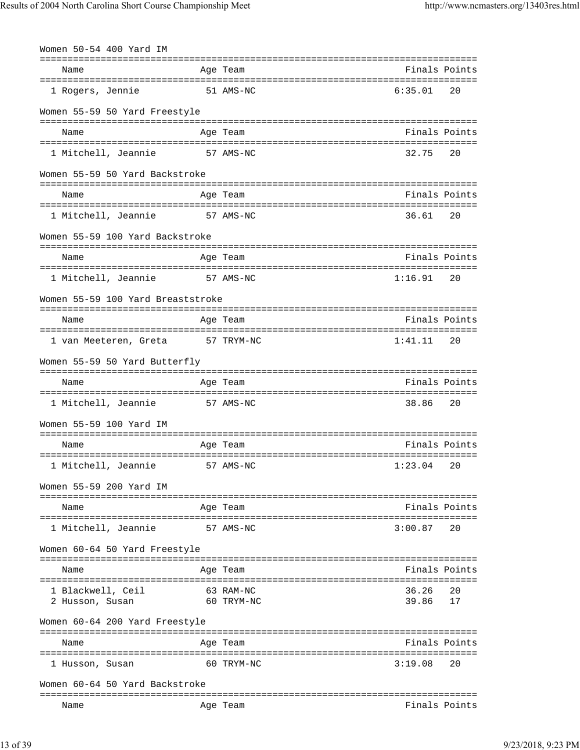### Women 50-54 400 Yard IM

| Name | Age | Team | Finals | Points |
|---|---|---|---|---|
| 1 Rogers, Jennie | 51 | AMS-NC | 6:35.01 | 20 |

### Women 55-59 50 Yard Freestyle

| Name | Age | Team | Finals | Points |
|---|---|---|---|---|
| 1 Mitchell, Jeannie | 57 | AMS-NC | 32.75 | 20 |

### Women 55-59 50 Yard Backstroke

| Name | Age | Team | Finals | Points |
|---|---|---|---|---|
| 1 Mitchell, Jeannie | 57 | AMS-NC | 36.61 | 20 |

### Women 55-59 100 Yard Backstroke

| Name | Age | Team | Finals | Points |
|---|---|---|---|---|
| 1 Mitchell, Jeannie | 57 | AMS-NC | 1:16.91 | 20 |

### Women 55-59 100 Yard Breaststroke

| Name | Age | Team | Finals | Points |
|---|---|---|---|---|
| 1 van Meeteren, Greta | 57 | TRYM-NC | 1:41.11 | 20 |

### Women 55-59 50 Yard Butterfly

| Name | Age | Team | Finals | Points |
|---|---|---|---|---|
| 1 Mitchell, Jeannie | 57 | AMS-NC | 38.86 | 20 |

### Women 55-59 100 Yard IM

| Name | Age | Team | Finals | Points |
|---|---|---|---|---|
| 1 Mitchell, Jeannie | 57 | AMS-NC | 1:23.04 | 20 |

### Women 55-59 200 Yard IM

| Name | Age | Team | Finals | Points |
|---|---|---|---|---|
| 1 Mitchell, Jeannie | 57 | AMS-NC | 3:00.87 | 20 |

### Women 60-64 50 Yard Freestyle

| Name | Age | Team | Finals | Points |
|---|---|---|---|---|
| 1 Blackwell, Ceil | 63 | RAM-NC | 36.26 | 20 |
| 2 Husson, Susan | 60 | TRYM-NC | 39.86 | 17 |

### Women 60-64 200 Yard Freestyle

| Name | Age | Team | Finals | Points |
|---|---|---|---|---|
| 1 Husson, Susan | 60 | TRYM-NC | 3:19.08 | 20 |

### Women 60-64 50 Yard Backstroke

| Name | Age | Team | Finals | Points |
|---|---|---|---|---|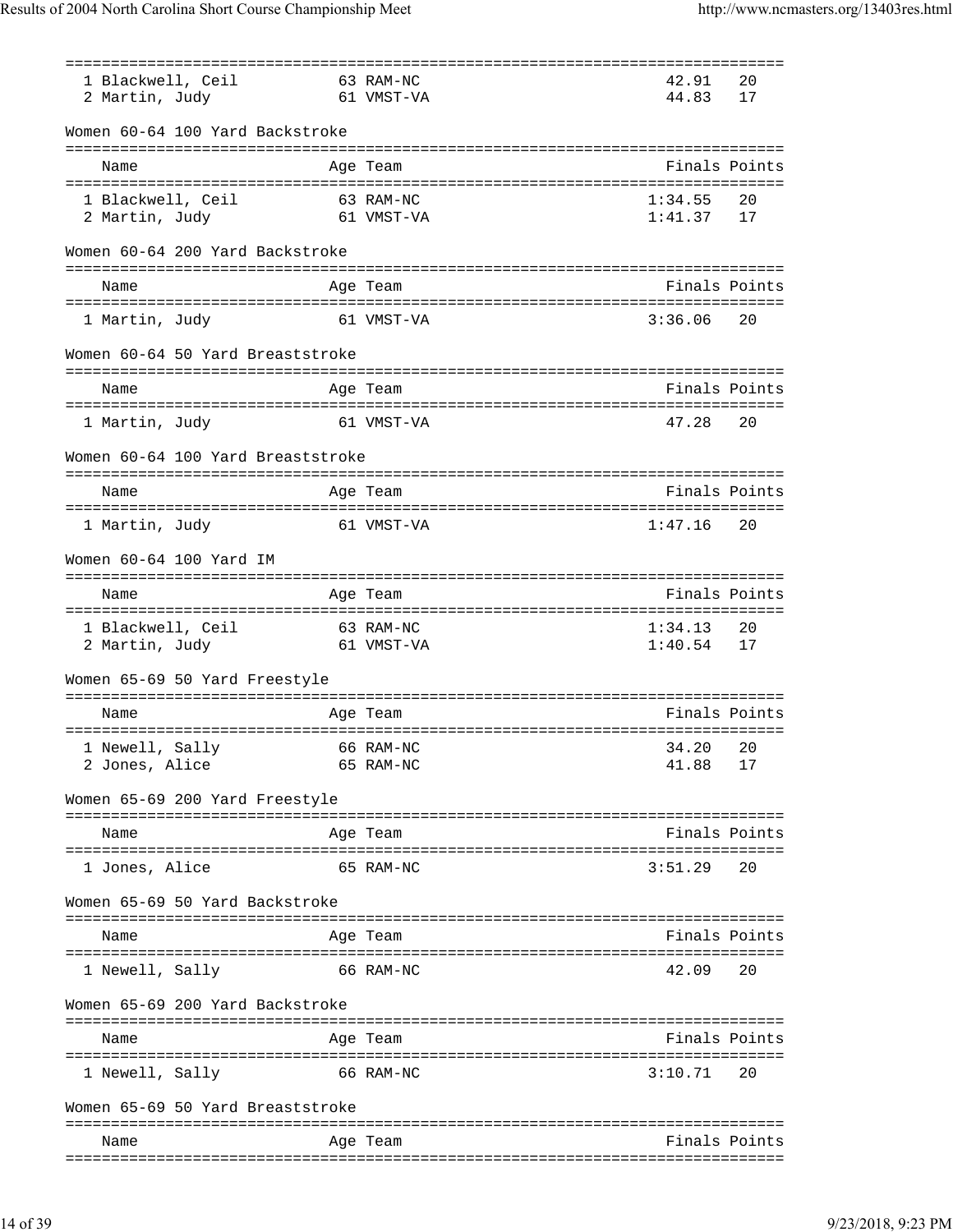| Name | Age | Team | Finals | Points |
|---|---|---|---|---|
| 1 Blackwell, Ceil | 63 | RAM-NC | 42.91 | 20 |
| 2 Martin, Judy | 61 | VMST-VA | 44.83 | 17 |

### Women 60-64 100 Yard Backstroke

| Name | Age | Team | Finals | Points |
|---|---|---|---|---|
| 1 Blackwell, Ceil | 63 | RAM-NC | 1:34.55 | 20 |
| 2 Martin, Judy | 61 | VMST-VA | 1:41.37 | 17 |

### Women 60-64 200 Yard Backstroke

| Name | Age | Team | Finals | Points |
|---|---|---|---|---|
| 1 Martin, Judy | 61 | VMST-VA | 3:36.06 | 20 |

### Women 60-64 50 Yard Breaststroke

| Name | Age | Team | Finals | Points |
|---|---|---|---|---|
| 1 Martin, Judy | 61 | VMST-VA | 47.28 | 20 |

### Women 60-64 100 Yard Breaststroke

| Name | Age | Team | Finals | Points |
|---|---|---|---|---|
| 1 Martin, Judy | 61 | VMST-VA | 1:47.16 | 20 |

### Women 60-64 100 Yard IM

| Name | Age | Team | Finals | Points |
|---|---|---|---|---|
| 1 Blackwell, Ceil | 63 | RAM-NC | 1:34.13 | 20 |
| 2 Martin, Judy | 61 | VMST-VA | 1:40.54 | 17 |

### Women 65-69 50 Yard Freestyle

| Name | Age | Team | Finals | Points |
|---|---|---|---|---|
| 1 Newell, Sally | 66 | RAM-NC | 34.20 | 20 |
| 2 Jones, Alice | 65 | RAM-NC | 41.88 | 17 |

### Women 65-69 200 Yard Freestyle

| Name | Age | Team | Finals | Points |
|---|---|---|---|---|
| 1 Jones, Alice | 65 | RAM-NC | 3:51.29 | 20 |

### Women 65-69 50 Yard Backstroke

| Name | Age | Team | Finals | Points |
|---|---|---|---|---|
| 1 Newell, Sally | 66 | RAM-NC | 42.09 | 20 |

### Women 65-69 200 Yard Backstroke

| Name | Age | Team | Finals | Points |
|---|---|---|---|---|
| 1 Newell, Sally | 66 | RAM-NC | 3:10.71 | 20 |

### Women 65-69 50 Yard Breaststroke

| Name | Age | Team | Finals | Points |
|---|---|---|---|---|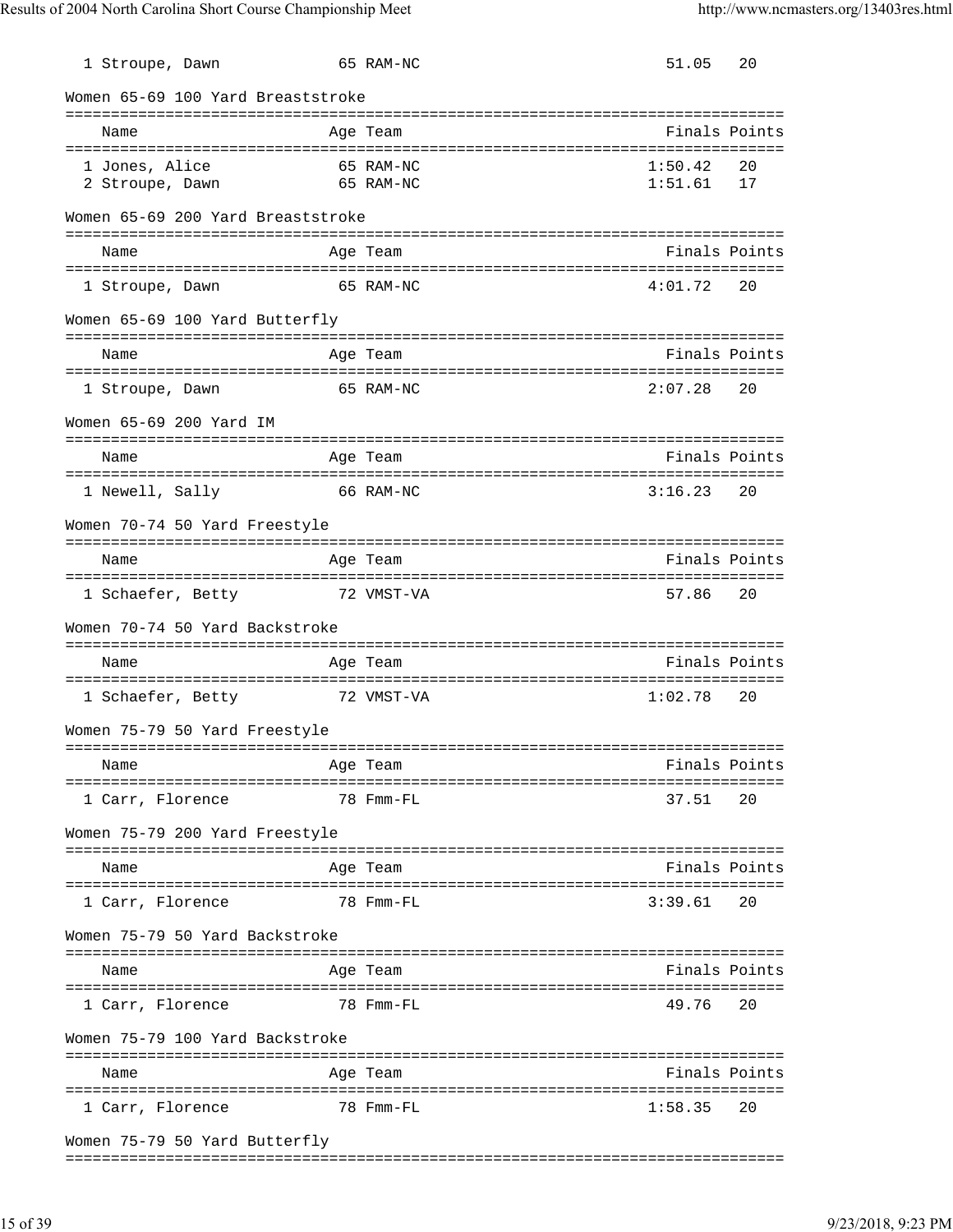| Name | Age | Team | Finals | Points |
|---|---|---|---|---|
| 1 Stroupe, Dawn | 65 | RAM-NC | 51.05 | 20 |

### Women 65-69 100 Yard Breaststroke

| Name | Age | Team | Finals | Points |
|---|---|---|---|---|
| 1 Jones, Alice | 65 | RAM-NC | 1:50.42 | 20 |
| 2 Stroupe, Dawn | 65 | RAM-NC | 1:51.61 | 17 |

### Women 65-69 200 Yard Breaststroke

| Name | Age | Team | Finals | Points |
|---|---|---|---|---|
| 1 Stroupe, Dawn | 65 | RAM-NC | 4:01.72 | 20 |

### Women 65-69 100 Yard Butterfly

| Name | Age | Team | Finals | Points |
|---|---|---|---|---|
| 1 Stroupe, Dawn | 65 | RAM-NC | 2:07.28 | 20 |

### Women 65-69 200 Yard IM

| Name | Age | Team | Finals | Points |
|---|---|---|---|---|
| 1 Newell, Sally | 66 | RAM-NC | 3:16.23 | 20 |

### Women 70-74 50 Yard Freestyle

| Name | Age | Team | Finals | Points |
|---|---|---|---|---|
| 1 Schaefer, Betty | 72 | VMST-VA | 57.86 | 20 |

### Women 70-74 50 Yard Backstroke

| Name | Age | Team | Finals | Points |
|---|---|---|---|---|
| 1 Schaefer, Betty | 72 | VMST-VA | 1:02.78 | 20 |

### Women 75-79 50 Yard Freestyle

| Name | Age | Team | Finals | Points |
|---|---|---|---|---|
| 1 Carr, Florence | 78 | Fmm-FL | 37.51 | 20 |

### Women 75-79 200 Yard Freestyle

| Name | Age | Team | Finals | Points |
|---|---|---|---|---|
| 1 Carr, Florence | 78 | Fmm-FL | 3:39.61 | 20 |

### Women 75-79 50 Yard Backstroke

| Name | Age | Team | Finals | Points |
|---|---|---|---|---|
| 1 Carr, Florence | 78 | Fmm-FL | 49.76 | 20 |

### Women 75-79 100 Yard Backstroke

| Name | Age | Team | Finals | Points |
|---|---|---|---|---|
| 1 Carr, Florence | 78 | Fmm-FL | 1:58.35 | 20 |

### Women 75-79 50 Yard Butterfly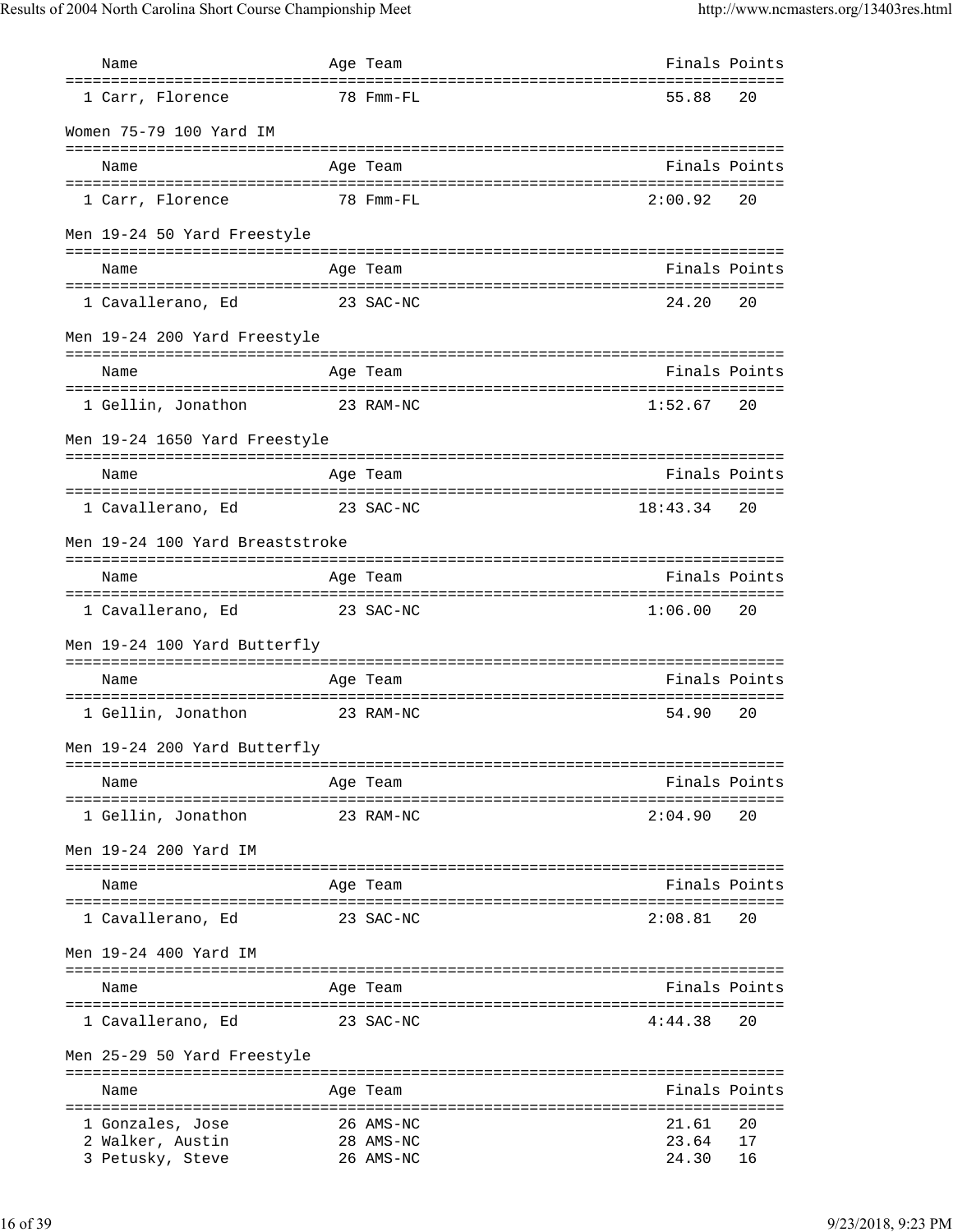| Name | Age | Team | Finals | Points |
|---|---|---|---|---|
| 1 Carr, Florence | 78 | Fmm-FL | 55.88 | 20 |

## Women 75-79 100 Yard IM

| Name | Age | Team | Finals | Points |
|---|---|---|---|---|
| 1 Carr, Florence | 78 | Fmm-FL | 2:00.92 | 20 |

## Men 19-24 50 Yard Freestyle

| Name | Age | Team | Finals | Points |
|---|---|---|---|---|
| 1 Cavallerano, Ed | 23 | SAC-NC | 24.20 | 20 |

## Men 19-24 200 Yard Freestyle

| Name | Age | Team | Finals | Points |
|---|---|---|---|---|
| 1 Gellin, Jonathon | 23 | RAM-NC | 1:52.67 | 20 |

## Men 19-24 1650 Yard Freestyle

| Name | Age | Team | Finals | Points |
|---|---|---|---|---|
| 1 Cavallerano, Ed | 23 | SAC-NC | 18:43.34 | 20 |

## Men 19-24 100 Yard Breaststroke

| Name | Age | Team | Finals | Points |
|---|---|---|---|---|
| 1 Cavallerano, Ed | 23 | SAC-NC | 1:06.00 | 20 |

## Men 19-24 100 Yard Butterfly

| Name | Age | Team | Finals | Points |
|---|---|---|---|---|
| 1 Gellin, Jonathon | 23 | RAM-NC | 54.90 | 20 |

## Men 19-24 200 Yard Butterfly

| Name | Age | Team | Finals | Points |
|---|---|---|---|---|
| 1 Gellin, Jonathon | 23 | RAM-NC | 2:04.90 | 20 |

## Men 19-24 200 Yard IM

| Name | Age | Team | Finals | Points |
|---|---|---|---|---|
| 1 Cavallerano, Ed | 23 | SAC-NC | 2:08.81 | 20 |

## Men 19-24 400 Yard IM

| Name | Age | Team | Finals | Points |
|---|---|---|---|---|
| 1 Cavallerano, Ed | 23 | SAC-NC | 4:44.38 | 20 |

## Men 25-29 50 Yard Freestyle

| Name | Age | Team | Finals | Points |
|---|---|---|---|---|
| 1 Gonzales, Jose | 26 | AMS-NC | 21.61 | 20 |
| 2 Walker, Austin | 28 | AMS-NC | 23.64 | 17 |
| 3 Petusky, Steve | 26 | AMS-NC | 24.30 | 16 |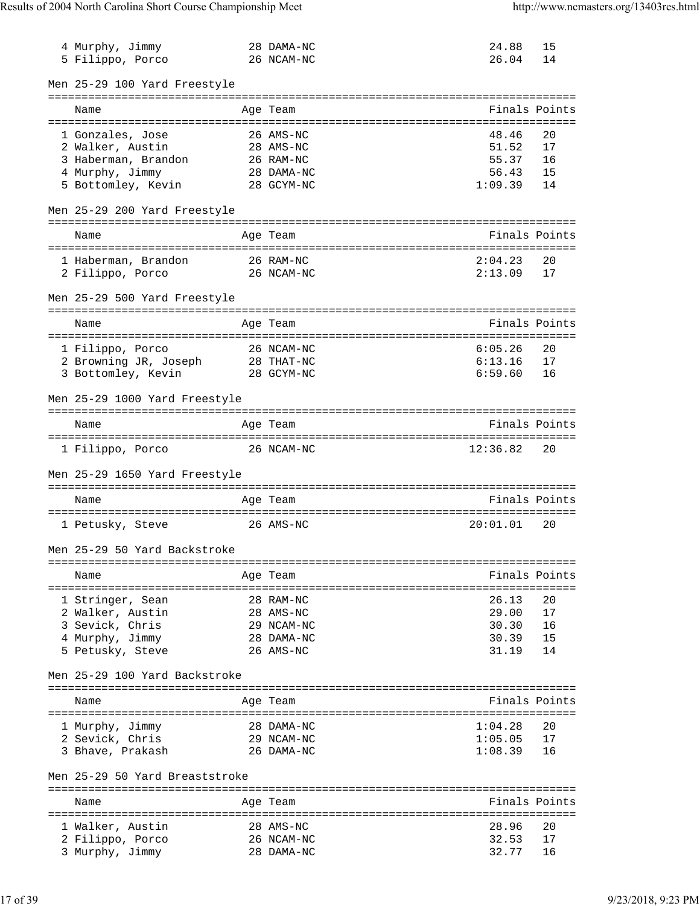| Place | Name | Age | Team | Finals | Points |
|---|---|---|---|---|---|
| 4 | Murphy, Jimmy | 28 | DAMA-NC | 24.88 | 15 |
| 5 | Filippo, Porco | 26 | NCAM-NC | 26.04 | 14 |

### Men 25-29 100 Yard Freestyle

| Place | Name | Age | Team | Finals | Points |
|---|---|---|---|---|---|
| 1 | Gonzales, Jose | 26 | AMS-NC | 48.46 | 20 |
| 2 | Walker, Austin | 28 | AMS-NC | 51.52 | 17 |
| 3 | Haberman, Brandon | 26 | RAM-NC | 55.37 | 16 |
| 4 | Murphy, Jimmy | 28 | DAMA-NC | 56.43 | 15 |
| 5 | Bottomley, Kevin | 28 | GCYM-NC | 1:09.39 | 14 |

### Men 25-29 200 Yard Freestyle

| Place | Name | Age | Team | Finals | Points |
|---|---|---|---|---|---|
| 1 | Haberman, Brandon | 26 | RAM-NC | 2:04.23 | 20 |
| 2 | Filippo, Porco | 26 | NCAM-NC | 2:13.09 | 17 |

### Men 25-29 500 Yard Freestyle

| Place | Name | Age | Team | Finals | Points |
|---|---|---|---|---|---|
| 1 | Filippo, Porco | 26 | NCAM-NC | 6:05.26 | 20 |
| 2 | Browning JR, Joseph | 28 | THAT-NC | 6:13.16 | 17 |
| 3 | Bottomley, Kevin | 28 | GCYM-NC | 6:59.60 | 16 |

### Men 25-29 1000 Yard Freestyle

| Place | Name | Age | Team | Finals | Points |
|---|---|---|---|---|---|
| 1 | Filippo, Porco | 26 | NCAM-NC | 12:36.82 | 20 |

### Men 25-29 1650 Yard Freestyle

| Place | Name | Age | Team | Finals | Points |
|---|---|---|---|---|---|
| 1 | Petusky, Steve | 26 | AMS-NC | 20:01.01 | 20 |

### Men 25-29 50 Yard Backstroke

| Place | Name | Age | Team | Finals | Points |
|---|---|---|---|---|---|
| 1 | Stringer, Sean | 28 | RAM-NC | 26.13 | 20 |
| 2 | Walker, Austin | 28 | AMS-NC | 29.00 | 17 |
| 3 | Sevick, Chris | 29 | NCAM-NC | 30.30 | 16 |
| 4 | Murphy, Jimmy | 28 | DAMA-NC | 30.39 | 15 |
| 5 | Petusky, Steve | 26 | AMS-NC | 31.19 | 14 |

### Men 25-29 100 Yard Backstroke

| Place | Name | Age | Team | Finals | Points |
|---|---|---|---|---|---|
| 1 | Murphy, Jimmy | 28 | DAMA-NC | 1:04.28 | 20 |
| 2 | Sevick, Chris | 29 | NCAM-NC | 1:05.05 | 17 |
| 3 | Bhave, Prakash | 26 | DAMA-NC | 1:08.39 | 16 |

### Men 25-29 50 Yard Breaststroke

| Place | Name | Age | Team | Finals | Points |
|---|---|---|---|---|---|
| 1 | Walker, Austin | 28 | AMS-NC | 28.96 | 20 |
| 2 | Filippo, Porco | 26 | NCAM-NC | 32.53 | 17 |
| 3 | Murphy, Jimmy | 28 | DAMA-NC | 32.77 | 16 |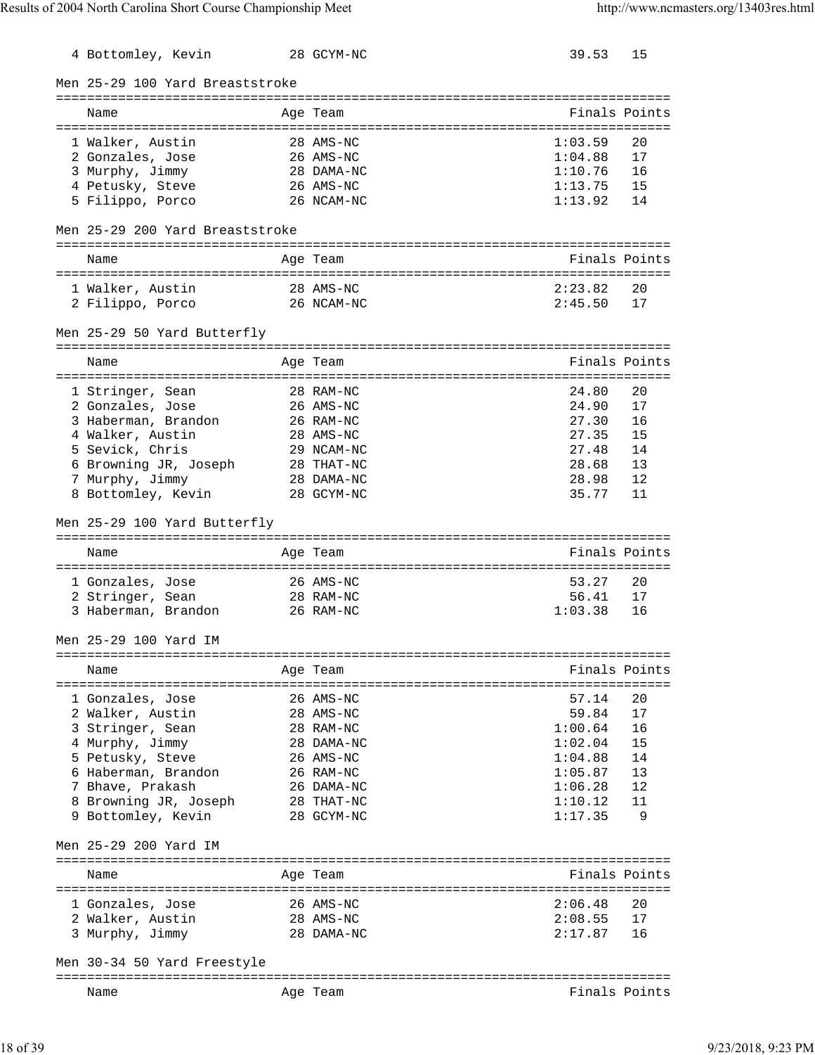| Name | Age | Team | Finals | Points |
|---|---|---|---|---|
| 4 Bottomley, Kevin | 28 | GCYM-NC | 39.53 | 15 |

### Men 25-29 100 Yard Breaststroke

| Name | Age | Team | Finals | Points |
|---|---|---|---|---|
| 1 Walker, Austin | 28 | AMS-NC | 1:03.59 | 20 |
| 2 Gonzales, Jose | 26 | AMS-NC | 1:04.88 | 17 |
| 3 Murphy, Jimmy | 28 | DAMA-NC | 1:10.76 | 16 |
| 4 Petusky, Steve | 26 | AMS-NC | 1:13.75 | 15 |
| 5 Filippo, Porco | 26 | NCAM-NC | 1:13.92 | 14 |

### Men 25-29 200 Yard Breaststroke

| Name | Age | Team | Finals | Points |
|---|---|---|---|---|
| 1 Walker, Austin | 28 | AMS-NC | 2:23.82 | 20 |
| 2 Filippo, Porco | 26 | NCAM-NC | 2:45.50 | 17 |

### Men 25-29 50 Yard Butterfly

| Name | Age | Team | Finals | Points |
|---|---|---|---|---|
| 1 Stringer, Sean | 28 | RAM-NC | 24.80 | 20 |
| 2 Gonzales, Jose | 26 | AMS-NC | 24.90 | 17 |
| 3 Haberman, Brandon | 26 | RAM-NC | 27.30 | 16 |
| 4 Walker, Austin | 28 | AMS-NC | 27.35 | 15 |
| 5 Sevick, Chris | 29 | NCAM-NC | 27.48 | 14 |
| 6 Browning JR, Joseph | 28 | THAT-NC | 28.68 | 13 |
| 7 Murphy, Jimmy | 28 | DAMA-NC | 28.98 | 12 |
| 8 Bottomley, Kevin | 28 | GCYM-NC | 35.77 | 11 |

### Men 25-29 100 Yard Butterfly

| Name | Age | Team | Finals | Points |
|---|---|---|---|---|
| 1 Gonzales, Jose | 26 | AMS-NC | 53.27 | 20 |
| 2 Stringer, Sean | 28 | RAM-NC | 56.41 | 17 |
| 3 Haberman, Brandon | 26 | RAM-NC | 1:03.38 | 16 |

### Men 25-29 100 Yard IM

| Name | Age | Team | Finals | Points |
|---|---|---|---|---|
| 1 Gonzales, Jose | 26 | AMS-NC | 57.14 | 20 |
| 2 Walker, Austin | 28 | AMS-NC | 59.84 | 17 |
| 3 Stringer, Sean | 28 | RAM-NC | 1:00.64 | 16 |
| 4 Murphy, Jimmy | 28 | DAMA-NC | 1:02.04 | 15 |
| 5 Petusky, Steve | 26 | AMS-NC | 1:04.88 | 14 |
| 6 Haberman, Brandon | 26 | RAM-NC | 1:05.87 | 13 |
| 7 Bhave, Prakash | 26 | DAMA-NC | 1:06.28 | 12 |
| 8 Browning JR, Joseph | 28 | THAT-NC | 1:10.12 | 11 |
| 9 Bottomley, Kevin | 28 | GCYM-NC | 1:17.35 | 9 |

### Men 25-29 200 Yard IM

| Name | Age | Team | Finals | Points |
|---|---|---|---|---|
| 1 Gonzales, Jose | 26 | AMS-NC | 2:06.48 | 20 |
| 2 Walker, Austin | 28 | AMS-NC | 2:08.55 | 17 |
| 3 Murphy, Jimmy | 28 | DAMA-NC | 2:17.87 | 16 |

### Men 30-34 50 Yard Freestyle

| Name | Age | Team | Finals | Points |
|---|---|---|---|---|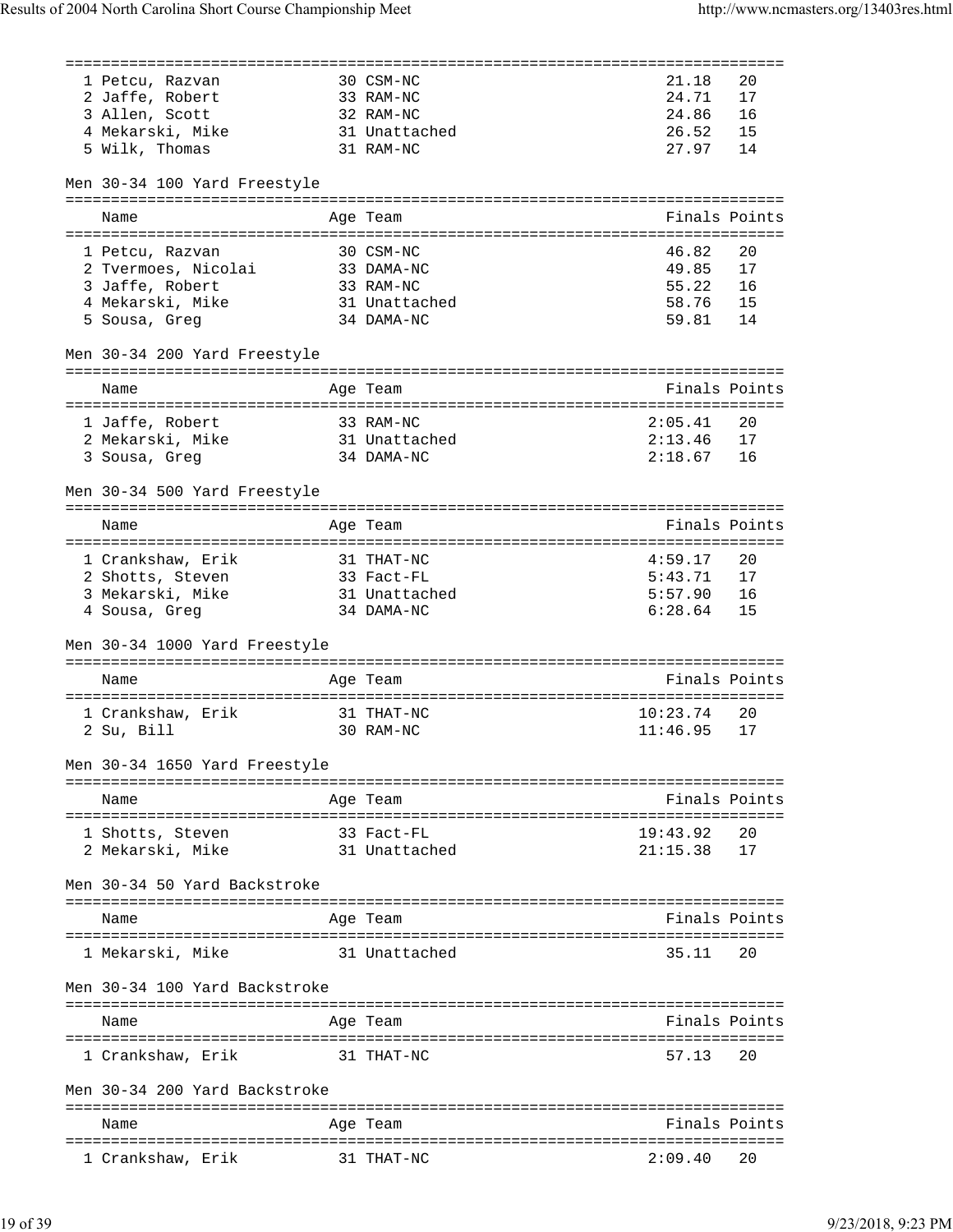| | Name | Age | Team | Finals | Points |
|---|---|---|---|---|---|
| 1 | Petcu, Razvan | 30 | CSM-NC | 21.18 | 20 |
| 2 | Jaffe, Robert | 33 | RAM-NC | 24.71 | 17 |
| 3 | Allen, Scott | 32 | RAM-NC | 24.86 | 16 |
| 4 | Mekarski, Mike | 31 | Unattached | 26.52 | 15 |
| 5 | Wilk, Thomas | 31 | RAM-NC | 27.97 | 14 |

## Men 30-34 100 Yard Freestyle

| | Name | Age | Team | Finals | Points |
|---|---|---|---|---|---|
| 1 | Petcu, Razvan | 30 | CSM-NC | 46.82 | 20 |
| 2 | Tvermoes, Nicolai | 33 | DAMA-NC | 49.85 | 17 |
| 3 | Jaffe, Robert | 33 | RAM-NC | 55.22 | 16 |
| 4 | Mekarski, Mike | 31 | Unattached | 58.76 | 15 |
| 5 | Sousa, Greg | 34 | DAMA-NC | 59.81 | 14 |

## Men 30-34 200 Yard Freestyle

| | Name | Age | Team | Finals | Points |
|---|---|---|---|---|---|
| 1 | Jaffe, Robert | 33 | RAM-NC | 2:05.41 | 20 |
| 2 | Mekarski, Mike | 31 | Unattached | 2:13.46 | 17 |
| 3 | Sousa, Greg | 34 | DAMA-NC | 2:18.67 | 16 |

## Men 30-34 500 Yard Freestyle

| | Name | Age | Team | Finals | Points |
|---|---|---|---|---|---|
| 1 | Crankshaw, Erik | 31 | THAT-NC | 4:59.17 | 20 |
| 2 | Shotts, Steven | 33 | Fact-FL | 5:43.71 | 17 |
| 3 | Mekarski, Mike | 31 | Unattached | 5:57.90 | 16 |
| 4 | Sousa, Greg | 34 | DAMA-NC | 6:28.64 | 15 |

## Men 30-34 1000 Yard Freestyle

| | Name | Age | Team | Finals | Points |
|---|---|---|---|---|---|
| 1 | Crankshaw, Erik | 31 | THAT-NC | 10:23.74 | 20 |
| 2 | Su, Bill | 30 | RAM-NC | 11:46.95 | 17 |

## Men 30-34 1650 Yard Freestyle

| | Name | Age | Team | Finals | Points |
|---|---|---|---|---|---|
| 1 | Shotts, Steven | 33 | Fact-FL | 19:43.92 | 20 |
| 2 | Mekarski, Mike | 31 | Unattached | 21:15.38 | 17 |

## Men 30-34 50 Yard Backstroke

| | Name | Age | Team | Finals | Points |
|---|---|---|---|---|---|
| 1 | Mekarski, Mike | 31 | Unattached | 35.11 | 20 |

## Men 30-34 100 Yard Backstroke

| | Name | Age | Team | Finals | Points |
|---|---|---|---|---|---|
| 1 | Crankshaw, Erik | 31 | THAT-NC | 57.13 | 20 |

## Men 30-34 200 Yard Backstroke

| | Name | Age | Team | Finals | Points |
|---|---|---|---|---|---|
| 1 | Crankshaw, Erik | 31 | THAT-NC | 2:09.40 | 20 |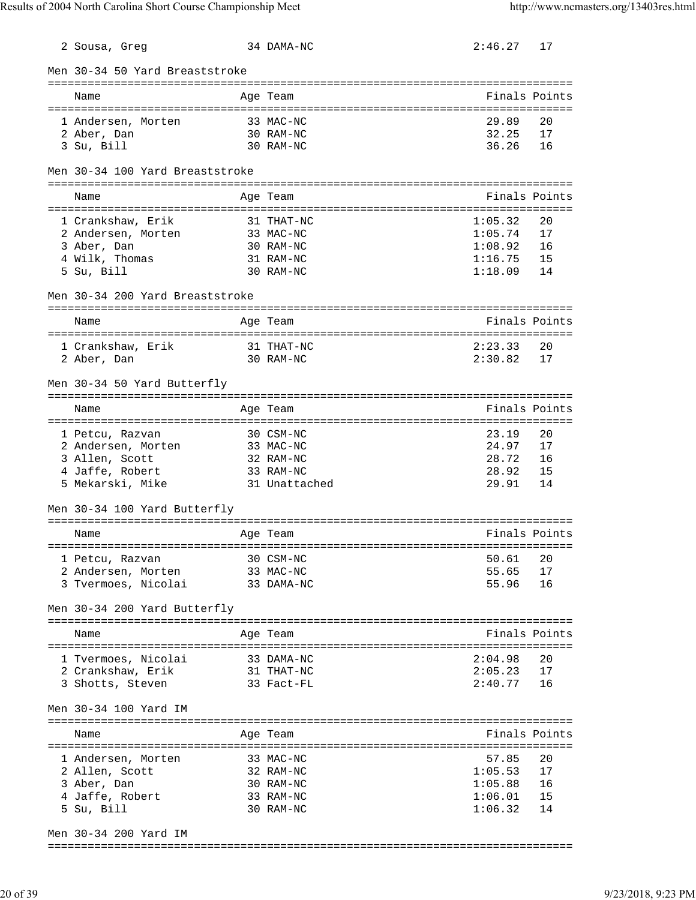| | Name | Age | Team | Finals | Points |
|---|---|---|---|---|---|
| 2 | Sousa, Greg | 34 | DAMA-NC | 2:46.27 | 17 |

## Men 30-34 50 Yard Breaststroke

| | Name | Age | Team | Finals | Points |
|---|---|---|---|---|---|
| 1 | Andersen, Morten | 33 | MAC-NC | 29.89 | 20 |
| 2 | Aber, Dan | 30 | RAM-NC | 32.25 | 17 |
| 3 | Su, Bill | 30 | RAM-NC | 36.26 | 16 |

## Men 30-34 100 Yard Breaststroke

| | Name | Age | Team | Finals | Points |
|---|---|---|---|---|---|
| 1 | Crankshaw, Erik | 31 | THAT-NC | 1:05.32 | 20 |
| 2 | Andersen, Morten | 33 | MAC-NC | 1:05.74 | 17 |
| 3 | Aber, Dan | 30 | RAM-NC | 1:08.92 | 16 |
| 4 | Wilk, Thomas | 31 | RAM-NC | 1:16.75 | 15 |
| 5 | Su, Bill | 30 | RAM-NC | 1:18.09 | 14 |

## Men 30-34 200 Yard Breaststroke

| | Name | Age | Team | Finals | Points |
|---|---|---|---|---|---|
| 1 | Crankshaw, Erik | 31 | THAT-NC | 2:23.33 | 20 |
| 2 | Aber, Dan | 30 | RAM-NC | 2:30.82 | 17 |

## Men 30-34 50 Yard Butterfly

| | Name | Age | Team | Finals | Points |
|---|---|---|---|---|---|
| 1 | Petcu, Razvan | 30 | CSM-NC | 23.19 | 20 |
| 2 | Andersen, Morten | 33 | MAC-NC | 24.97 | 17 |
| 3 | Allen, Scott | 32 | RAM-NC | 28.72 | 16 |
| 4 | Jaffe, Robert | 33 | RAM-NC | 28.92 | 15 |
| 5 | Mekarski, Mike | 31 | Unattached | 29.91 | 14 |

## Men 30-34 100 Yard Butterfly

| | Name | Age | Team | Finals | Points |
|---|---|---|---|---|---|
| 1 | Petcu, Razvan | 30 | CSM-NC | 50.61 | 20 |
| 2 | Andersen, Morten | 33 | MAC-NC | 55.65 | 17 |
| 3 | Tvermoes, Nicolai | 33 | DAMA-NC | 55.96 | 16 |

## Men 30-34 200 Yard Butterfly

| | Name | Age | Team | Finals | Points |
|---|---|---|---|---|---|
| 1 | Tvermoes, Nicolai | 33 | DAMA-NC | 2:04.98 | 20 |
| 2 | Crankshaw, Erik | 31 | THAT-NC | 2:05.23 | 17 |
| 3 | Shotts, Steven | 33 | Fact-FL | 2:40.77 | 16 |

## Men 30-34 100 Yard IM

| | Name | Age | Team | Finals | Points |
|---|---|---|---|---|---|
| 1 | Andersen, Morten | 33 | MAC-NC | 57.85 | 20 |
| 2 | Allen, Scott | 32 | RAM-NC | 1:05.53 | 17 |
| 3 | Aber, Dan | 30 | RAM-NC | 1:05.88 | 16 |
| 4 | Jaffe, Robert | 33 | RAM-NC | 1:06.01 | 15 |
| 5 | Su, Bill | 30 | RAM-NC | 1:06.32 | 14 |

## Men 30-34 200 Yard IM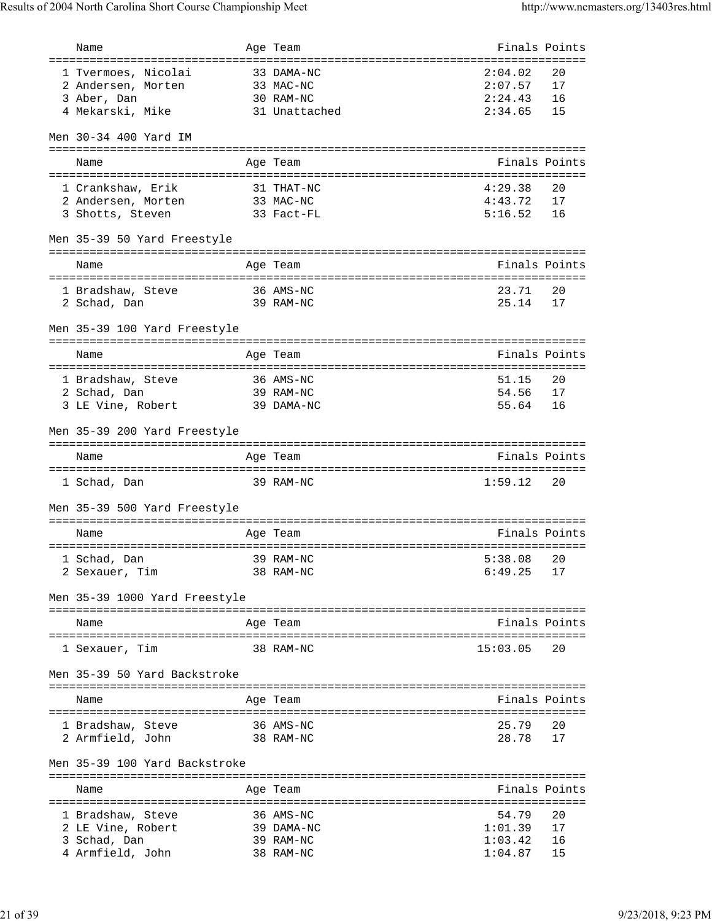| Name | Age | Team | Finals | Points |
|---|---|---|---|---|
| 1 Tvermoes, Nicolai | 33 | DAMA-NC | 2:04.02 | 20 |
| 2 Andersen, Morten | 33 | MAC-NC | 2:07.57 | 17 |
| 3 Aber, Dan | 30 | RAM-NC | 2:24.43 | 16 |
| 4 Mekarski, Mike | 31 | Unattached | 2:34.65 | 15 |

### Men 30-34 400 Yard IM

| Name | Age | Team | Finals | Points |
|---|---|---|---|---|
| 1 Crankshaw, Erik | 31 | THAT-NC | 4:29.38 | 20 |
| 2 Andersen, Morten | 33 | MAC-NC | 4:43.72 | 17 |
| 3 Shotts, Steven | 33 | Fact-FL | 5:16.52 | 16 |

### Men 35-39 50 Yard Freestyle

| Name | Age | Team | Finals | Points |
|---|---|---|---|---|
| 1 Bradshaw, Steve | 36 | AMS-NC | 23.71 | 20 |
| 2 Schad, Dan | 39 | RAM-NC | 25.14 | 17 |

### Men 35-39 100 Yard Freestyle

| Name | Age | Team | Finals | Points |
|---|---|---|---|---|
| 1 Bradshaw, Steve | 36 | AMS-NC | 51.15 | 20 |
| 2 Schad, Dan | 39 | RAM-NC | 54.56 | 17 |
| 3 LE Vine, Robert | 39 | DAMA-NC | 55.64 | 16 |

### Men 35-39 200 Yard Freestyle

| Name | Age | Team | Finals | Points |
|---|---|---|---|---|
| 1 Schad, Dan | 39 | RAM-NC | 1:59.12 | 20 |

### Men 35-39 500 Yard Freestyle

| Name | Age | Team | Finals | Points |
|---|---|---|---|---|
| 1 Schad, Dan | 39 | RAM-NC | 5:38.08 | 20 |
| 2 Sexauer, Tim | 38 | RAM-NC | 6:49.25 | 17 |

### Men 35-39 1000 Yard Freestyle

| Name | Age | Team | Finals | Points |
|---|---|---|---|---|
| 1 Sexauer, Tim | 38 | RAM-NC | 15:03.05 | 20 |

### Men 35-39 50 Yard Backstroke

| Name | Age | Team | Finals | Points |
|---|---|---|---|---|
| 1 Bradshaw, Steve | 36 | AMS-NC | 25.79 | 20 |
| 2 Armfield, John | 38 | RAM-NC | 28.78 | 17 |

### Men 35-39 100 Yard Backstroke

| Name | Age | Team | Finals | Points |
|---|---|---|---|---|
| 1 Bradshaw, Steve | 36 | AMS-NC | 54.79 | 20 |
| 2 LE Vine, Robert | 39 | DAMA-NC | 1:01.39 | 17 |
| 3 Schad, Dan | 39 | RAM-NC | 1:03.42 | 16 |
| 4 Armfield, John | 38 | RAM-NC | 1:04.87 | 15 |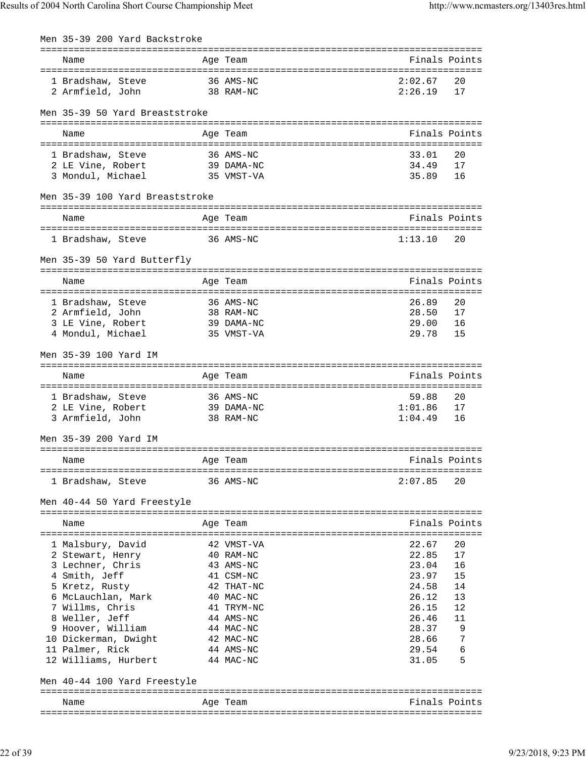### Men 35-39 200 Yard Backstroke

| Name | Age | Team | Finals | Points |
|---|---|---|---|---|
| 1 Bradshaw, Steve | 36 | AMS-NC | 2:02.67 | 20 |
| 2 Armfield, John | 38 | RAM-NC | 2:26.19 | 17 |

### Men 35-39 50 Yard Breaststroke

| Name | Age | Team | Finals | Points |
|---|---|---|---|---|
| 1 Bradshaw, Steve | 36 | AMS-NC | 33.01 | 20 |
| 2 LE Vine, Robert | 39 | DAMA-NC | 34.49 | 17 |
| 3 Mondul, Michael | 35 | VMST-VA | 35.89 | 16 |

### Men 35-39 100 Yard Breaststroke

| Name | Age | Team | Finals | Points |
|---|---|---|---|---|
| 1 Bradshaw, Steve | 36 | AMS-NC | 1:13.10 | 20 |

### Men 35-39 50 Yard Butterfly

| Name | Age | Team | Finals | Points |
|---|---|---|---|---|
| 1 Bradshaw, Steve | 36 | AMS-NC | 26.89 | 20 |
| 2 Armfield, John | 38 | RAM-NC | 28.50 | 17 |
| 3 LE Vine, Robert | 39 | DAMA-NC | 29.00 | 16 |
| 4 Mondul, Michael | 35 | VMST-VA | 29.78 | 15 |

### Men 35-39 100 Yard IM

| Name | Age | Team | Finals | Points |
|---|---|---|---|---|
| 1 Bradshaw, Steve | 36 | AMS-NC | 59.88 | 20 |
| 2 LE Vine, Robert | 39 | DAMA-NC | 1:01.86 | 17 |
| 3 Armfield, John | 38 | RAM-NC | 1:04.49 | 16 |

### Men 35-39 200 Yard IM

| Name | Age | Team | Finals | Points |
|---|---|---|---|---|
| 1 Bradshaw, Steve | 36 | AMS-NC | 2:07.85 | 20 |

### Men 40-44 50 Yard Freestyle

| Name | Age | Team | Finals | Points |
|---|---|---|---|---|
| 1 Malsbury, David | 42 | VMST-VA | 22.67 | 20 |
| 2 Stewart, Henry | 40 | RAM-NC | 22.85 | 17 |
| 3 Lechner, Chris | 43 | AMS-NC | 23.04 | 16 |
| 4 Smith, Jeff | 41 | CSM-NC | 23.97 | 15 |
| 5 Kretz, Rusty | 42 | THAT-NC | 24.58 | 14 |
| 6 McLauchlan, Mark | 40 | MAC-NC | 26.12 | 13 |
| 7 Willms, Chris | 41 | TRYM-NC | 26.15 | 12 |
| 8 Weller, Jeff | 44 | AMS-NC | 26.46 | 11 |
| 9 Hoover, William | 44 | MAC-NC | 28.37 | 9 |
| 10 Dickerman, Dwight | 42 | MAC-NC | 28.66 | 7 |
| 11 Palmer, Rick | 44 | AMS-NC | 29.54 | 6 |
| 12 Williams, Hurbert | 44 | MAC-NC | 31.05 | 5 |

### Men 40-44 100 Yard Freestyle

| Name | Age | Team | Finals | Points |
|---|---|---|---|---|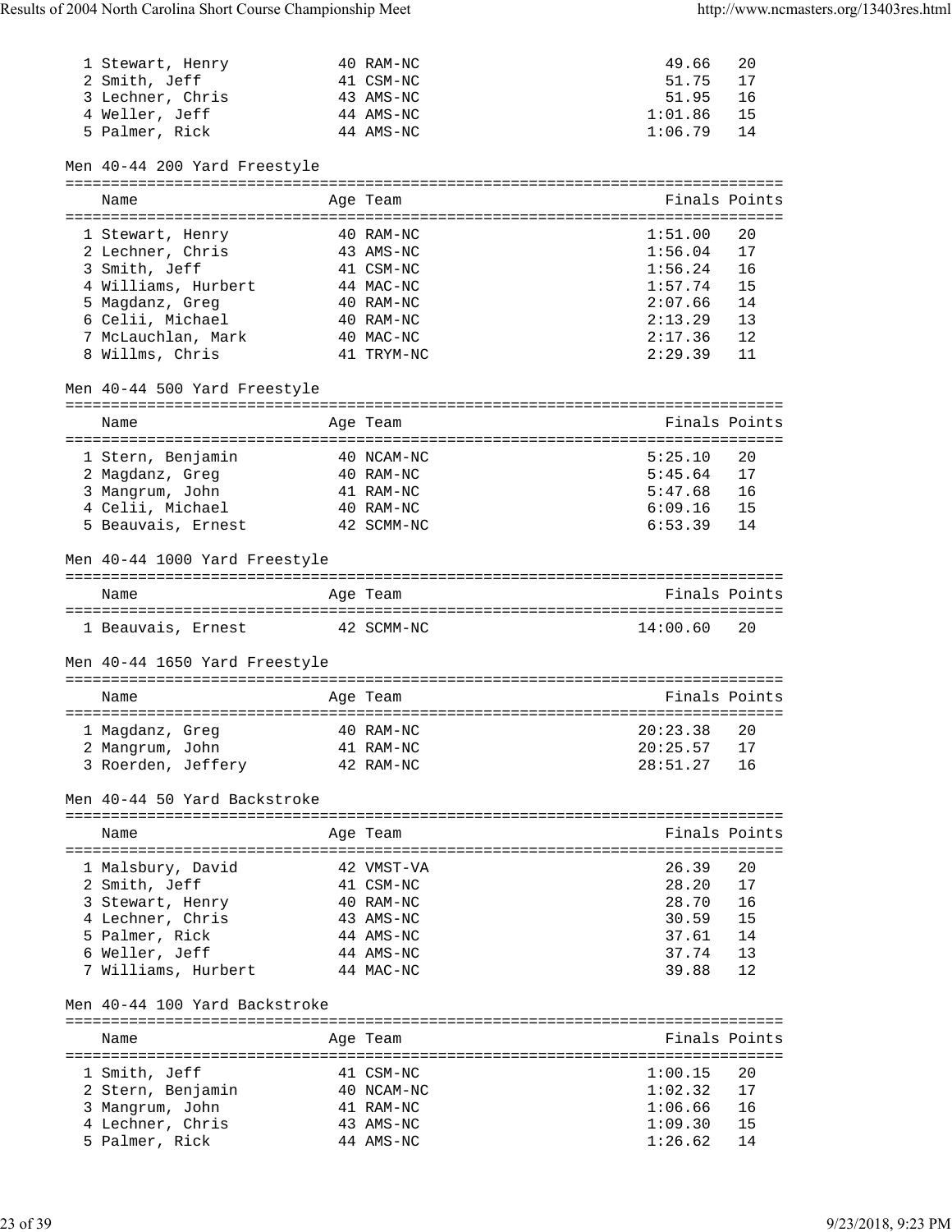| | Name | Age | Team | Finals | Points |
|---|---|---|---|---|---|
| 1 | Stewart, Henry | 40 | RAM-NC | 49.66 | 20 |
| 2 | Smith, Jeff | 41 | CSM-NC | 51.75 | 17 |
| 3 | Lechner, Chris | 43 | AMS-NC | 51.95 | 16 |
| 4 | Weller, Jeff | 44 | AMS-NC | 1:01.86 | 15 |
| 5 | Palmer, Rick | 44 | AMS-NC | 1:06.79 | 14 |

## Men 40-44 200 Yard Freestyle

| | Name | Age | Team | Finals | Points |
|---|---|---|---|---|---|
| 1 | Stewart, Henry | 40 | RAM-NC | 1:51.00 | 20 |
| 2 | Lechner, Chris | 43 | AMS-NC | 1:56.04 | 17 |
| 3 | Smith, Jeff | 41 | CSM-NC | 1:56.24 | 16 |
| 4 | Williams, Hurbert | 44 | MAC-NC | 1:57.74 | 15 |
| 5 | Magdanz, Greg | 40 | RAM-NC | 2:07.66 | 14 |
| 6 | Celii, Michael | 40 | RAM-NC | 2:13.29 | 13 |
| 7 | McLauchlan, Mark | 40 | MAC-NC | 2:17.36 | 12 |
| 8 | Willms, Chris | 41 | TRYM-NC | 2:29.39 | 11 |

## Men 40-44 500 Yard Freestyle

| | Name | Age | Team | Finals | Points |
|---|---|---|---|---|---|
| 1 | Stern, Benjamin | 40 | NCAM-NC | 5:25.10 | 20 |
| 2 | Magdanz, Greg | 40 | RAM-NC | 5:45.64 | 17 |
| 3 | Mangrum, John | 41 | RAM-NC | 5:47.68 | 16 |
| 4 | Celii, Michael | 40 | RAM-NC | 6:09.16 | 15 |
| 5 | Beauvais, Ernest | 42 | SCMM-NC | 6:53.39 | 14 |

## Men 40-44 1000 Yard Freestyle

| | Name | Age | Team | Finals | Points |
|---|---|---|---|---|---|
| 1 | Beauvais, Ernest | 42 | SCMM-NC | 14:00.60 | 20 |

## Men 40-44 1650 Yard Freestyle

| | Name | Age | Team | Finals | Points |
|---|---|---|---|---|---|
| 1 | Magdanz, Greg | 40 | RAM-NC | 20:23.38 | 20 |
| 2 | Mangrum, John | 41 | RAM-NC | 20:25.57 | 17 |
| 3 | Roerden, Jeffery | 42 | RAM-NC | 28:51.27 | 16 |

## Men 40-44 50 Yard Backstroke

| | Name | Age | Team | Finals | Points |
|---|---|---|---|---|---|
| 1 | Malsbury, David | 42 | VMST-VA | 26.39 | 20 |
| 2 | Smith, Jeff | 41 | CSM-NC | 28.20 | 17 |
| 3 | Stewart, Henry | 40 | RAM-NC | 28.70 | 16 |
| 4 | Lechner, Chris | 43 | AMS-NC | 30.59 | 15 |
| 5 | Palmer, Rick | 44 | AMS-NC | 37.61 | 14 |
| 6 | Weller, Jeff | 44 | AMS-NC | 37.74 | 13 |
| 7 | Williams, Hurbert | 44 | MAC-NC | 39.88 | 12 |

## Men 40-44 100 Yard Backstroke

| | Name | Age | Team | Finals | Points |
|---|---|---|---|---|---|
| 1 | Smith, Jeff | 41 | CSM-NC | 1:00.15 | 20 |
| 2 | Stern, Benjamin | 40 | NCAM-NC | 1:02.32 | 17 |
| 3 | Mangrum, John | 41 | RAM-NC | 1:06.66 | 16 |
| 4 | Lechner, Chris | 43 | AMS-NC | 1:09.30 | 15 |
| 5 | Palmer, Rick | 44 | AMS-NC | 1:26.62 | 14 |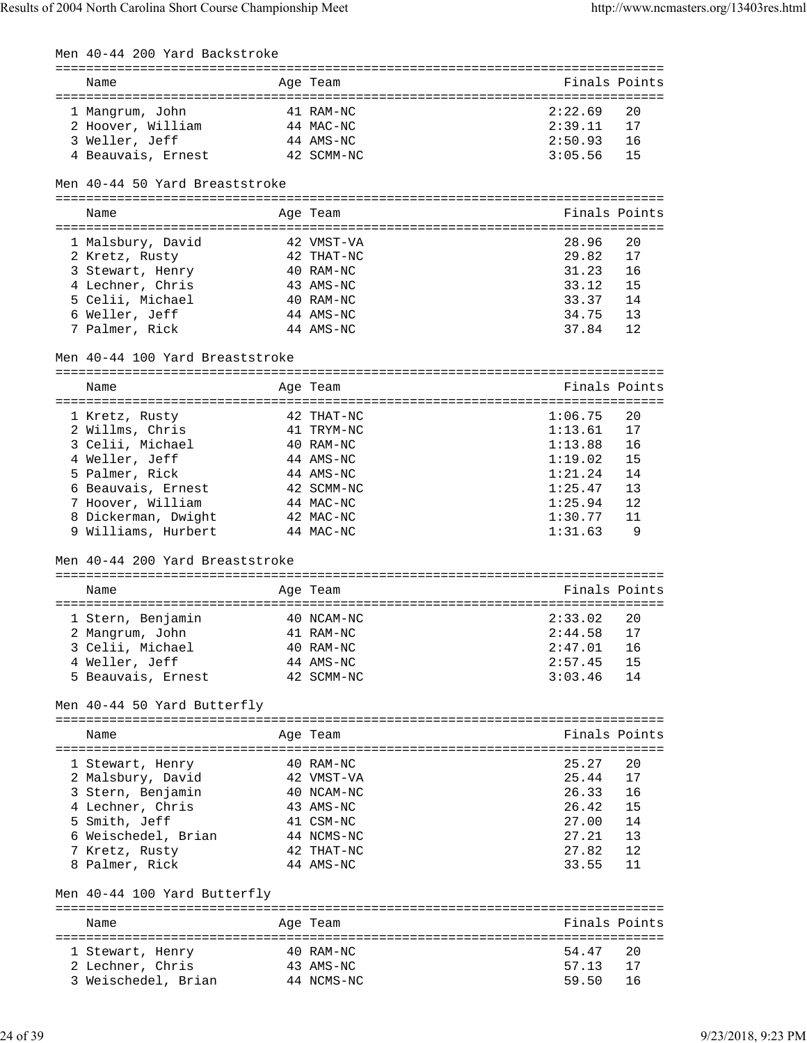## Men 40-44 200 Yard Backstroke

| Name | Age | Team | Finals | Points |
|---|---|---|---|---|
| 1 Mangrum, John | 41 | RAM-NC | 2:22.69 | 20 |
| 2 Hoover, William | 44 | MAC-NC | 2:39.11 | 17 |
| 3 Weller, Jeff | 44 | AMS-NC | 2:50.93 | 16 |
| 4 Beauvais, Ernest | 42 | SCMM-NC | 3:05.56 | 15 |

## Men 40-44 50 Yard Breaststroke

| Name | Age | Team | Finals | Points |
|---|---|---|---|---|
| 1 Malsbury, David | 42 | VMST-VA | 28.96 | 20 |
| 2 Kretz, Rusty | 42 | THAT-NC | 29.82 | 17 |
| 3 Stewart, Henry | 40 | RAM-NC | 31.23 | 16 |
| 4 Lechner, Chris | 43 | AMS-NC | 33.12 | 15 |
| 5 Celii, Michael | 40 | RAM-NC | 33.37 | 14 |
| 6 Weller, Jeff | 44 | AMS-NC | 34.75 | 13 |
| 7 Palmer, Rick | 44 | AMS-NC | 37.84 | 12 |

## Men 40-44 100 Yard Breaststroke

| Name | Age | Team | Finals | Points |
|---|---|---|---|---|
| 1 Kretz, Rusty | 42 | THAT-NC | 1:06.75 | 20 |
| 2 Willms, Chris | 41 | TRYM-NC | 1:13.61 | 17 |
| 3 Celii, Michael | 40 | RAM-NC | 1:13.88 | 16 |
| 4 Weller, Jeff | 44 | AMS-NC | 1:19.02 | 15 |
| 5 Palmer, Rick | 44 | AMS-NC | 1:21.24 | 14 |
| 6 Beauvais, Ernest | 42 | SCMM-NC | 1:25.47 | 13 |
| 7 Hoover, William | 44 | MAC-NC | 1:25.94 | 12 |
| 8 Dickerman, Dwight | 42 | MAC-NC | 1:30.77 | 11 |
| 9 Williams, Hurbert | 44 | MAC-NC | 1:31.63 | 9 |

## Men 40-44 200 Yard Breaststroke

| Name | Age | Team | Finals | Points |
|---|---|---|---|---|
| 1 Stern, Benjamin | 40 | NCAM-NC | 2:33.02 | 20 |
| 2 Mangrum, John | 41 | RAM-NC | 2:44.58 | 17 |
| 3 Celii, Michael | 40 | RAM-NC | 2:47.01 | 16 |
| 4 Weller, Jeff | 44 | AMS-NC | 2:57.45 | 15 |
| 5 Beauvais, Ernest | 42 | SCMM-NC | 3:03.46 | 14 |

## Men 40-44 50 Yard Butterfly

| Name | Age | Team | Finals | Points |
|---|---|---|---|---|
| 1 Stewart, Henry | 40 | RAM-NC | 25.27 | 20 |
| 2 Malsbury, David | 42 | VMST-VA | 25.44 | 17 |
| 3 Stern, Benjamin | 40 | NCAM-NC | 26.33 | 16 |
| 4 Lechner, Chris | 43 | AMS-NC | 26.42 | 15 |
| 5 Smith, Jeff | 41 | CSM-NC | 27.00 | 14 |
| 6 Weischedel, Brian | 44 | NCMS-NC | 27.21 | 13 |
| 7 Kretz, Rusty | 42 | THAT-NC | 27.82 | 12 |
| 8 Palmer, Rick | 44 | AMS-NC | 33.55 | 11 |

## Men 40-44 100 Yard Butterfly

| Name | Age | Team | Finals | Points |
|---|---|---|---|---|
| 1 Stewart, Henry | 40 | RAM-NC | 54.47 | 20 |
| 2 Lechner, Chris | 43 | AMS-NC | 57.13 | 17 |
| 3 Weischedel, Brian | 44 | NCMS-NC | 59.50 | 16 |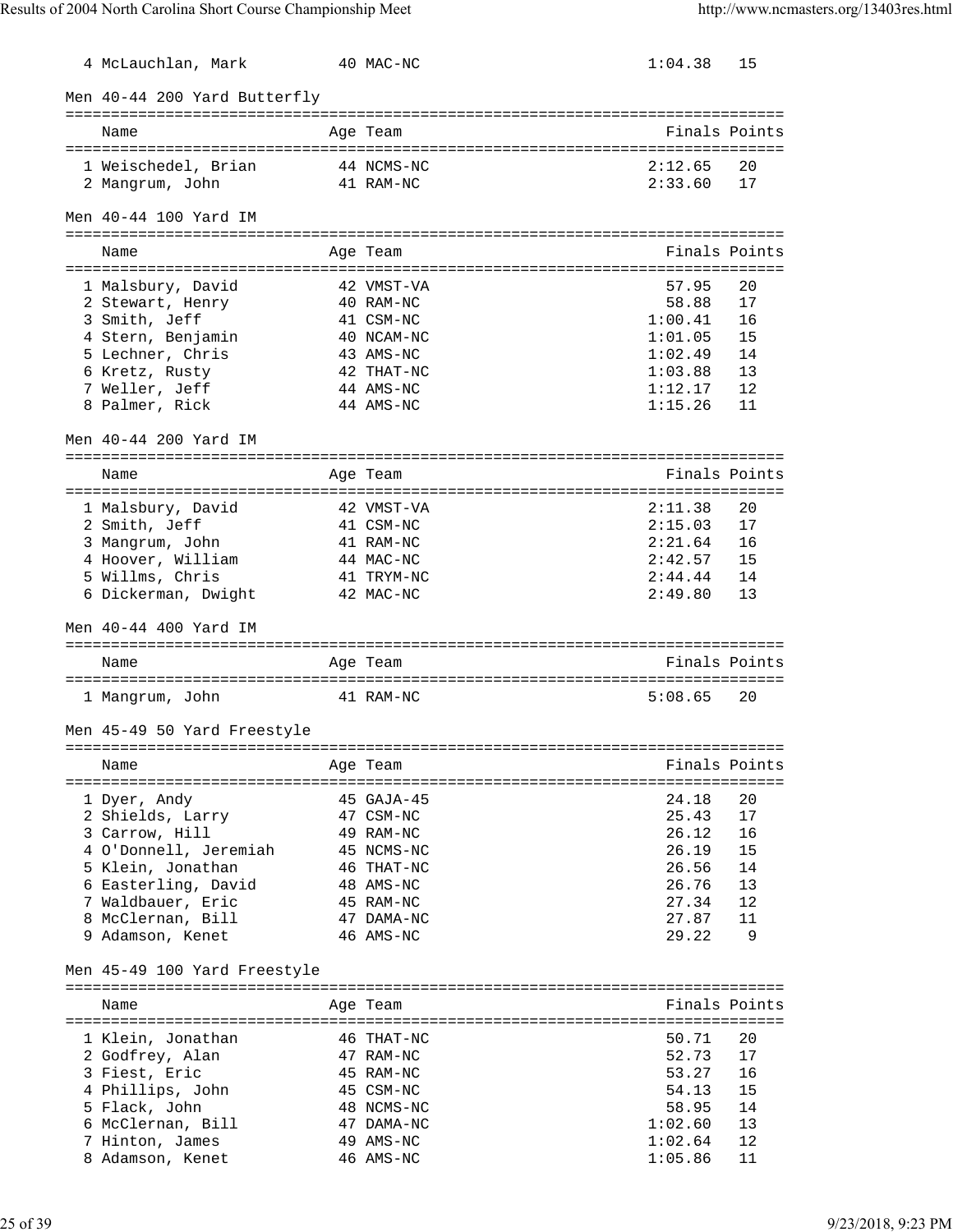| | Name | Age | Team | Finals | Points |
|---|---|---|---|---|---|
| 4 | McLauchlan, Mark | 40 | MAC-NC | 1:04.38 | 15 |

## Men 40-44 200 Yard Butterfly

| | Name | Age | Team | Finals | Points |
|---|---|---|---|---|---|
| 1 | Weischedel, Brian | 44 | NCMS-NC | 2:12.65 | 20 |
| 2 | Mangrum, John | 41 | RAM-NC | 2:33.60 | 17 |

## Men 40-44 100 Yard IM

| | Name | Age | Team | Finals | Points |
|---|---|---|---|---|---|
| 1 | Malsbury, David | 42 | VMST-VA | 57.95 | 20 |
| 2 | Stewart, Henry | 40 | RAM-NC | 58.88 | 17 |
| 3 | Smith, Jeff | 41 | CSM-NC | 1:00.41 | 16 |
| 4 | Stern, Benjamin | 40 | NCAM-NC | 1:01.05 | 15 |
| 5 | Lechner, Chris | 43 | AMS-NC | 1:02.49 | 14 |
| 6 | Kretz, Rusty | 42 | THAT-NC | 1:03.88 | 13 |
| 7 | Weller, Jeff | 44 | AMS-NC | 1:12.17 | 12 |
| 8 | Palmer, Rick | 44 | AMS-NC | 1:15.26 | 11 |

## Men 40-44 200 Yard IM

| | Name | Age | Team | Finals | Points |
|---|---|---|---|---|---|
| 1 | Malsbury, David | 42 | VMST-VA | 2:11.38 | 20 |
| 2 | Smith, Jeff | 41 | CSM-NC | 2:15.03 | 17 |
| 3 | Mangrum, John | 41 | RAM-NC | 2:21.64 | 16 |
| 4 | Hoover, William | 44 | MAC-NC | 2:42.57 | 15 |
| 5 | Willms, Chris | 41 | TRYM-NC | 2:44.44 | 14 |
| 6 | Dickerman, Dwight | 42 | MAC-NC | 2:49.80 | 13 |

## Men 40-44 400 Yard IM

| | Name | Age | Team | Finals | Points |
|---|---|---|---|---|---|
| 1 | Mangrum, John | 41 | RAM-NC | 5:08.65 | 20 |

## Men 45-49 50 Yard Freestyle

| | Name | Age | Team | Finals | Points |
|---|---|---|---|---|---|
| 1 | Dyer, Andy | 45 | GAJA-45 | 24.18 | 20 |
| 2 | Shields, Larry | 47 | CSM-NC | 25.43 | 17 |
| 3 | Carrow, Hill | 49 | RAM-NC | 26.12 | 16 |
| 4 | O'Donnell, Jeremiah | 45 | NCMS-NC | 26.19 | 15 |
| 5 | Klein, Jonathan | 46 | THAT-NC | 26.56 | 14 |
| 6 | Easterling, David | 48 | AMS-NC | 26.76 | 13 |
| 7 | Waldbauer, Eric | 45 | RAM-NC | 27.34 | 12 |
| 8 | McClernan, Bill | 47 | DAMA-NC | 27.87 | 11 |
| 9 | Adamson, Kenet | 46 | AMS-NC | 29.22 | 9 |

## Men 45-49 100 Yard Freestyle

| | Name | Age | Team | Finals | Points |
|---|---|---|---|---|---|
| 1 | Klein, Jonathan | 46 | THAT-NC | 50.71 | 20 |
| 2 | Godfrey, Alan | 47 | RAM-NC | 52.73 | 17 |
| 3 | Fiest, Eric | 45 | RAM-NC | 53.27 | 16 |
| 4 | Phillips, John | 45 | CSM-NC | 54.13 | 15 |
| 5 | Flack, John | 48 | NCMS-NC | 58.95 | 14 |
| 6 | McClernan, Bill | 47 | DAMA-NC | 1:02.60 | 13 |
| 7 | Hinton, James | 49 | AMS-NC | 1:02.64 | 12 |
| 8 | Adamson, Kenet | 46 | AMS-NC | 1:05.86 | 11 |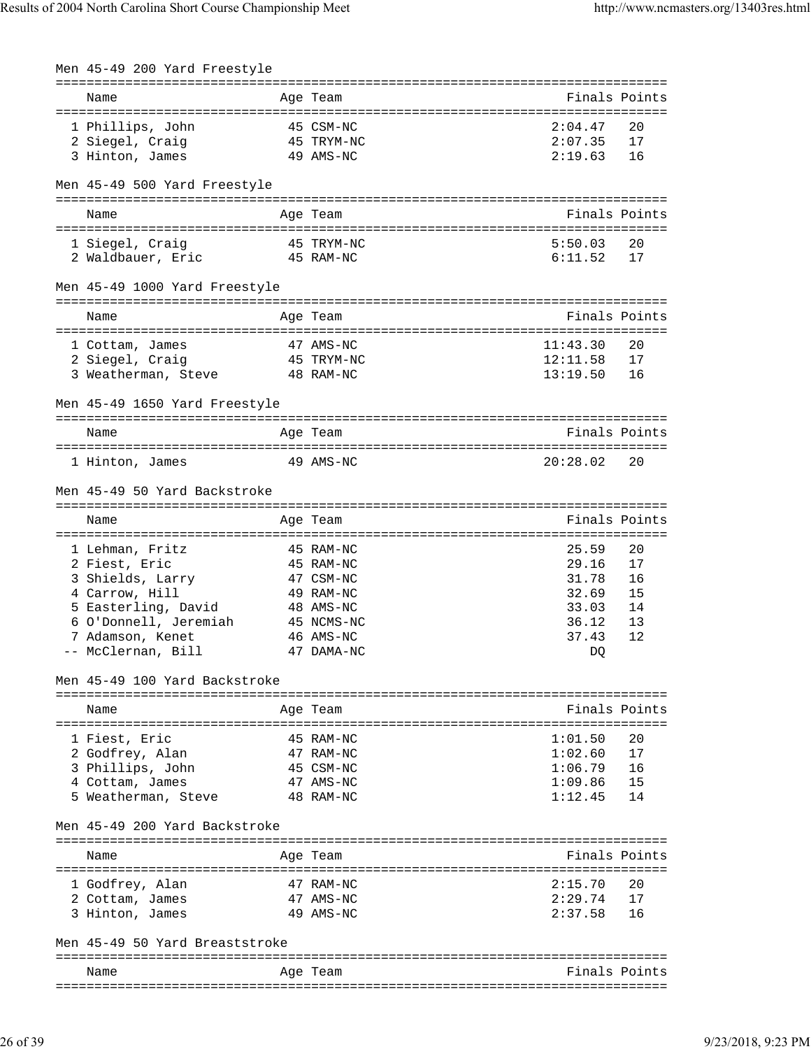### Men 45-49 200 Yard Freestyle

| | Name | Age | Team | Finals | Points |
|---|---|---|---|---|---|
| 1 | Phillips, John | 45 | CSM-NC | 2:04.47 | 20 |
| 2 | Siegel, Craig | 45 | TRYM-NC | 2:07.35 | 17 |
| 3 | Hinton, James | 49 | AMS-NC | 2:19.63 | 16 |

### Men 45-49 500 Yard Freestyle

| | Name | Age | Team | Finals | Points |
|---|---|---|---|---|---|
| 1 | Siegel, Craig | 45 | TRYM-NC | 5:50.03 | 20 |
| 2 | Waldbauer, Eric | 45 | RAM-NC | 6:11.52 | 17 |

### Men 45-49 1000 Yard Freestyle

| | Name | Age | Team | Finals | Points |
|---|---|---|---|---|---|
| 1 | Cottam, James | 47 | AMS-NC | 11:43.30 | 20 |
| 2 | Siegel, Craig | 45 | TRYM-NC | 12:11.58 | 17 |
| 3 | Weatherman, Steve | 48 | RAM-NC | 13:19.50 | 16 |

### Men 45-49 1650 Yard Freestyle

| | Name | Age | Team | Finals | Points |
|---|---|---|---|---|---|
| 1 | Hinton, James | 49 | AMS-NC | 20:28.02 | 20 |

### Men 45-49 50 Yard Backstroke

| | Name | Age | Team | Finals | Points |
|---|---|---|---|---|---|
| 1 | Lehman, Fritz | 45 | RAM-NC | 25.59 | 20 |
| 2 | Fiest, Eric | 45 | RAM-NC | 29.16 | 17 |
| 3 | Shields, Larry | 47 | CSM-NC | 31.78 | 16 |
| 4 | Carrow, Hill | 49 | RAM-NC | 32.69 | 15 |
| 5 | Easterling, David | 48 | AMS-NC | 33.03 | 14 |
| 6 | O'Donnell, Jeremiah | 45 | NCMS-NC | 36.12 | 13 |
| 7 | Adamson, Kenet | 46 | AMS-NC | 37.43 | 12 |
| -- | McClernan, Bill | 47 | DAMA-NC | DQ | |

### Men 45-49 100 Yard Backstroke

| | Name | Age | Team | Finals | Points |
|---|---|---|---|---|---|
| 1 | Fiest, Eric | 45 | RAM-NC | 1:01.50 | 20 |
| 2 | Godfrey, Alan | 47 | RAM-NC | 1:02.60 | 17 |
| 3 | Phillips, John | 45 | CSM-NC | 1:06.79 | 16 |
| 4 | Cottam, James | 47 | AMS-NC | 1:09.86 | 15 |
| 5 | Weatherman, Steve | 48 | RAM-NC | 1:12.45 | 14 |

### Men 45-49 200 Yard Backstroke

| | Name | Age | Team | Finals | Points |
|---|---|---|---|---|---|
| 1 | Godfrey, Alan | 47 | RAM-NC | 2:15.70 | 20 |
| 2 | Cottam, James | 47 | AMS-NC | 2:29.74 | 17 |
| 3 | Hinton, James | 49 | AMS-NC | 2:37.58 | 16 |

### Men 45-49 50 Yard Breaststroke

| | Name | Age | Team | Finals | Points |
|---|---|---|---|---|---|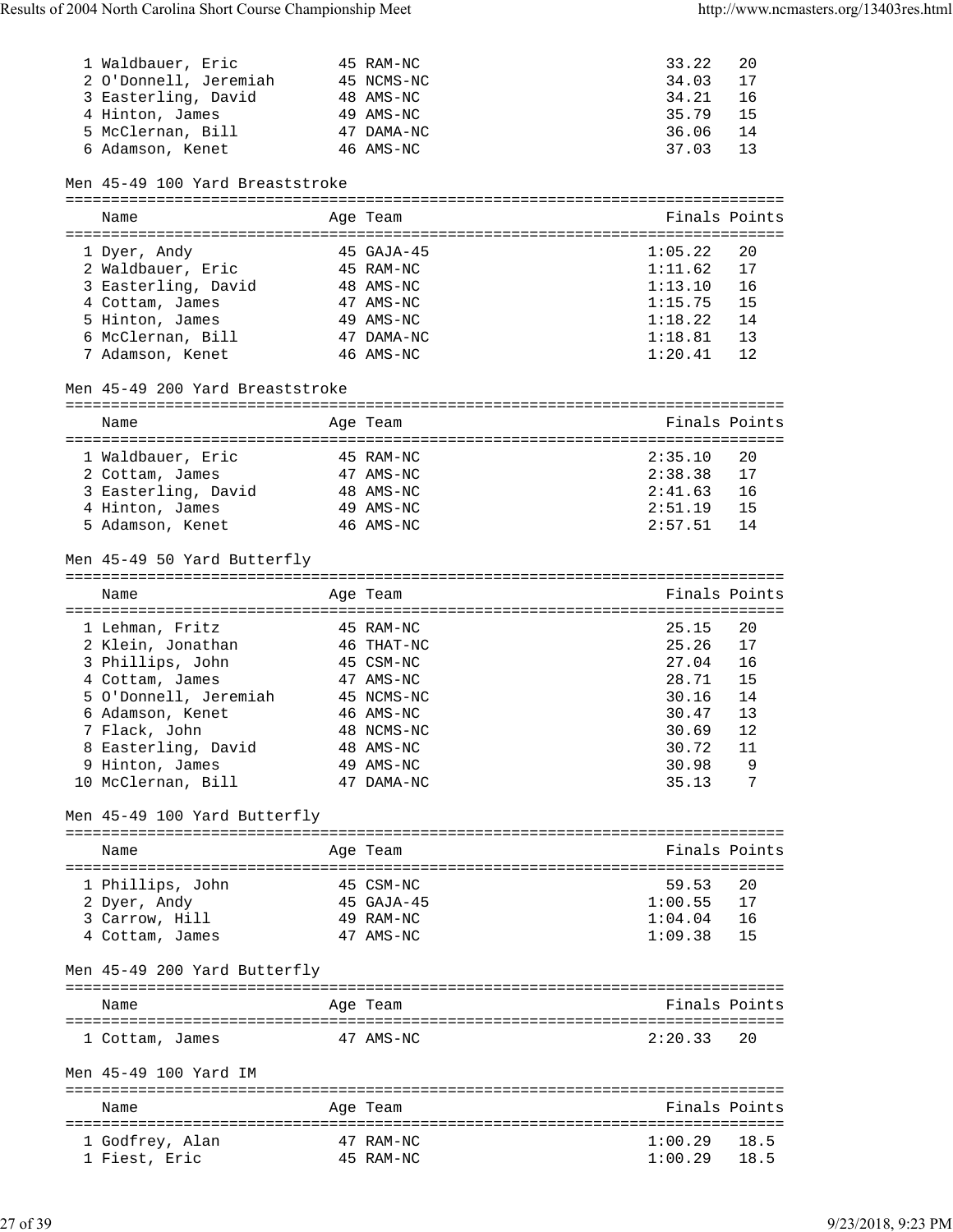| Place | Name | Age | Team | Finals | Points |
|---|---|---|---|---|---|
| 1 | Waldbauer, Eric | 45 | RAM-NC | 33.22 | 20 |
| 2 | O'Donnell, Jeremiah | 45 | NCMS-NC | 34.03 | 17 |
| 3 | Easterling, David | 48 | AMS-NC | 34.21 | 16 |
| 4 | Hinton, James | 49 | AMS-NC | 35.79 | 15 |
| 5 | McClernan, Bill | 47 | DAMA-NC | 36.06 | 14 |
| 6 | Adamson, Kenet | 46 | AMS-NC | 37.03 | 13 |

### Men 45-49 100 Yard Breaststroke

| Place | Name | Age | Team | Finals | Points |
|---|---|---|---|---|---|
| 1 | Dyer, Andy | 45 | GAJA-45 | 1:05.22 | 20 |
| 2 | Waldbauer, Eric | 45 | RAM-NC | 1:11.62 | 17 |
| 3 | Easterling, David | 48 | AMS-NC | 1:13.10 | 16 |
| 4 | Cottam, James | 47 | AMS-NC | 1:15.75 | 15 |
| 5 | Hinton, James | 49 | AMS-NC | 1:18.22 | 14 |
| 6 | McClernan, Bill | 47 | DAMA-NC | 1:18.81 | 13 |
| 7 | Adamson, Kenet | 46 | AMS-NC | 1:20.41 | 12 |

### Men 45-49 200 Yard Breaststroke

| Place | Name | Age | Team | Finals | Points |
|---|---|---|---|---|---|
| 1 | Waldbauer, Eric | 45 | RAM-NC | 2:35.10 | 20 |
| 2 | Cottam, James | 47 | AMS-NC | 2:38.38 | 17 |
| 3 | Easterling, David | 48 | AMS-NC | 2:41.63 | 16 |
| 4 | Hinton, James | 49 | AMS-NC | 2:51.19 | 15 |
| 5 | Adamson, Kenet | 46 | AMS-NC | 2:57.51 | 14 |

### Men 45-49 50 Yard Butterfly

| Place | Name | Age | Team | Finals | Points |
|---|---|---|---|---|---|
| 1 | Lehman, Fritz | 45 | RAM-NC | 25.15 | 20 |
| 2 | Klein, Jonathan | 46 | THAT-NC | 25.26 | 17 |
| 3 | Phillips, John | 45 | CSM-NC | 27.04 | 16 |
| 4 | Cottam, James | 47 | AMS-NC | 28.71 | 15 |
| 5 | O'Donnell, Jeremiah | 45 | NCMS-NC | 30.16 | 14 |
| 6 | Adamson, Kenet | 46 | AMS-NC | 30.47 | 13 |
| 7 | Flack, John | 48 | NCMS-NC | 30.69 | 12 |
| 8 | Easterling, David | 48 | AMS-NC | 30.72 | 11 |
| 9 | Hinton, James | 49 | AMS-NC | 30.98 | 9 |
| 10 | McClernan, Bill | 47 | DAMA-NC | 35.13 | 7 |

### Men 45-49 100 Yard Butterfly

| Place | Name | Age | Team | Finals | Points |
|---|---|---|---|---|---|
| 1 | Phillips, John | 45 | CSM-NC | 59.53 | 20 |
| 2 | Dyer, Andy | 45 | GAJA-45 | 1:00.55 | 17 |
| 3 | Carrow, Hill | 49 | RAM-NC | 1:04.04 | 16 |
| 4 | Cottam, James | 47 | AMS-NC | 1:09.38 | 15 |

### Men 45-49 200 Yard Butterfly

| Place | Name | Age | Team | Finals | Points |
|---|---|---|---|---|---|
| 1 | Cottam, James | 47 | AMS-NC | 2:20.33 | 20 |

### Men 45-49 100 Yard IM

| Place | Name | Age | Team | Finals | Points |
|---|---|---|---|---|---|
| 1 | Godfrey, Alan | 47 | RAM-NC | 1:00.29 | 18.5 |
| 1 | Fiest, Eric | 45 | RAM-NC | 1:00.29 | 18.5 |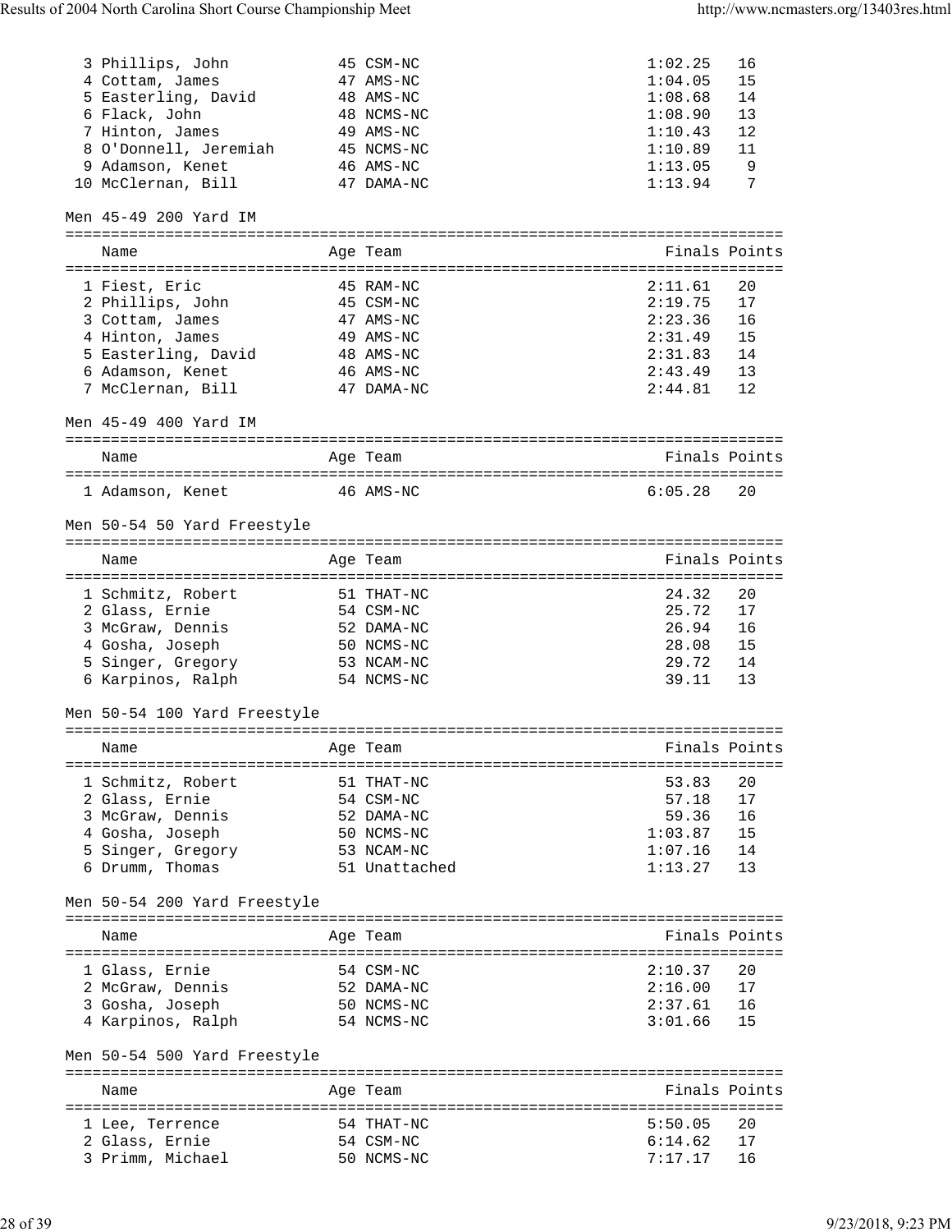| Name | Age | Team | Finals | Points |
|---|---|---|---|---|
| 3 Phillips, John | 45 | CSM-NC | 1:02.25 | 16 |
| 4 Cottam, James | 47 | AMS-NC | 1:04.05 | 15 |
| 5 Easterling, David | 48 | AMS-NC | 1:08.68 | 14 |
| 6 Flack, John | 48 | NCMS-NC | 1:08.90 | 13 |
| 7 Hinton, James | 49 | AMS-NC | 1:10.43 | 12 |
| 8 O'Donnell, Jeremiah | 45 | NCMS-NC | 1:10.89 | 11 |
| 9 Adamson, Kenet | 46 | AMS-NC | 1:13.05 | 9 |
| 10 McClernan, Bill | 47 | DAMA-NC | 1:13.94 | 7 |

Men 45-49 200 Yard IM

| Name | Age | Team | Finals | Points |
|---|---|---|---|---|
| 1 Fiest, Eric | 45 | RAM-NC | 2:11.61 | 20 |
| 2 Phillips, John | 45 | CSM-NC | 2:19.75 | 17 |
| 3 Cottam, James | 47 | AMS-NC | 2:23.36 | 16 |
| 4 Hinton, James | 49 | AMS-NC | 2:31.49 | 15 |
| 5 Easterling, David | 48 | AMS-NC | 2:31.83 | 14 |
| 6 Adamson, Kenet | 46 | AMS-NC | 2:43.49 | 13 |
| 7 McClernan, Bill | 47 | DAMA-NC | 2:44.81 | 12 |

Men 45-49 400 Yard IM

| Name | Age | Team | Finals | Points |
|---|---|---|---|---|
| 1 Adamson, Kenet | 46 | AMS-NC | 6:05.28 | 20 |

Men 50-54 50 Yard Freestyle

| Name | Age | Team | Finals | Points |
|---|---|---|---|---|
| 1 Schmitz, Robert | 51 | THAT-NC | 24.32 | 20 |
| 2 Glass, Ernie | 54 | CSM-NC | 25.72 | 17 |
| 3 McGraw, Dennis | 52 | DAMA-NC | 26.94 | 16 |
| 4 Gosha, Joseph | 50 | NCMS-NC | 28.08 | 15 |
| 5 Singer, Gregory | 53 | NCAM-NC | 29.72 | 14 |
| 6 Karpinos, Ralph | 54 | NCMS-NC | 39.11 | 13 |

Men 50-54 100 Yard Freestyle

| Name | Age | Team | Finals | Points |
|---|---|---|---|---|
| 1 Schmitz, Robert | 51 | THAT-NC | 53.83 | 20 |
| 2 Glass, Ernie | 54 | CSM-NC | 57.18 | 17 |
| 3 McGraw, Dennis | 52 | DAMA-NC | 59.36 | 16 |
| 4 Gosha, Joseph | 50 | NCMS-NC | 1:03.87 | 15 |
| 5 Singer, Gregory | 53 | NCAM-NC | 1:07.16 | 14 |
| 6 Drumm, Thomas | 51 | Unattached | 1:13.27 | 13 |

Men 50-54 200 Yard Freestyle

| Name | Age | Team | Finals | Points |
|---|---|---|---|---|
| 1 Glass, Ernie | 54 | CSM-NC | 2:10.37 | 20 |
| 2 McGraw, Dennis | 52 | DAMA-NC | 2:16.00 | 17 |
| 3 Gosha, Joseph | 50 | NCMS-NC | 2:37.61 | 16 |
| 4 Karpinos, Ralph | 54 | NCMS-NC | 3:01.66 | 15 |

Men 50-54 500 Yard Freestyle

| Name | Age | Team | Finals | Points |
|---|---|---|---|---|
| 1 Lee, Terrence | 54 | THAT-NC | 5:50.05 | 20 |
| 2 Glass, Ernie | 54 | CSM-NC | 6:14.62 | 17 |
| 3 Primm, Michael | 50 | NCMS-NC | 7:17.17 | 16 |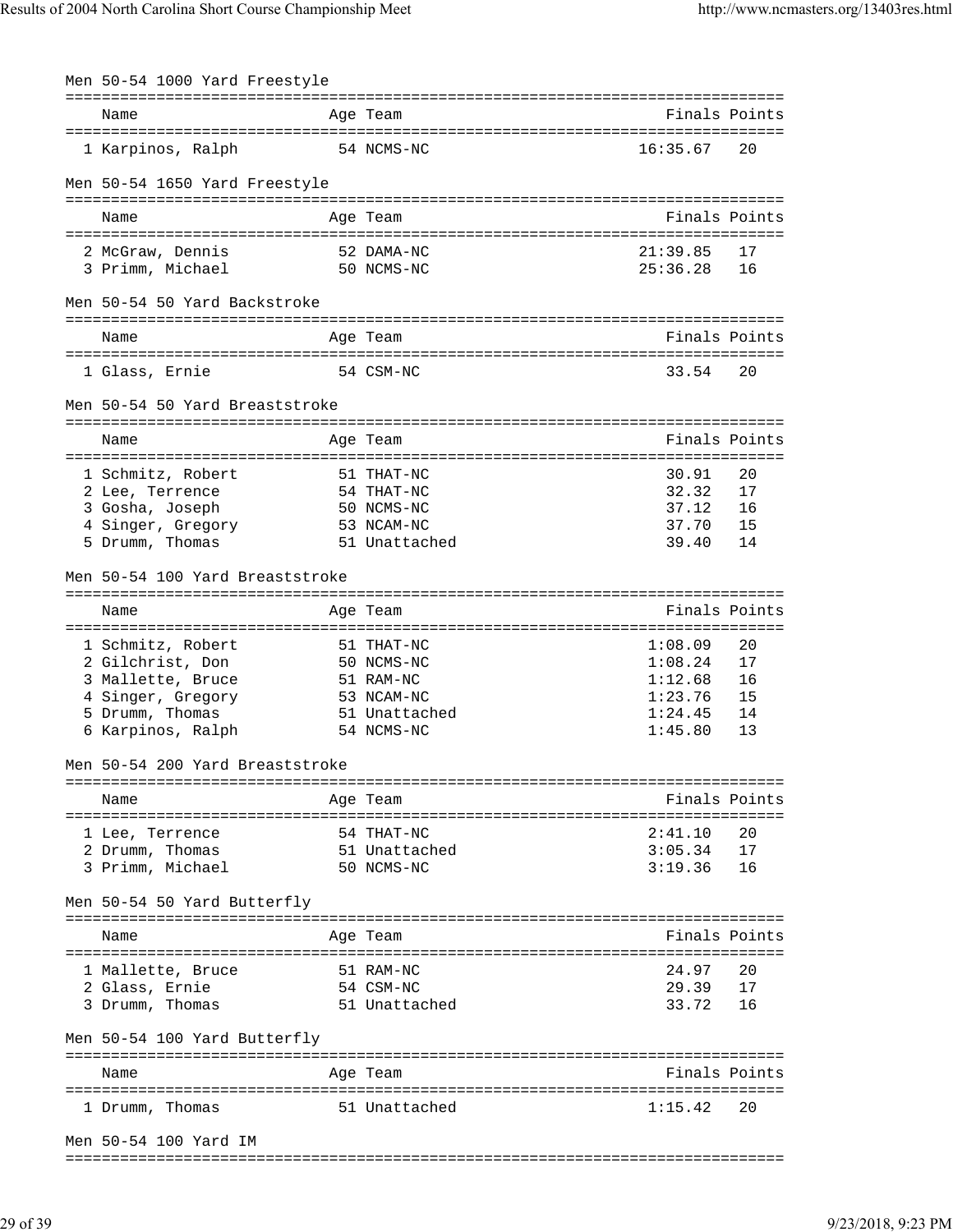## Men 50-54 1000 Yard Freestyle

| Name | Age | Team | Finals | Points |
|---|---|---|---|---|
| 1 Karpinos, Ralph | 54 | NCMS-NC | 16:35.67 | 20 |

## Men 50-54 1650 Yard Freestyle

| Name | Age | Team | Finals | Points |
|---|---|---|---|---|
| 2 McGraw, Dennis | 52 | DAMA-NC | 21:39.85 | 17 |
| 3 Primm, Michael | 50 | NCMS-NC | 25:36.28 | 16 |

## Men 50-54 50 Yard Backstroke

| Name | Age | Team | Finals | Points |
|---|---|---|---|---|
| 1 Glass, Ernie | 54 | CSM-NC | 33.54 | 20 |

## Men 50-54 50 Yard Breaststroke

| Name | Age | Team | Finals | Points |
|---|---|---|---|---|
| 1 Schmitz, Robert | 51 | THAT-NC | 30.91 | 20 |
| 2 Lee, Terrence | 54 | THAT-NC | 32.32 | 17 |
| 3 Gosha, Joseph | 50 | NCMS-NC | 37.12 | 16 |
| 4 Singer, Gregory | 53 | NCAM-NC | 37.70 | 15 |
| 5 Drumm, Thomas | 51 | Unattached | 39.40 | 14 |

## Men 50-54 100 Yard Breaststroke

| Name | Age | Team | Finals | Points |
|---|---|---|---|---|
| 1 Schmitz, Robert | 51 | THAT-NC | 1:08.09 | 20 |
| 2 Gilchrist, Don | 50 | NCMS-NC | 1:08.24 | 17 |
| 3 Mallette, Bruce | 51 | RAM-NC | 1:12.68 | 16 |
| 4 Singer, Gregory | 53 | NCAM-NC | 1:23.76 | 15 |
| 5 Drumm, Thomas | 51 | Unattached | 1:24.45 | 14 |
| 6 Karpinos, Ralph | 54 | NCMS-NC | 1:45.80 | 13 |

## Men 50-54 200 Yard Breaststroke

| Name | Age | Team | Finals | Points |
|---|---|---|---|---|
| 1 Lee, Terrence | 54 | THAT-NC | 2:41.10 | 20 |
| 2 Drumm, Thomas | 51 | Unattached | 3:05.34 | 17 |
| 3 Primm, Michael | 50 | NCMS-NC | 3:19.36 | 16 |

## Men 50-54 50 Yard Butterfly

| Name | Age | Team | Finals | Points |
|---|---|---|---|---|
| 1 Mallette, Bruce | 51 | RAM-NC | 24.97 | 20 |
| 2 Glass, Ernie | 54 | CSM-NC | 29.39 | 17 |
| 3 Drumm, Thomas | 51 | Unattached | 33.72 | 16 |

## Men 50-54 100 Yard Butterfly

| Name | Age | Team | Finals | Points |
|---|---|---|---|---|
| 1 Drumm, Thomas | 51 | Unattached | 1:15.42 | 20 |

## Men 50-54 100 Yard IM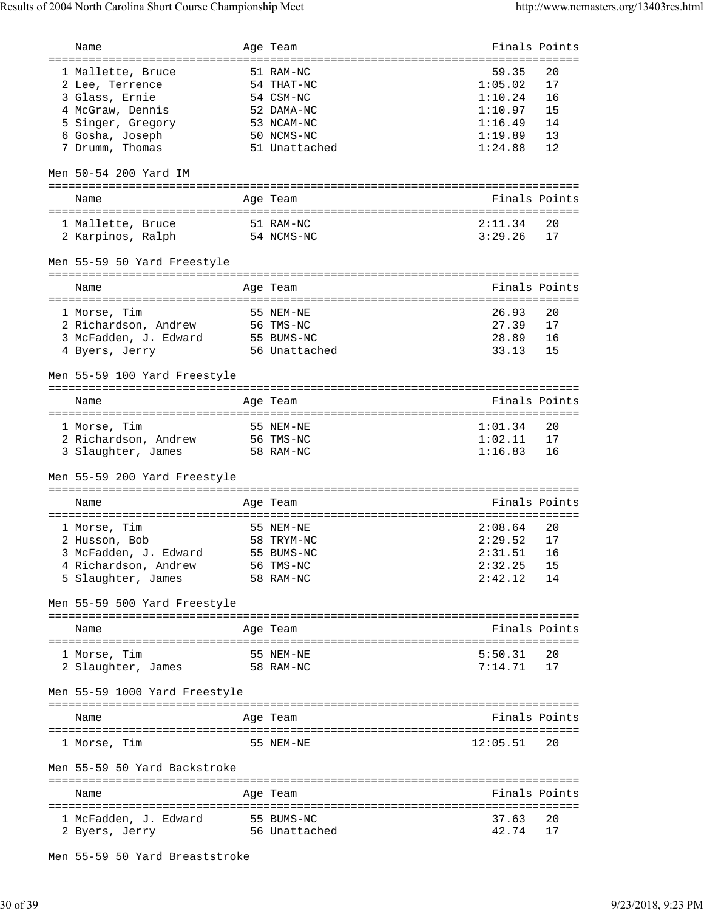| Name | Age | Team | Finals | Points |
|---|---|---|---|---|
| 1 Mallette, Bruce | 51 | RAM-NC | 59.35 | 20 |
| 2 Lee, Terrence | 54 | THAT-NC | 1:05.02 | 17 |
| 3 Glass, Ernie | 54 | CSM-NC | 1:10.24 | 16 |
| 4 McGraw, Dennis | 52 | DAMA-NC | 1:10.97 | 15 |
| 5 Singer, Gregory | 53 | NCAM-NC | 1:16.49 | 14 |
| 6 Gosha, Joseph | 50 | NCMS-NC | 1:19.89 | 13 |
| 7 Drumm, Thomas | 51 | Unattached | 1:24.88 | 12 |

## Men 50-54 200 Yard IM

| Name | Age | Team | Finals | Points |
|---|---|---|---|---|
| 1 Mallette, Bruce | 51 | RAM-NC | 2:11.34 | 20 |
| 2 Karpinos, Ralph | 54 | NCMS-NC | 3:29.26 | 17 |

## Men 55-59 50 Yard Freestyle

| Name | Age | Team | Finals | Points |
|---|---|---|---|---|
| 1 Morse, Tim | 55 | NEM-NE | 26.93 | 20 |
| 2 Richardson, Andrew | 56 | TMS-NC | 27.39 | 17 |
| 3 McFadden, J. Edward | 55 | BUMS-NC | 28.89 | 16 |
| 4 Byers, Jerry | 56 | Unattached | 33.13 | 15 |

## Men 55-59 100 Yard Freestyle

| Name | Age | Team | Finals | Points |
|---|---|---|---|---|
| 1 Morse, Tim | 55 | NEM-NE | 1:01.34 | 20 |
| 2 Richardson, Andrew | 56 | TMS-NC | 1:02.11 | 17 |
| 3 Slaughter, James | 58 | RAM-NC | 1:16.83 | 16 |

## Men 55-59 200 Yard Freestyle

| Name | Age | Team | Finals | Points |
|---|---|---|---|---|
| 1 Morse, Tim | 55 | NEM-NE | 2:08.64 | 20 |
| 2 Husson, Bob | 58 | TRYM-NC | 2:29.52 | 17 |
| 3 McFadden, J. Edward | 55 | BUMS-NC | 2:31.51 | 16 |
| 4 Richardson, Andrew | 56 | TMS-NC | 2:32.25 | 15 |
| 5 Slaughter, James | 58 | RAM-NC | 2:42.12 | 14 |

## Men 55-59 500 Yard Freestyle

| Name | Age | Team | Finals | Points |
|---|---|---|---|---|
| 1 Morse, Tim | 55 | NEM-NE | 5:50.31 | 20 |
| 2 Slaughter, James | 58 | RAM-NC | 7:14.71 | 17 |

## Men 55-59 1000 Yard Freestyle

| Name | Age | Team | Finals | Points |
|---|---|---|---|---|
| 1 Morse, Tim | 55 | NEM-NE | 12:05.51 | 20 |

## Men 55-59 50 Yard Backstroke

| Name | Age | Team | Finals | Points |
|---|---|---|---|---|
| 1 McFadden, J. Edward | 55 | BUMS-NC | 37.63 | 20 |
| 2 Byers, Jerry | 56 | Unattached | 42.74 | 17 |

## Men 55-59 50 Yard Breaststroke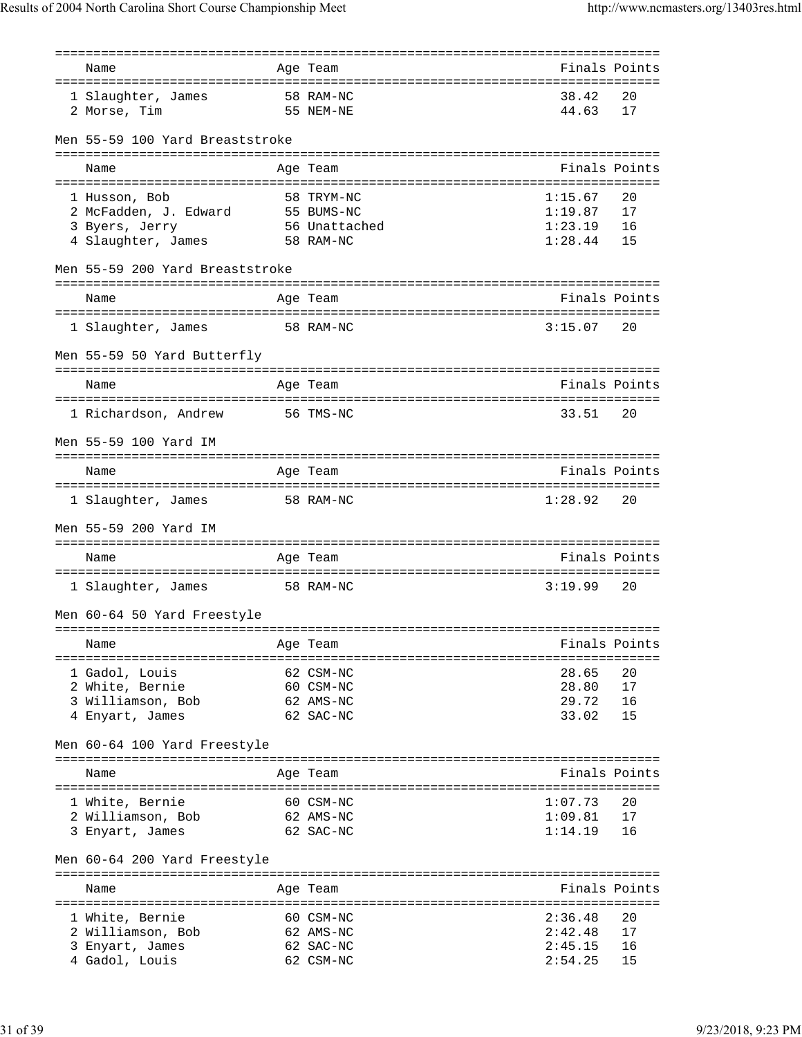| Name | Age | Team | Finals | Points |
|---|---|---|---|---|
| 1 Slaughter, James | 58 | RAM-NC | 38.42 | 20 |
| 2 Morse, Tim | 55 | NEM-NE | 44.63 | 17 |

Men 55-59 100 Yard Breaststroke

| Name | Age | Team | Finals | Points |
|---|---|---|---|---|
| 1 Husson, Bob | 58 | TRYM-NC | 1:15.67 | 20 |
| 2 McFadden, J. Edward | 55 | BUMS-NC | 1:19.87 | 17 |
| 3 Byers, Jerry | 56 | Unattached | 1:23.19 | 16 |
| 4 Slaughter, James | 58 | RAM-NC | 1:28.44 | 15 |

Men 55-59 200 Yard Breaststroke

| Name | Age | Team | Finals | Points |
|---|---|---|---|---|
| 1 Slaughter, James | 58 | RAM-NC | 3:15.07 | 20 |

Men 55-59 50 Yard Butterfly

| Name | Age | Team | Finals | Points |
|---|---|---|---|---|
| 1 Richardson, Andrew | 56 | TMS-NC | 33.51 | 20 |

Men 55-59 100 Yard IM

| Name | Age | Team | Finals | Points |
|---|---|---|---|---|
| 1 Slaughter, James | 58 | RAM-NC | 1:28.92 | 20 |

Men 55-59 200 Yard IM

| Name | Age | Team | Finals | Points |
|---|---|---|---|---|
| 1 Slaughter, James | 58 | RAM-NC | 3:19.99 | 20 |

Men 60-64 50 Yard Freestyle

| Name | Age | Team | Finals | Points |
|---|---|---|---|---|
| 1 Gadol, Louis | 62 | CSM-NC | 28.65 | 20 |
| 2 White, Bernie | 60 | CSM-NC | 28.80 | 17 |
| 3 Williamson, Bob | 62 | AMS-NC | 29.72 | 16 |
| 4 Enyart, James | 62 | SAC-NC | 33.02 | 15 |

Men 60-64 100 Yard Freestyle

| Name | Age | Team | Finals | Points |
|---|---|---|---|---|
| 1 White, Bernie | 60 | CSM-NC | 1:07.73 | 20 |
| 2 Williamson, Bob | 62 | AMS-NC | 1:09.81 | 17 |
| 3 Enyart, James | 62 | SAC-NC | 1:14.19 | 16 |

Men 60-64 200 Yard Freestyle

| Name | Age | Team | Finals | Points |
|---|---|---|---|---|
| 1 White, Bernie | 60 | CSM-NC | 2:36.48 | 20 |
| 2 Williamson, Bob | 62 | AMS-NC | 2:42.48 | 17 |
| 3 Enyart, James | 62 | SAC-NC | 2:45.15 | 16 |
| 4 Gadol, Louis | 62 | CSM-NC | 2:54.25 | 15 |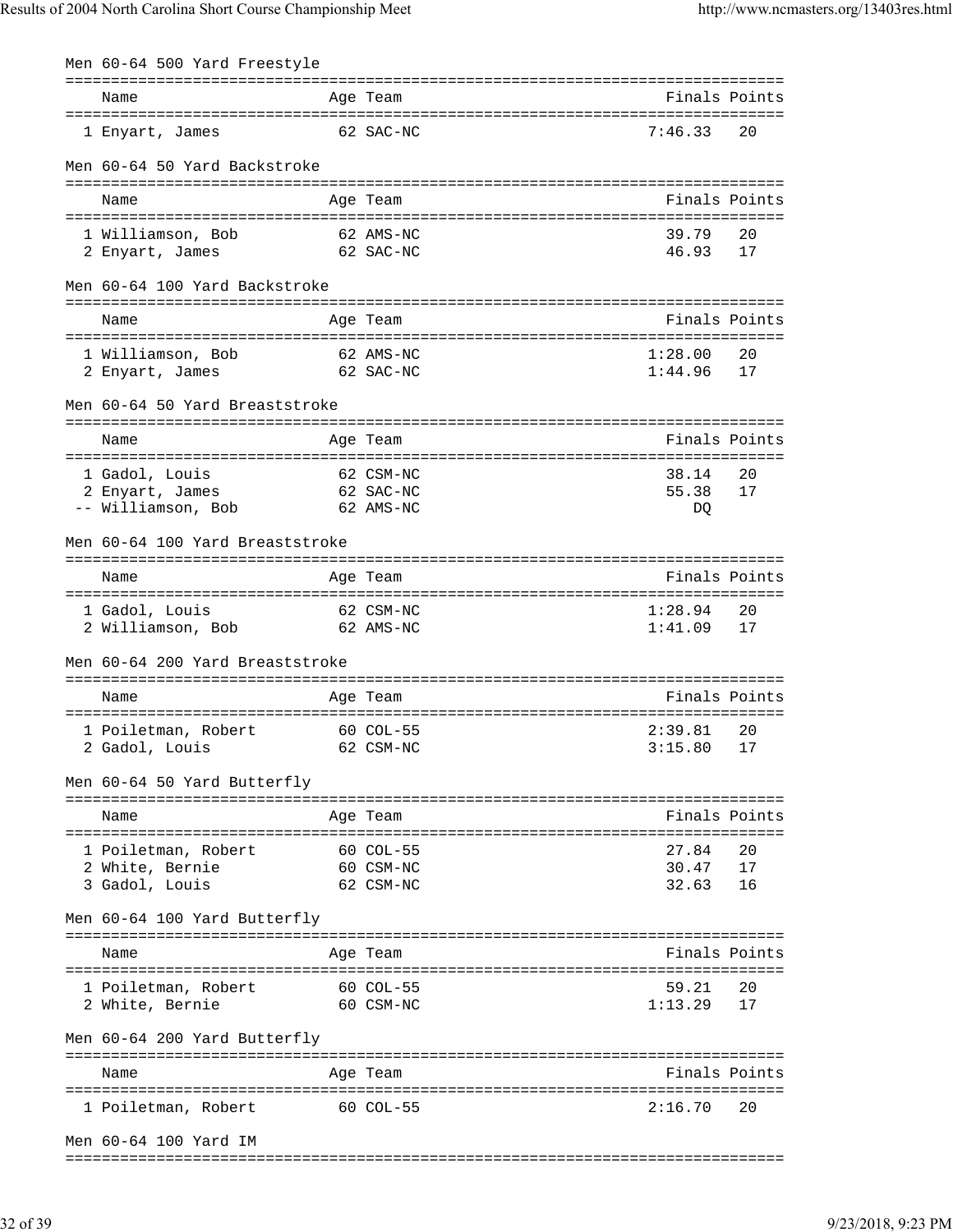### Men 60-64 500 Yard Freestyle

| | Name | Age | Team | Finals | Points |
|---|---|---|---|---|---|
| 1 | Enyart, James | 62 | SAC-NC | 7:46.33 | 20 |

### Men 60-64 50 Yard Backstroke

| | Name | Age | Team | Finals | Points |
|---|---|---|---|---|---|
| 1 | Williamson, Bob | 62 | AMS-NC | 39.79 | 20 |
| 2 | Enyart, James | 62 | SAC-NC | 46.93 | 17 |

### Men 60-64 100 Yard Backstroke

| | Name | Age | Team | Finals | Points |
|---|---|---|---|---|---|
| 1 | Williamson, Bob | 62 | AMS-NC | 1:28.00 | 20 |
| 2 | Enyart, James | 62 | SAC-NC | 1:44.96 | 17 |

### Men 60-64 50 Yard Breaststroke

| | Name | Age | Team | Finals | Points |
|---|---|---|---|---|---|
| 1 | Gadol, Louis | 62 | CSM-NC | 38.14 | 20 |
| 2 | Enyart, James | 62 | SAC-NC | 55.38 | 17 |
| -- | Williamson, Bob | 62 | AMS-NC | DQ | |

### Men 60-64 100 Yard Breaststroke

| | Name | Age | Team | Finals | Points |
|---|---|---|---|---|---|
| 1 | Gadol, Louis | 62 | CSM-NC | 1:28.94 | 20 |
| 2 | Williamson, Bob | 62 | AMS-NC | 1:41.09 | 17 |

### Men 60-64 200 Yard Breaststroke

| | Name | Age | Team | Finals | Points |
|---|---|---|---|---|---|
| 1 | Poiletman, Robert | 60 | COL-55 | 2:39.81 | 20 |
| 2 | Gadol, Louis | 62 | CSM-NC | 3:15.80 | 17 |

### Men 60-64 50 Yard Butterfly

| | Name | Age | Team | Finals | Points |
|---|---|---|---|---|---|
| 1 | Poiletman, Robert | 60 | COL-55 | 27.84 | 20 |
| 2 | White, Bernie | 60 | CSM-NC | 30.47 | 17 |
| 3 | Gadol, Louis | 62 | CSM-NC | 32.63 | 16 |

### Men 60-64 100 Yard Butterfly

| | Name | Age | Team | Finals | Points |
|---|---|---|---|---|---|
| 1 | Poiletman, Robert | 60 | COL-55 | 59.21 | 20 |
| 2 | White, Bernie | 60 | CSM-NC | 1:13.29 | 17 |

### Men 60-64 200 Yard Butterfly

| | Name | Age | Team | Finals | Points |
|---|---|---|---|---|---|
| 1 | Poiletman, Robert | 60 | COL-55 | 2:16.70 | 20 |

### Men 60-64 100 Yard IM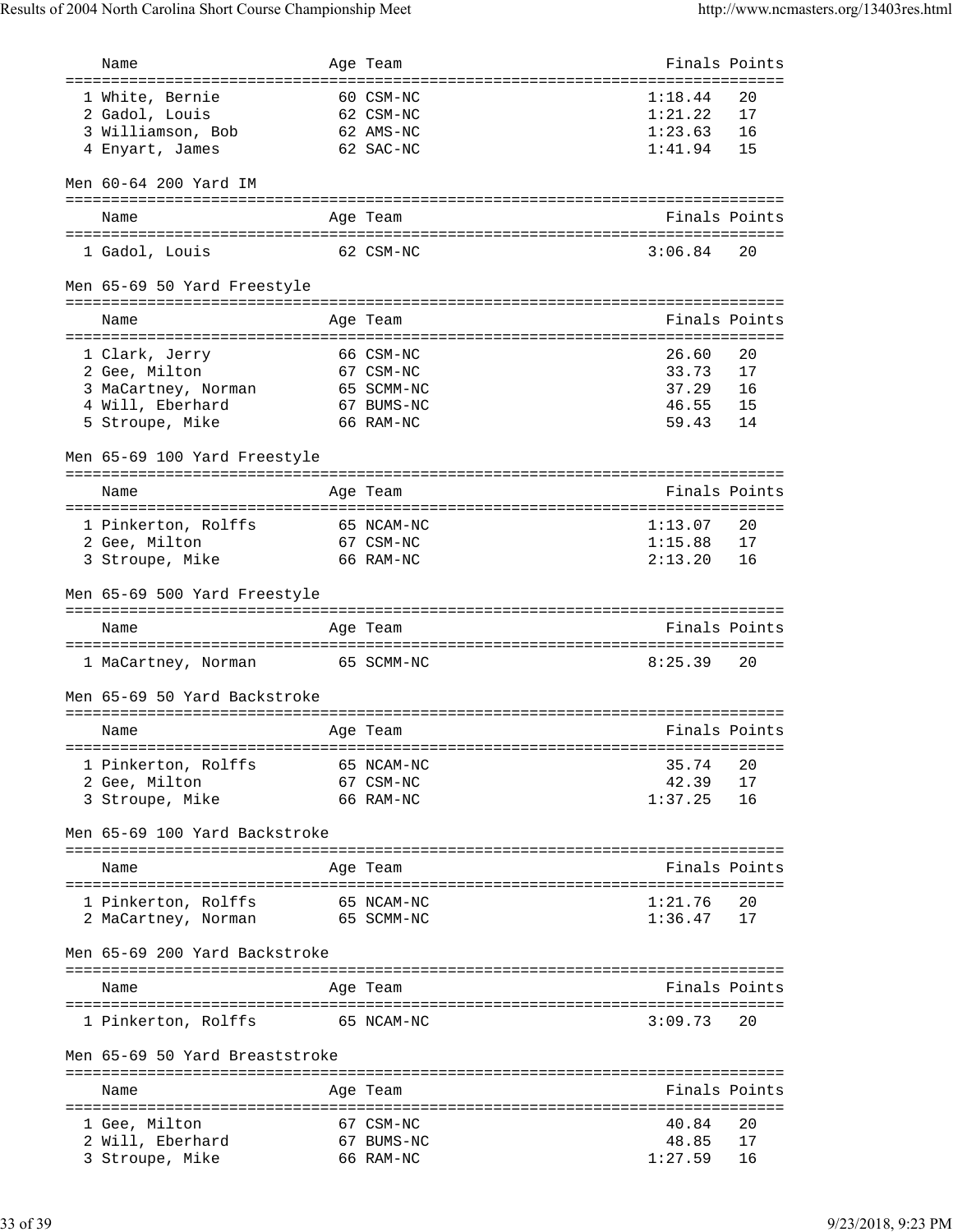| Name | Age | Team | Finals | Points |
|---|---|---|---|---|
| 1 White, Bernie | 60 | CSM-NC | 1:18.44 | 20 |
| 2 Gadol, Louis | 62 | CSM-NC | 1:21.22 | 17 |
| 3 Williamson, Bob | 62 | AMS-NC | 1:23.63 | 16 |
| 4 Enyart, James | 62 | SAC-NC | 1:41.94 | 15 |

### Men 60-64 200 Yard IM

| Name | Age | Team | Finals | Points |
|---|---|---|---|---|
| 1 Gadol, Louis | 62 | CSM-NC | 3:06.84 | 20 |

### Men 65-69 50 Yard Freestyle

| Name | Age | Team | Finals | Points |
|---|---|---|---|---|
| 1 Clark, Jerry | 66 | CSM-NC | 26.60 | 20 |
| 2 Gee, Milton | 67 | CSM-NC | 33.73 | 17 |
| 3 MaCartney, Norman | 65 | SCMM-NC | 37.29 | 16 |
| 4 Will, Eberhard | 67 | BUMS-NC | 46.55 | 15 |
| 5 Stroupe, Mike | 66 | RAM-NC | 59.43 | 14 |

### Men 65-69 100 Yard Freestyle

| Name | Age | Team | Finals | Points |
|---|---|---|---|---|
| 1 Pinkerton, Rolffs | 65 | NCAM-NC | 1:13.07 | 20 |
| 2 Gee, Milton | 67 | CSM-NC | 1:15.88 | 17 |
| 3 Stroupe, Mike | 66 | RAM-NC | 2:13.20 | 16 |

### Men 65-69 500 Yard Freestyle

| Name | Age | Team | Finals | Points |
|---|---|---|---|---|
| 1 MaCartney, Norman | 65 | SCMM-NC | 8:25.39 | 20 |

### Men 65-69 50 Yard Backstroke

| Name | Age | Team | Finals | Points |
|---|---|---|---|---|
| 1 Pinkerton, Rolffs | 65 | NCAM-NC | 35.74 | 20 |
| 2 Gee, Milton | 67 | CSM-NC | 42.39 | 17 |
| 3 Stroupe, Mike | 66 | RAM-NC | 1:37.25 | 16 |

### Men 65-69 100 Yard Backstroke

| Name | Age | Team | Finals | Points |
|---|---|---|---|---|
| 1 Pinkerton, Rolffs | 65 | NCAM-NC | 1:21.76 | 20 |
| 2 MaCartney, Norman | 65 | SCMM-NC | 1:36.47 | 17 |

### Men 65-69 200 Yard Backstroke

| Name | Age | Team | Finals | Points |
|---|---|---|---|---|
| 1 Pinkerton, Rolffs | 65 | NCAM-NC | 3:09.73 | 20 |

### Men 65-69 50 Yard Breaststroke

| Name | Age | Team | Finals | Points |
|---|---|---|---|---|
| 1 Gee, Milton | 67 | CSM-NC | 40.84 | 20 |
| 2 Will, Eberhard | 67 | BUMS-NC | 48.85 | 17 |
| 3 Stroupe, Mike | 66 | RAM-NC | 1:27.59 | 16 |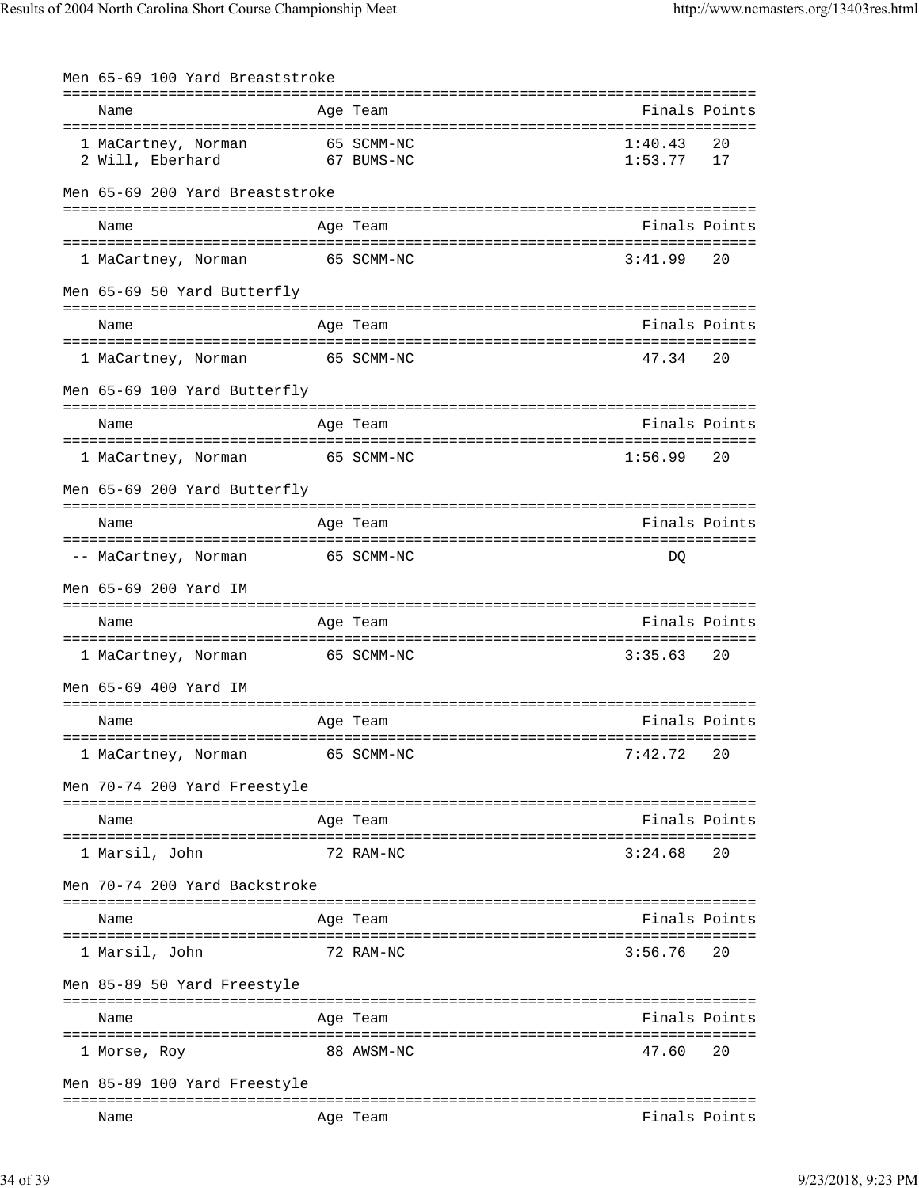Men 65-69 100 Yard Breaststroke

| | Name | Age | Team | Finals | Points |
|---|---|---|---|---|---|
| 1 | MaCartney, Norman | 65 | SCMM-NC | 1:40.43 | 20 |
| 2 | Will, Eberhard | 67 | BUMS-NC | 1:53.77 | 17 |

Men 65-69 200 Yard Breaststroke

| | Name | Age | Team | Finals | Points |
|---|---|---|---|---|---|
| 1 | MaCartney, Norman | 65 | SCMM-NC | 3:41.99 | 20 |

Men 65-69 50 Yard Butterfly

| | Name | Age | Team | Finals | Points |
|---|---|---|---|---|---|
| 1 | MaCartney, Norman | 65 | SCMM-NC | 47.34 | 20 |

Men 65-69 100 Yard Butterfly

| | Name | Age | Team | Finals | Points |
|---|---|---|---|---|---|
| 1 | MaCartney, Norman | 65 | SCMM-NC | 1:56.99 | 20 |

Men 65-69 200 Yard Butterfly

| | Name | Age | Team | Finals | Points |
|---|---|---|---|---|---|
| -- | MaCartney, Norman | 65 | SCMM-NC | DQ | |

Men 65-69 200 Yard IM

| | Name | Age | Team | Finals | Points |
|---|---|---|---|---|---|
| 1 | MaCartney, Norman | 65 | SCMM-NC | 3:35.63 | 20 |

Men 65-69 400 Yard IM

| | Name | Age | Team | Finals | Points |
|---|---|---|---|---|---|
| 1 | MaCartney, Norman | 65 | SCMM-NC | 7:42.72 | 20 |

Men 70-74 200 Yard Freestyle

| | Name | Age | Team | Finals | Points |
|---|---|---|---|---|---|
| 1 | Marsil, John | 72 | RAM-NC | 3:24.68 | 20 |

Men 70-74 200 Yard Backstroke

| | Name | Age | Team | Finals | Points |
|---|---|---|---|---|---|
| 1 | Marsil, John | 72 | RAM-NC | 3:56.76 | 20 |

Men 85-89 50 Yard Freestyle

| | Name | Age | Team | Finals | Points |
|---|---|---|---|---|---|
| 1 | Morse, Roy | 88 | AWSM-NC | 47.60 | 20 |

Men 85-89 100 Yard Freestyle

| | Name | Age | Team | Finals | Points |
|---|---|---|---|---|---|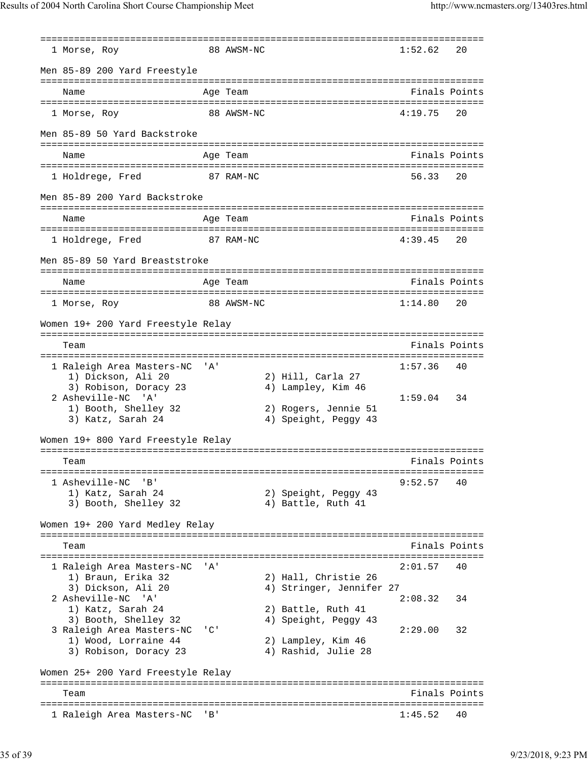```
===============================================================================
  1 Morse, Roy               88 AWSM-NC                          1:52.62   20

Men 85-89 200 Yard Freestyle
===============================================================================
    Name                    Age Team                             Finals Points
===============================================================================
  1 Morse, Roy               88 AWSM-NC                          4:19.75   20

Men 85-89 50 Yard Backstroke
===============================================================================
    Name                    Age Team                             Finals Points
===============================================================================
  1 Holdrege, Fred           87 RAM-NC                             56.33   20

Men 85-89 200 Yard Backstroke
===============================================================================
    Name                    Age Team                             Finals Points
===============================================================================
  1 Holdrege, Fred           87 RAM-NC                           4:39.45   20

Men 85-89 50 Yard Breaststroke
===============================================================================
    Name                    Age Team                             Finals Points
===============================================================================
  1 Morse, Roy               88 AWSM-NC                          1:14.80   20

Women 19+ 200 Yard Freestyle Relay
===============================================================================
    Team                                                         Finals Points
===============================================================================
  1 Raleigh Area Masters-NC  'A'                                 1:57.36   40
     1) Dickson, Ali 20                2) Hill, Carla 27
     3) Robison, Doracy 23             4) Lampley, Kim 46
  2 Asheville-NC  'A'                                            1:59.04   34
     1) Booth, Shelley 32              2) Rogers, Jennie 51
     3) Katz, Sarah 24                 4) Speight, Peggy 43

Women 19+ 800 Yard Freestyle Relay
===============================================================================
    Team                                                         Finals Points
===============================================================================
  1 Asheville-NC  'B'                                            9:52.57   40
     1) Katz, Sarah 24                 2) Speight, Peggy 43
     3) Booth, Shelley 32              4) Battle, Ruth 41

Women 19+ 200 Yard Medley Relay
===============================================================================
    Team                                                         Finals Points
===============================================================================
  1 Raleigh Area Masters-NC  'A'                                 2:01.57   40
     1) Braun, Erika 32                2) Hall, Christie 26
     3) Dickson, Ali 20                4) Stringer, Jennifer 27
  2 Asheville-NC  'A'                                            2:08.32   34
     1) Katz, Sarah 24                 2) Battle, Ruth 41
     3) Booth, Shelley 32              4) Speight, Peggy 43
  3 Raleigh Area Masters-NC  'C'                                 2:29.00   32
     1) Wood, Lorraine 44              2) Lampley, Kim 46
     3) Robison, Doracy 23             4) Rashid, Julie 28

Women 25+ 200 Yard Freestyle Relay
===============================================================================
    Team                                                         Finals Points
===============================================================================
  1 Raleigh Area Masters-NC  'B'                                 1:45.52   40
```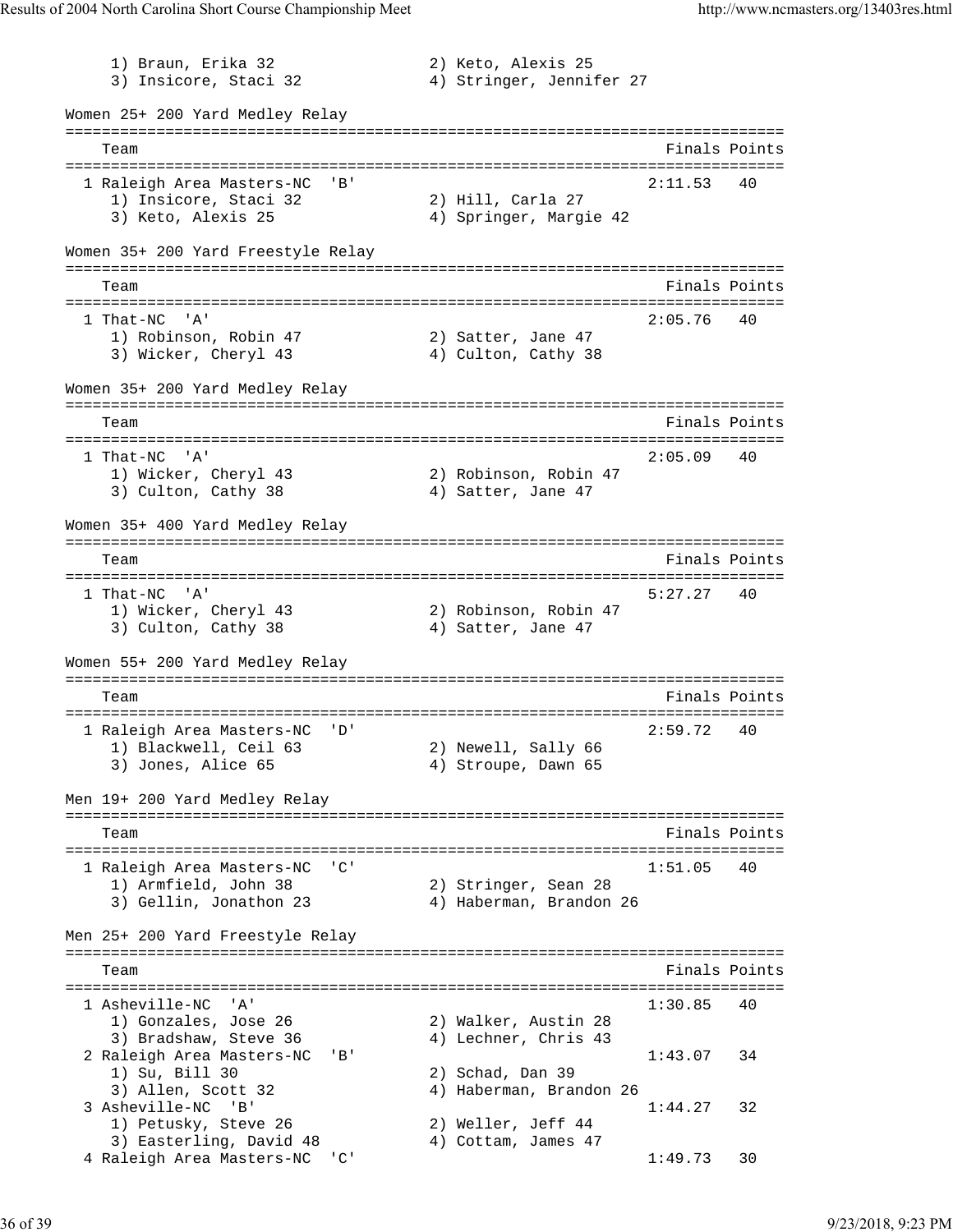```
     1) Braun, Erika 32                2) Keto, Alexis 25
     3) Insicore, Staci 32             4) Stringer, Jennifer 27

Women 25+ 200 Yard Medley Relay
===============================================================================
    Team                                                      Finals Points
===============================================================================
  1 Raleigh Area Masters-NC  'B'                              2:11.53   40
     1) Insicore, Staci 32             2) Hill, Carla 27
     3) Keto, Alexis 25                4) Springer, Margie 42

Women 35+ 200 Yard Freestyle Relay
===============================================================================
    Team                                                      Finals Points
===============================================================================
  1 That-NC  'A'                                              2:05.76   40
     1) Robinson, Robin 47             2) Satter, Jane 47
     3) Wicker, Cheryl 43              4) Culton, Cathy 38

Women 35+ 200 Yard Medley Relay
===============================================================================
    Team                                                      Finals Points
===============================================================================
  1 That-NC  'A'                                              2:05.09   40
     1) Wicker, Cheryl 43              2) Robinson, Robin 47
     3) Culton, Cathy 38               4) Satter, Jane 47

Women 35+ 400 Yard Medley Relay
===============================================================================
    Team                                                      Finals Points
===============================================================================
  1 That-NC  'A'                                              5:27.27   40
     1) Wicker, Cheryl 43              2) Robinson, Robin 47
     3) Culton, Cathy 38               4) Satter, Jane 47

Women 55+ 200 Yard Medley Relay
===============================================================================
    Team                                                      Finals Points
===============================================================================
  1 Raleigh Area Masters-NC  'D'                              2:59.72   40
     1) Blackwell, Ceil 63             2) Newell, Sally 66
     3) Jones, Alice 65                4) Stroupe, Dawn 65

Men 19+ 200 Yard Medley Relay
===============================================================================
    Team                                                      Finals Points
===============================================================================
  1 Raleigh Area Masters-NC  'C'                              1:51.05   40
     1) Armfield, John 38              2) Stringer, Sean 28
     3) Gellin, Jonathon 23            4) Haberman, Brandon 26

Men 25+ 200 Yard Freestyle Relay
===============================================================================
    Team                                                      Finals Points
===============================================================================
  1 Asheville-NC  'A'                                         1:30.85   40
     1) Gonzales, Jose 26              2) Walker, Austin 28
     3) Bradshaw, Steve 36             4) Lechner, Chris 43
  2 Raleigh Area Masters-NC  'B'                              1:43.07   34
     1) Su, Bill 30                    2) Schad, Dan 39
     3) Allen, Scott 32                4) Haberman, Brandon 26
  3 Asheville-NC  'B'                                         1:44.27   32
     1) Petusky, Steve 26              2) Weller, Jeff 44
     3) Easterling, David 48           4) Cottam, James 47
  4 Raleigh Area Masters-NC  'C'                              1:49.73   30
```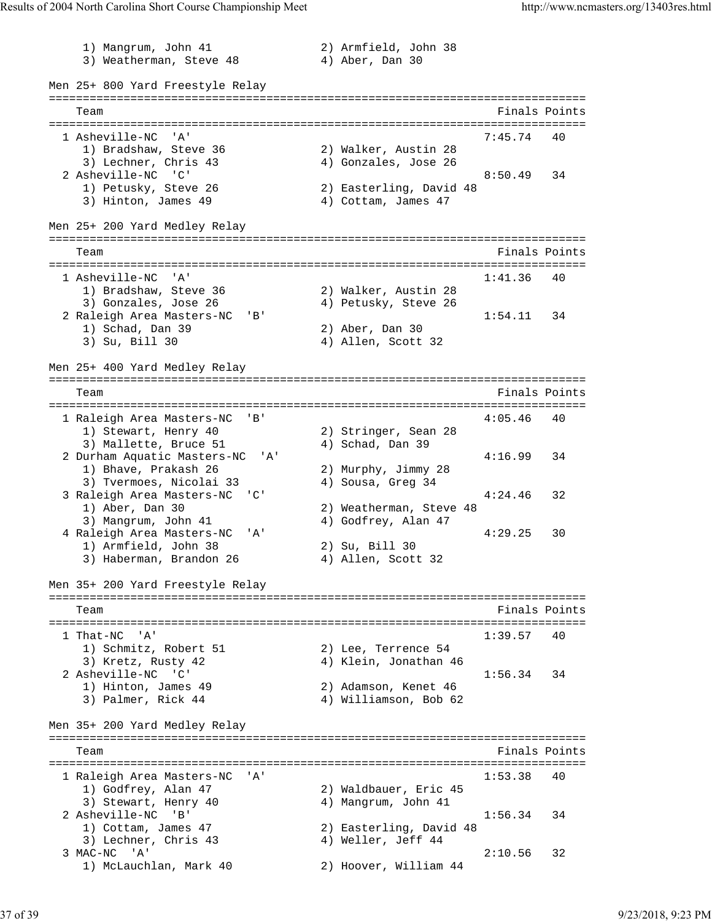1) Mangrum, John 41　　2) Armfield, John 38
3) Weatherman, Steve 48　　4) Aber, Dan 30

## Men 25+ 800 Yard Freestyle Relay

| Team | Finals | Points |
|---|---|---|
| 1 Asheville-NC 'A' | 7:45.74 | 40 |
| 1) Bradshaw, Steve 36; 2) Walker, Austin 28; 3) Lechner, Chris 43; 4) Gonzales, Jose 26 | | |
| 2 Asheville-NC 'C' | 8:50.49 | 34 |
| 1) Petusky, Steve 26; 2) Easterling, David 48; 3) Hinton, James 49; 4) Cottam, James 47 | | |

## Men 25+ 200 Yard Medley Relay

| Team | Finals | Points |
|---|---|---|
| 1 Asheville-NC 'A' | 1:41.36 | 40 |
| 1) Bradshaw, Steve 36; 2) Walker, Austin 28; 3) Gonzales, Jose 26; 4) Petusky, Steve 26 | | |
| 2 Raleigh Area Masters-NC 'B' | 1:54.11 | 34 |
| 1) Schad, Dan 39; 2) Aber, Dan 30; 3) Su, Bill 30; 4) Allen, Scott 32 | | |

## Men 25+ 400 Yard Medley Relay

| Team | Finals | Points |
|---|---|---|
| 1 Raleigh Area Masters-NC 'B' | 4:05.46 | 40 |
| 1) Stewart, Henry 40; 2) Stringer, Sean 28; 3) Mallette, Bruce 51; 4) Schad, Dan 39 | | |
| 2 Durham Aquatic Masters-NC 'A' | 4:16.99 | 34 |
| 1) Bhave, Prakash 26; 2) Murphy, Jimmy 28; 3) Tvermoes, Nicolai 33; 4) Sousa, Greg 34 | | |
| 3 Raleigh Area Masters-NC 'C' | 4:24.46 | 32 |
| 1) Aber, Dan 30; 2) Weatherman, Steve 48; 3) Mangrum, John 41; 4) Godfrey, Alan 47 | | |
| 4 Raleigh Area Masters-NC 'A' | 4:29.25 | 30 |
| 1) Armfield, John 38; 2) Su, Bill 30; 3) Haberman, Brandon 26; 4) Allen, Scott 32 | | |

## Men 35+ 200 Yard Freestyle Relay

| Team | Finals | Points |
|---|---|---|
| 1 That-NC 'A' | 1:39.57 | 40 |
| 1) Schmitz, Robert 51; 2) Lee, Terrence 54; 3) Kretz, Rusty 42; 4) Klein, Jonathan 46 | | |
| 2 Asheville-NC 'C' | 1:56.34 | 34 |
| 1) Hinton, James 49; 2) Adamson, Kenet 46; 3) Palmer, Rick 44; 4) Williamson, Bob 62 | | |

## Men 35+ 200 Yard Medley Relay

| Team | Finals | Points |
|---|---|---|
| 1 Raleigh Area Masters-NC 'A' | 1:53.38 | 40 |
| 1) Godfrey, Alan 47; 2) Waldbauer, Eric 45; 3) Stewart, Henry 40; 4) Mangrum, John 41 | | |
| 2 Asheville-NC 'B' | 1:56.34 | 34 |
| 1) Cottam, James 47; 2) Easterling, David 48; 3) Lechner, Chris 43; 4) Weller, Jeff 44 | | |
| 3 MAC-NC 'A' | 2:10.56 | 32 |
| 1) McLauchlan, Mark 40; 2) Hoover, William 44 | | |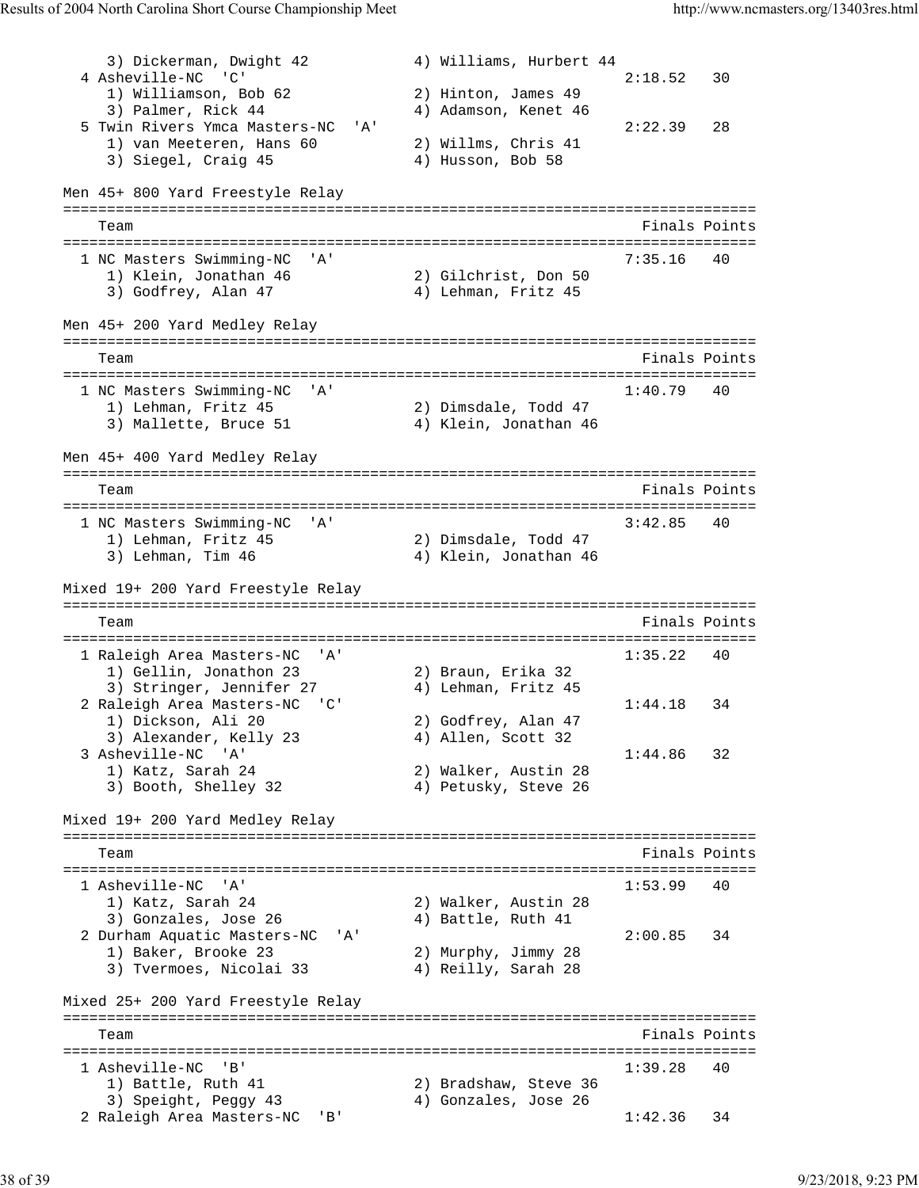```
     3) Dickerman, Dwight 42           4) Williams, Hurbert 44
  4 Asheville-NC  'C'                                     2:18.52   30
     1) Williamson, Bob 62             2) Hinton, James 49
     3) Palmer, Rick 44                4) Adamson, Kenet 46
  5 Twin Rivers Ymca Masters-NC  'A'                      2:22.39   28
     1) van Meeteren, Hans 60          2) Willms, Chris 41
     3) Siegel, Craig 45               4) Husson, Bob 58

Men 45+ 800 Yard Freestyle Relay
===============================================================================
    Team                                                 Finals Points
===============================================================================
  1 NC Masters Swimming-NC  'A'                           7:35.16   40
     1) Klein, Jonathan 46             2) Gilchrist, Don 50
     3) Godfrey, Alan 47               4) Lehman, Fritz 45

Men 45+ 200 Yard Medley Relay
===============================================================================
    Team                                                 Finals Points
===============================================================================
  1 NC Masters Swimming-NC  'A'                           1:40.79   40
     1) Lehman, Fritz 45               2) Dimsdale, Todd 47
     3) Mallette, Bruce 51             4) Klein, Jonathan 46

Men 45+ 400 Yard Medley Relay
===============================================================================
    Team                                                 Finals Points
===============================================================================
  1 NC Masters Swimming-NC  'A'                           3:42.85   40
     1) Lehman, Fritz 45               2) Dimsdale, Todd 47
     3) Lehman, Tim 46                 4) Klein, Jonathan 46

Mixed 19+ 200 Yard Freestyle Relay
===============================================================================
    Team                                                 Finals Points
===============================================================================
  1 Raleigh Area Masters-NC  'A'                          1:35.22   40
     1) Gellin, Jonathon 23            2) Braun, Erika 32
     3) Stringer, Jennifer 27          4) Lehman, Fritz 45
  2 Raleigh Area Masters-NC  'C'                          1:44.18   34
     1) Dickson, Ali 20                2) Godfrey, Alan 47
     3) Alexander, Kelly 23            4) Allen, Scott 32
  3 Asheville-NC  'A'                                     1:44.86   32
     1) Katz, Sarah 24                 2) Walker, Austin 28
     3) Booth, Shelley 32              4) Petusky, Steve 26

Mixed 19+ 200 Yard Medley Relay
===============================================================================
    Team                                                 Finals Points
===============================================================================
  1 Asheville-NC  'A'                                     1:53.99   40
     1) Katz, Sarah 24                 2) Walker, Austin 28
     3) Gonzales, Jose 26              4) Battle, Ruth 41
  2 Durham Aquatic Masters-NC  'A'                        2:00.85   34
     1) Baker, Brooke 23               2) Murphy, Jimmy 28
     3) Tvermoes, Nicolai 33           4) Reilly, Sarah 28

Mixed 25+ 200 Yard Freestyle Relay
===============================================================================
    Team                                                 Finals Points
===============================================================================
  1 Asheville-NC  'B'                                     1:39.28   40
     1) Battle, Ruth 41                2) Bradshaw, Steve 36
     3) Speight, Peggy 43              4) Gonzales, Jose 26
  2 Raleigh Area Masters-NC  'B'                          1:42.36   34
```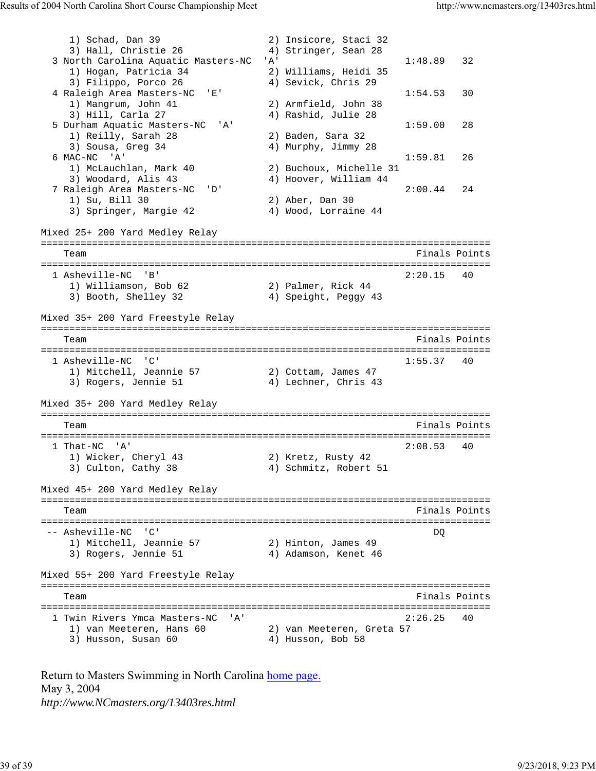```
     1) Schad, Dan 39                  2) Insicore, Staci 32
     3) Hall, Christie 26              4) Stringer, Sean 28
  3 North Carolina Aquatic Masters-NC  'A'                   1:48.89   32
     1) Hogan, Patricia 34             2) Williams, Heidi 35
     3) Filippo, Porco 26              4) Sevick, Chris 29
  4 Raleigh Area Masters-NC  'E'                             1:54.53   30
     1) Mangrum, John 41               2) Armfield, John 38
     3) Hill, Carla 27                 4) Rashid, Julie 28
  5 Durham Aquatic Masters-NC  'A'                           1:59.00   28
     1) Reilly, Sarah 28               2) Baden, Sara 32
     3) Sousa, Greg 34                 4) Murphy, Jimmy 28
  6 MAC-NC  'A'                                              1:59.81   26
     1) McLauchlan, Mark 40            2) Buchoux, Michelle 31
     3) Woodard, Alis 43               4) Hoover, William 44
  7 Raleigh Area Masters-NC  'D'                             2:00.44   24
     1) Su, Bill 30                    2) Aber, Dan 30
     3) Springer, Margie 42            4) Wood, Lorraine 44

Mixed 25+ 200 Yard Medley Relay
===============================================================================
    Team                                                     Finals Points
===============================================================================
  1 Asheville-NC  'B'                                        2:20.15   40
     1) Williamson, Bob 62             2) Palmer, Rick 44
     3) Booth, Shelley 32              4) Speight, Peggy 43

Mixed 35+ 200 Yard Freestyle Relay
===============================================================================
    Team                                                     Finals Points
===============================================================================
  1 Asheville-NC  'C'                                        1:55.37   40
     1) Mitchell, Jeannie 57           2) Cottam, James 47
     3) Rogers, Jennie 51              4) Lechner, Chris 43

Mixed 35+ 200 Yard Medley Relay
===============================================================================
    Team                                                     Finals Points
===============================================================================
  1 That-NC  'A'                                             2:08.53   40
     1) Wicker, Cheryl 43              2) Kretz, Rusty 42
     3) Culton, Cathy 38               4) Schmitz, Robert 51

Mixed 45+ 200 Yard Medley Relay
===============================================================================
    Team                                                     Finals Points
===============================================================================
 -- Asheville-NC  'C'                                            DQ
     1) Mitchell, Jeannie 57           2) Hinton, James 49
     3) Rogers, Jennie 51              4) Adamson, Kenet 46

Mixed 55+ 200 Yard Freestyle Relay
===============================================================================
    Team                                                     Finals Points
===============================================================================
  1 Twin Rivers Ymca Masters-NC  'A'                         2:26.25   40
     1) van Meeteren, Hans 60          2) van Meeteren, Greta 57
     3) Husson, Susan 60               4) Husson, Bob 58
```

Return to Masters Swimming in North Carolina [home page.](http://www.ncmasters.org)
May 3, 2004
*http://www.NCmasters.org/13403res.html*